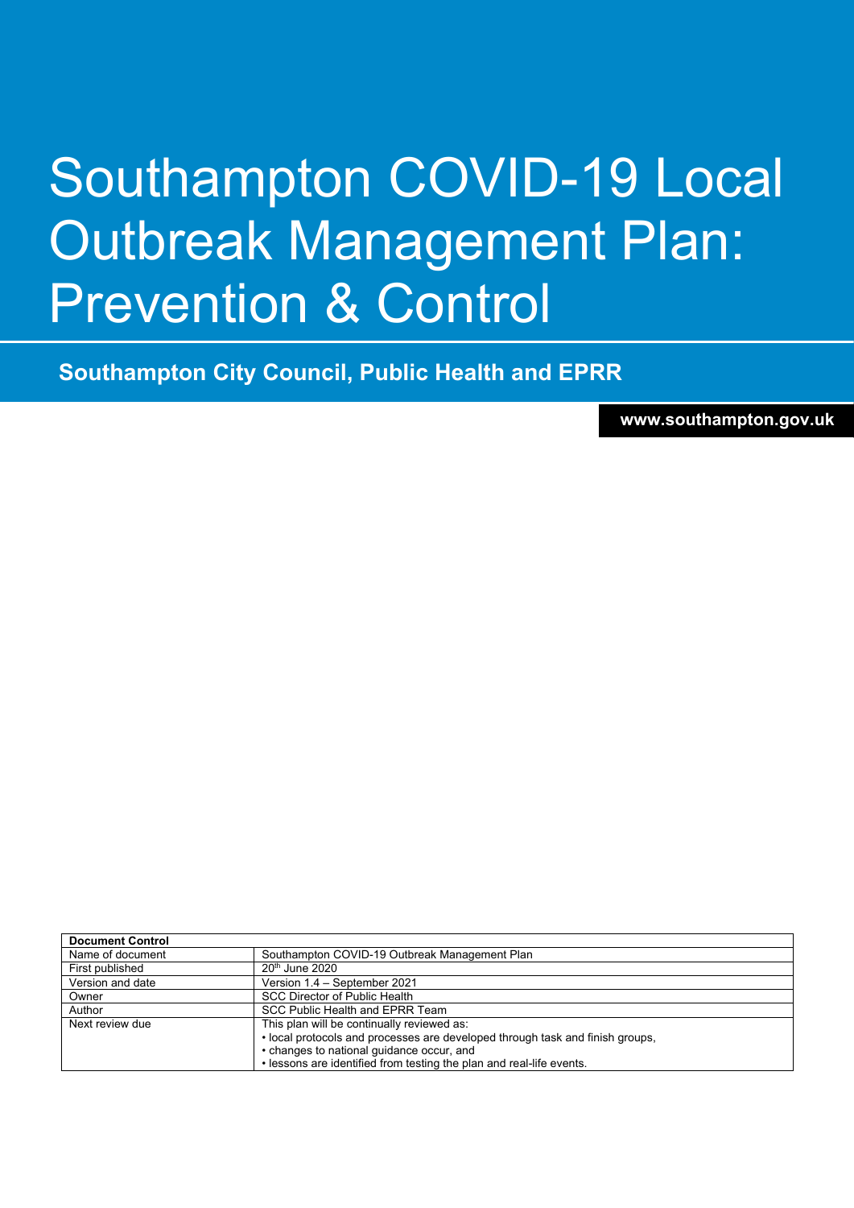# Southampton COVID-19 Local Outbreak Management Plan: Prevention & Control

**Southampton City Council, Public Health and EPRR**

**www.southampton.gov.uk**

| **Document Control** | |
|---|---|
| Name of document | Southampton COVID-19 Outbreak Management Plan |
| First published | 20th June 2020 |
| Version and date | Version 1.4 – September 2021 |
| Owner | SCC Director of Public Health |
| Author | SCC Public Health and EPRR Team |
| Next review due | This plan will be continually reviewed as:<br>• local protocols and processes are developed through task and finish groups,<br>• changes to national guidance occur, and<br>• lessons are identified from testing the plan and real-life events. |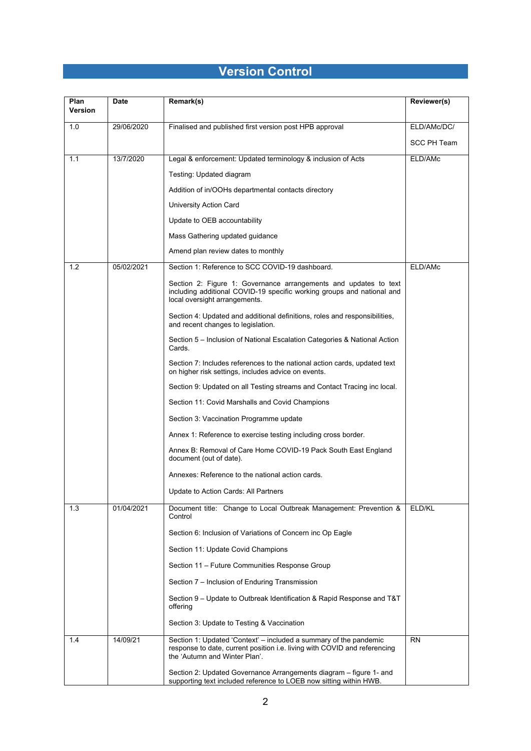# Version Control

| Plan Version | Date | Remark(s) | Reviewer(s) |
|---|---|---|---|
| 1.0 | 29/06/2020 | Finalised and published first version post HPB approval | ELD/AMc/DC/<br><br>SCC PH Team |
| 1.1 | 13/7/2020 | Legal & enforcement: Updated terminology & inclusion of Acts<br><br>Testing: Updated diagram<br><br>Addition of in/OOHs departmental contacts directory<br><br>University Action Card<br><br>Update to OEB accountability<br><br>Mass Gathering updated guidance<br><br>Amend plan review dates to monthly | ELD/AMc |
| 1.2 | 05/02/2021 | Section 1: Reference to SCC COVID-19 dashboard.<br><br>Section 2: Figure 1: Governance arrangements and updates to text including additional COVID-19 specific working groups and national and local oversight arrangements.<br><br>Section 4: Updated and additional definitions, roles and responsibilities, and recent changes to legislation.<br><br>Section 5 – Inclusion of National Escalation Categories & National Action Cards.<br><br>Section 7: Includes references to the national action cards, updated text on higher risk settings, includes advice on events.<br><br>Section 9: Updated on all Testing streams and Contact Tracing inc local.<br><br>Section 11: Covid Marshalls and Covid Champions<br><br>Section 3: Vaccination Programme update<br><br>Annex 1: Reference to exercise testing including cross border.<br><br>Annex B: Removal of Care Home COVID-19 Pack South East England document (out of date).<br><br>Annexes: Reference to the national action cards.<br><br>Update to Action Cards: All Partners | ELD/AMc |
| 1.3 | 01/04/2021 | Document title: Change to Local Outbreak Management: Prevention & Control<br><br>Section 6: Inclusion of Variations of Concern inc Op Eagle<br><br>Section 11: Update Covid Champions<br><br>Section 11 – Future Communities Response Group<br><br>Section 7 – Inclusion of Enduring Transmission<br><br>Section 9 – Update to Outbreak Identification & Rapid Response and T&T offering<br><br>Section 3: Update to Testing & Vaccination | ELD/KL |
| 1.4 | 14/09/21 | Section 1: Updated 'Context' – included a summary of the pandemic response to date, current position i.e. living with COVID and referencing the 'Autumn and Winter Plan'.<br><br>Section 2: Updated Governance Arrangements diagram – figure 1- and supporting text included reference to LOEB now sitting within HWB. | RN |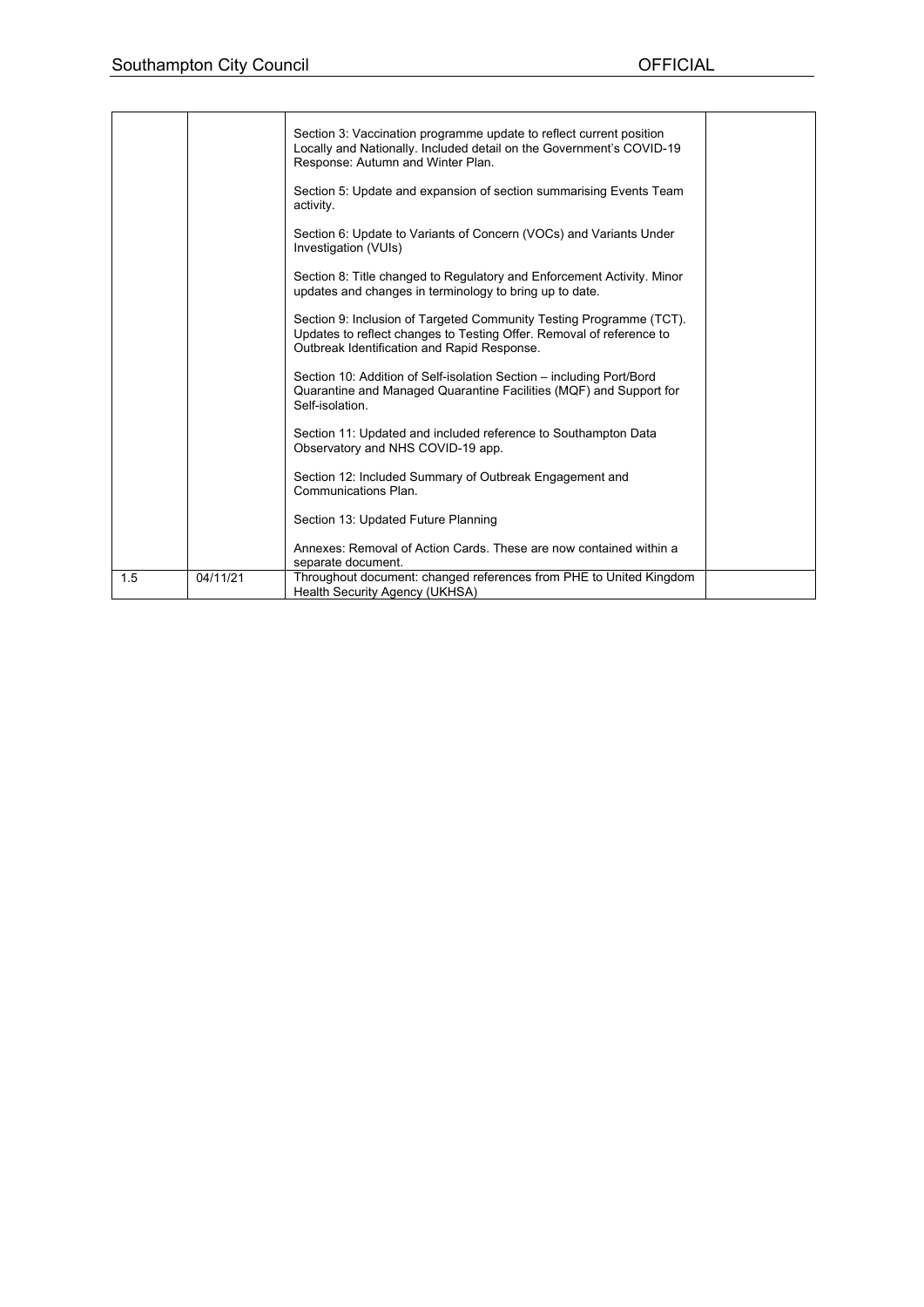| | | | |
|---|---|---|---|
| | | Section 3: Vaccination programme update to reflect current position Locally and Nationally. Included detail on the Government's COVID-19 Response: Autumn and Winter Plan.<br><br>Section 5: Update and expansion of section summarising Events Team activity.<br><br>Section 6: Update to Variants of Concern (VOCs) and Variants Under Investigation (VUIs)<br><br>Section 8: Title changed to Regulatory and Enforcement Activity. Minor updates and changes in terminology to bring up to date.<br><br>Section 9: Inclusion of Targeted Community Testing Programme (TCT). Updates to reflect changes to Testing Offer. Removal of reference to Outbreak Identification and Rapid Response.<br><br>Section 10: Addition of Self-isolation Section – including Port/Bord Quarantine and Managed Quarantine Facilities (MQF) and Support for Self-isolation.<br><br>Section 11: Updated and included reference to Southampton Data Observatory and NHS COVID-19 app.<br><br>Section 12: Included Summary of Outbreak Engagement and Communications Plan.<br><br>Section 13: Updated Future Planning<br><br>Annexes: Removal of Action Cards. These are now contained within a separate document. | |
| 1.5 | 04/11/21 | Throughout document: changed references from PHE to United Kingdom Health Security Agency (UKHSA) | |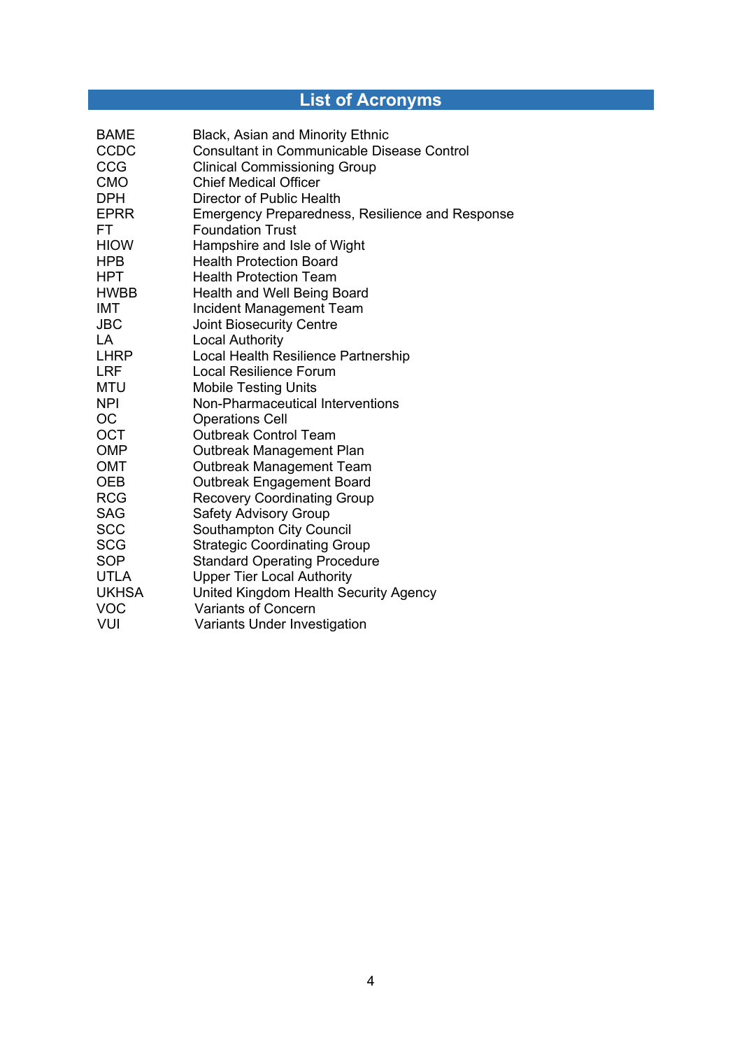# List of Acronyms

| | |
|---|---|
| BAME | Black, Asian and Minority Ethnic |
| CCDC | Consultant in Communicable Disease Control |
| CCG | Clinical Commissioning Group |
| CMO | Chief Medical Officer |
| DPH | Director of Public Health |
| EPRR | Emergency Preparedness, Resilience and Response |
| FT | Foundation Trust |
| HIOW | Hampshire and Isle of Wight |
| HPB | Health Protection Board |
| HPT | Health Protection Team |
| HWBB | Health and Well Being Board |
| IMT | Incident Management Team |
| JBC | Joint Biosecurity Centre |
| LA | Local Authority |
| LHRP | Local Health Resilience Partnership |
| LRF | Local Resilience Forum |
| MTU | Mobile Testing Units |
| NPI | Non-Pharmaceutical Interventions |
| OC | Operations Cell |
| OCT | Outbreak Control Team |
| OMP | Outbreak Management Plan |
| OMT | Outbreak Management Team |
| OEB | Outbreak Engagement Board |
| RCG | Recovery Coordinating Group |
| SAG | Safety Advisory Group |
| SCC | Southampton City Council |
| SCG | Strategic Coordinating Group |
| SOP | Standard Operating Procedure |
| UTLA | Upper Tier Local Authority |
| UKHSA | United Kingdom Health Security Agency |
| VOC | Variants of Concern |
| VUI | Variants Under Investigation |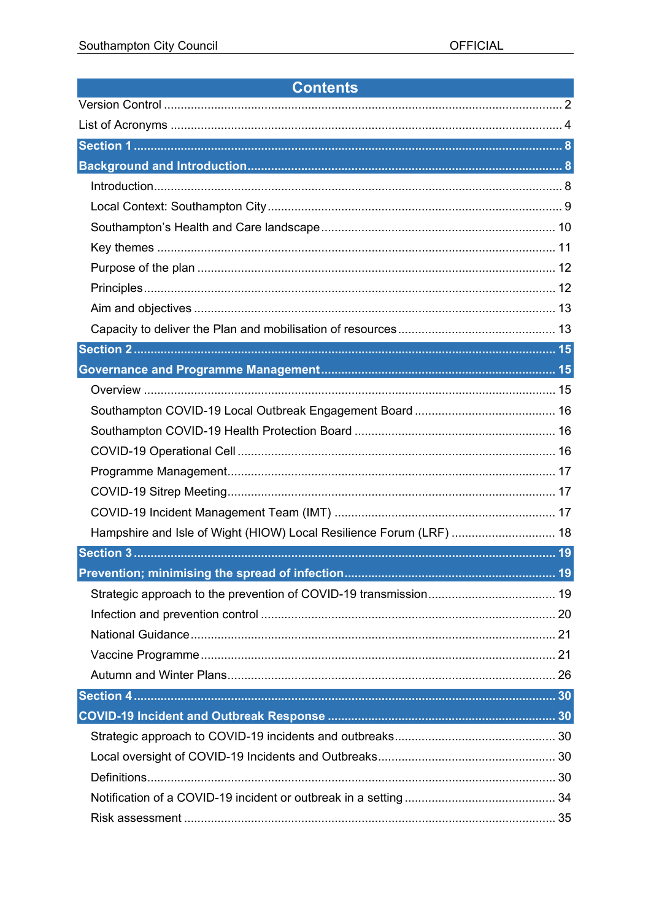# Contents

Version Control ........................................................................................................ 2

List of Acronyms ...................................................................................................... 4

**Section 1 ................................................................................................................. 8**

**Background and Introduction .................................................................................. 8**

- Introduction ........................................................................................................ 8
- Local Context: Southampton City ........................................................................ 9
- Southampton's Health and Care landscape ....................................................... 10
- Key themes ........................................................................................................ 11
- Purpose of the plan ............................................................................................ 12
- Principles ........................................................................................................... 12
- Aim and objectives ............................................................................................. 13
- Capacity to deliver the Plan and mobilisation of resources ................................ 13

**Section 2 ............................................................................................................... 15**

**Governance and Programme Management .......................................................... 15**

- Overview ........................................................................................................... 15
- Southampton COVID-19 Local Outbreak Engagement Board ............................ 16
- Southampton COVID-19 Health Protection Board ............................................. 16
- COVID-19 Operational Cell ................................................................................ 16
- Programme Management ................................................................................... 17
- COVID-19 Sitrep Meeting ................................................................................... 17
- COVID-19 Incident Management Team (IMT) .................................................... 17
- Hampshire and Isle of Wight (HIOW) Local Resilience Forum (LRF) ................. 18

**Section 3 ............................................................................................................... 19**

**Prevention; minimising the spread of infection ..................................................... 19**

- Strategic approach to the prevention of COVID-19 transmission ........................ 19
- Infection and prevention control ......................................................................... 20
- National Guidance .............................................................................................. 21
- Vaccine Programme ........................................................................................... 21
- Autumn and Winter Plans ................................................................................... 26

**Section 4 ............................................................................................................... 30**

**COVID-19 Incident and Outbreak Response ......................................................... 30**

- Strategic approach to COVID-19 incidents and outbreaks .................................. 30
- Local oversight of COVID-19 Incidents and Outbreaks ....................................... 30
- Definitions .......................................................................................................... 30
- Notification of a COVID-19 incident or outbreak in a setting ............................... 34
- Risk assessment ................................................................................................ 35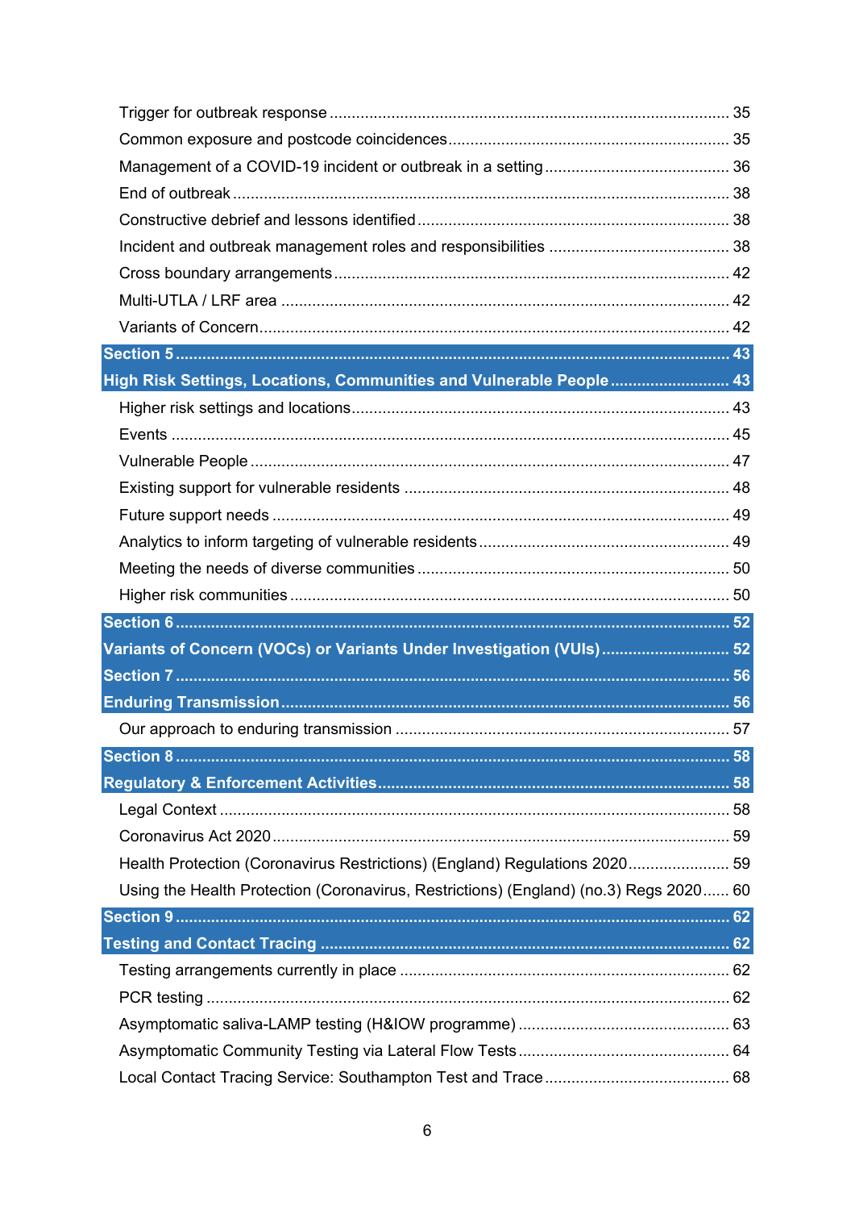Trigger for outbreak response ........................................................................................ 35

Common exposure and postcode coincidences ............................................................... 35

Management of a COVID-19 incident or outbreak in a setting ......................................... 36

End of outbreak .............................................................................................................. 38

Constructive debrief and lessons identified ...................................................................... 38

Incident and outbreak management roles and responsibilities ........................................ 38

Cross boundary arrangements ........................................................................................ 42

Multi-UTLA / LRF area .................................................................................................... 42

Variants of Concern ......................................................................................................... 42

**Section 5 ........................................................................................................................ 43**

**High Risk Settings, Locations, Communities and Vulnerable People .......................... 43**

Higher risk settings and locations .................................................................................... 43

Events ............................................................................................................................. 45

Vulnerable People ........................................................................................................... 47

Existing support for vulnerable residents ......................................................................... 48

Future support needs ...................................................................................................... 49

Analytics to inform targeting of vulnerable residents ........................................................ 49

Meeting the needs of diverse communities ...................................................................... 50

Higher risk communities .................................................................................................. 50

**Section 6 ........................................................................................................................ 52**

**Variants of Concern (VOCs) or Variants Under Investigation (VUIs) ............................ 52**

**Section 7 ........................................................................................................................ 56**

**Enduring Transmission .................................................................................................. 56**

Our approach to enduring transmission ........................................................................... 57

**Section 8 ........................................................................................................................ 58**

**Regulatory & Enforcement Activities ............................................................................. 58**

Legal Context .................................................................................................................. 58

Coronavirus Act 2020 ...................................................................................................... 59

Health Protection (Coronavirus Restrictions) (England) Regulations 2020 ....................... 59

Using the Health Protection (Coronavirus, Restrictions) (England) (no.3) Regs 2020 ...... 60

**Section 9 ........................................................................................................................ 62**

**Testing and Contact Tracing .......................................................................................... 62**

Testing arrangements currently in place .......................................................................... 62

PCR testing ..................................................................................................................... 62

Asymptomatic saliva-LAMP testing (H&IOW programme) ................................................ 63

Asymptomatic Community Testing via Lateral Flow Tests ................................................ 64

Local Contact Tracing Service: Southampton Test and Trace .......................................... 68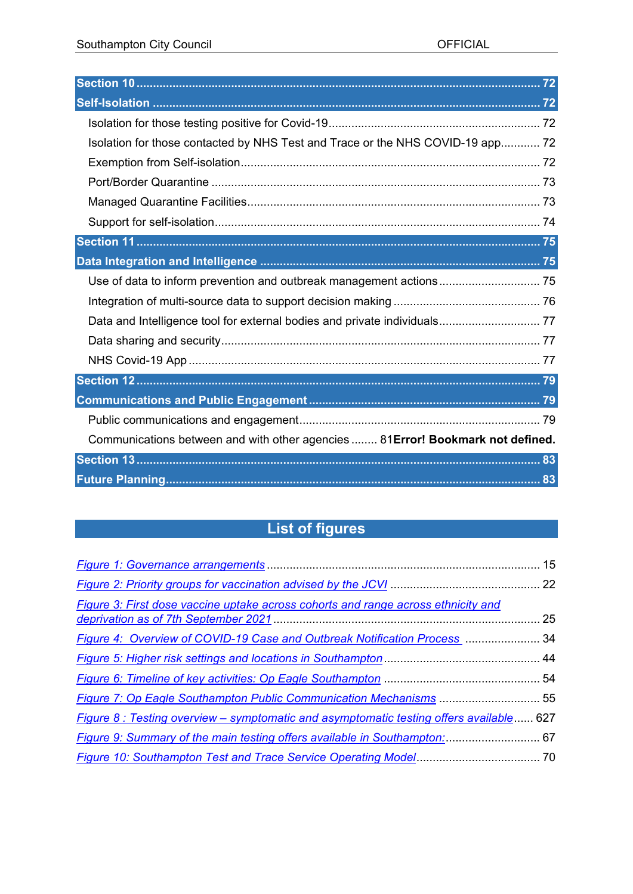**Section 10** ........................................................................................................................ 72

**Self-Isolation** ..................................................................................................................... 72

Isolation for those testing positive for Covid-19................................................................ 72

Isolation for those contacted by NHS Test and Trace or the NHS COVID-19 app............ 72

Exemption from Self-isolation............................................................................................ 72

Port/Border Quarantine ..................................................................................................... 73

Managed Quarantine Facilities.......................................................................................... 73

Support for self-isolation.................................................................................................... 74

**Section 11** ........................................................................................................................ 75

**Data Integration and Intelligence** .................................................................................... 75

Use of data to inform prevention and outbreak management actions .............................. 75

Integration of multi-source data to support decision making ............................................. 76

Data and Intelligence tool for external bodies and private individuals............................... 77

Data sharing and security.................................................................................................. 77

NHS Covid-19 App ............................................................................................................ 77

**Section 12** ........................................................................................................................ 79

**Communications and Public Engagement** ..................................................................... 79

Public communications and engagement.......................................................................... 79

Communications between and with other agencies ........ 81**Error! Bookmark not defined.**

**Section 13** ........................................................................................................................ 83

**Future Planning**................................................................................................................ 83

## List of figures

*Figure 1: Governance arrangements* .................................................................................... 15

*Figure 2: Priority groups for vaccination advised by the JCVI* .............................................. 22

*Figure 3: First dose vaccine uptake across cohorts and range across ethnicity and deprivation as of 7th September 2021* ................................................................................. 25

*Figure 4: Overview of COVID-19 Case and Outbreak Notification Process* ....................... 34

*Figure 5: Higher risk settings and locations in Southampton*................................................ 44

*Figure 6: Timeline of key activities: Op Eagle Southampton* ................................................ 54

*Figure 7: Op Eagle Southampton Public Communication Mechanisms* ............................... 55

*Figure 8 : Testing overview – symptomatic and asymptomatic testing offers available*...... 627

*Figure 9: Summary of the main testing offers available in Southampton:*............................. 67

*Figure 10: Southampton Test and Trace Service Operating Model*...................................... 70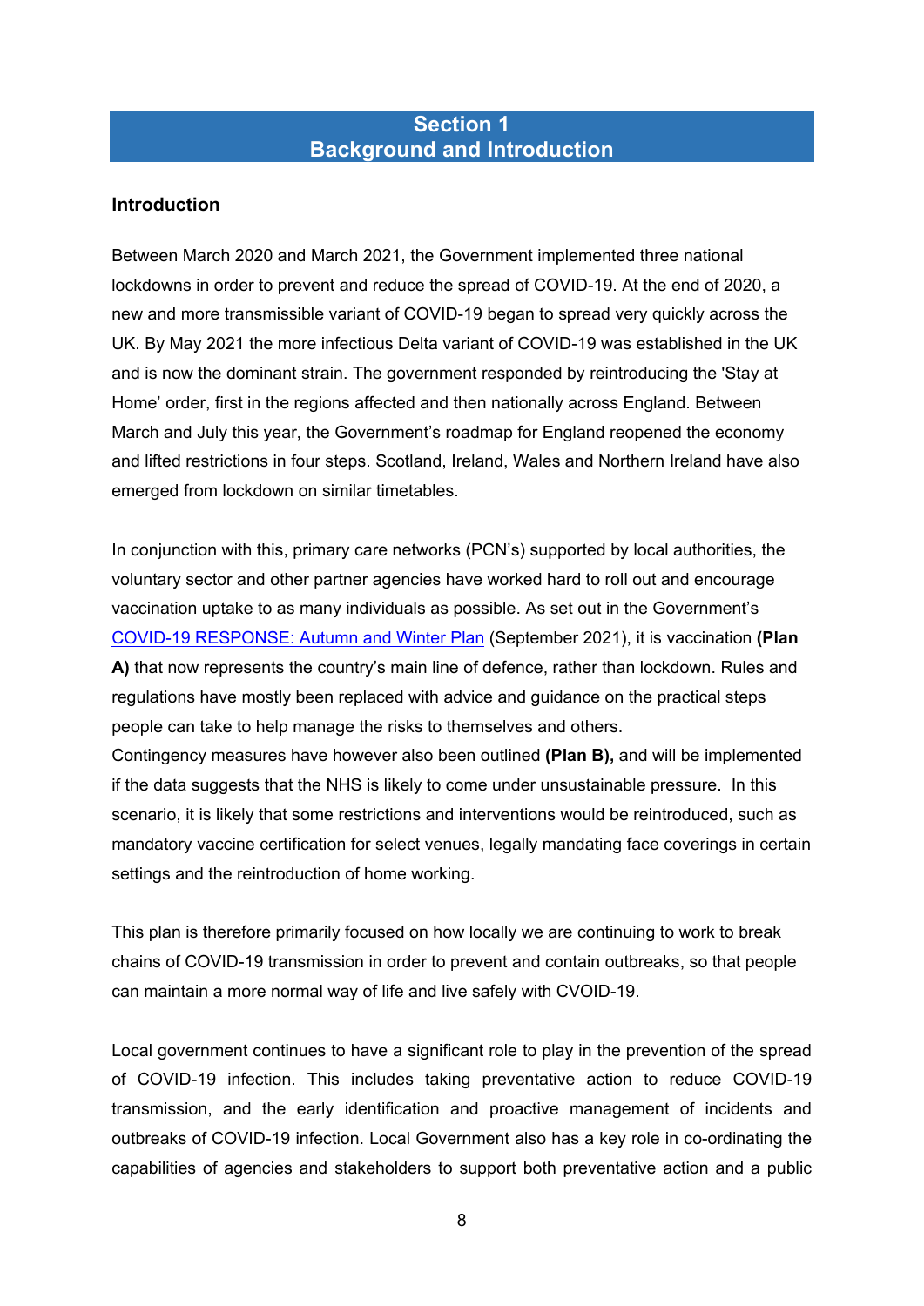# Section 1
# Background and Introduction

### Introduction

Between March 2020 and March 2021, the Government implemented three national lockdowns in order to prevent and reduce the spread of COVID-19. At the end of 2020, a new and more transmissible variant of COVID-19 began to spread very quickly across the UK. By May 2021 the more infectious Delta variant of COVID-19 was established in the UK and is now the dominant strain. The government responded by reintroducing the 'Stay at Home' order, first in the regions affected and then nationally across England. Between March and July this year, the Government's roadmap for England reopened the economy and lifted restrictions in four steps. Scotland, Ireland, Wales and Northern Ireland have also emerged from lockdown on similar timetables.

In conjunction with this, primary care networks (PCN's) supported by local authorities, the voluntary sector and other partner agencies have worked hard to roll out and encourage vaccination uptake to as many individuals as possible. As set out in the Government's [COVID-19 RESPONSE: Autumn and Winter Plan](COVID-19 RESPONSE: Autumn and Winter Plan) (September 2021), it is vaccination **(Plan A)** that now represents the country's main line of defence, rather than lockdown. Rules and regulations have mostly been replaced with advice and guidance on the practical steps people can take to help manage the risks to themselves and others.
Contingency measures have however also been outlined **(Plan B),** and will be implemented if the data suggests that the NHS is likely to come under unsustainable pressure. In this scenario, it is likely that some restrictions and interventions would be reintroduced, such as mandatory vaccine certification for select venues, legally mandating face coverings in certain settings and the reintroduction of home working.

This plan is therefore primarily focused on how locally we are continuing to work to break chains of COVID-19 transmission in order to prevent and contain outbreaks, so that people can maintain a more normal way of life and live safely with CVOID-19.

Local government continues to have a significant role to play in the prevention of the spread of COVID-19 infection. This includes taking preventative action to reduce COVID-19 transmission, and the early identification and proactive management of incidents and outbreaks of COVID-19 infection. Local Government also has a key role in co-ordinating the capabilities of agencies and stakeholders to support both preventative action and a public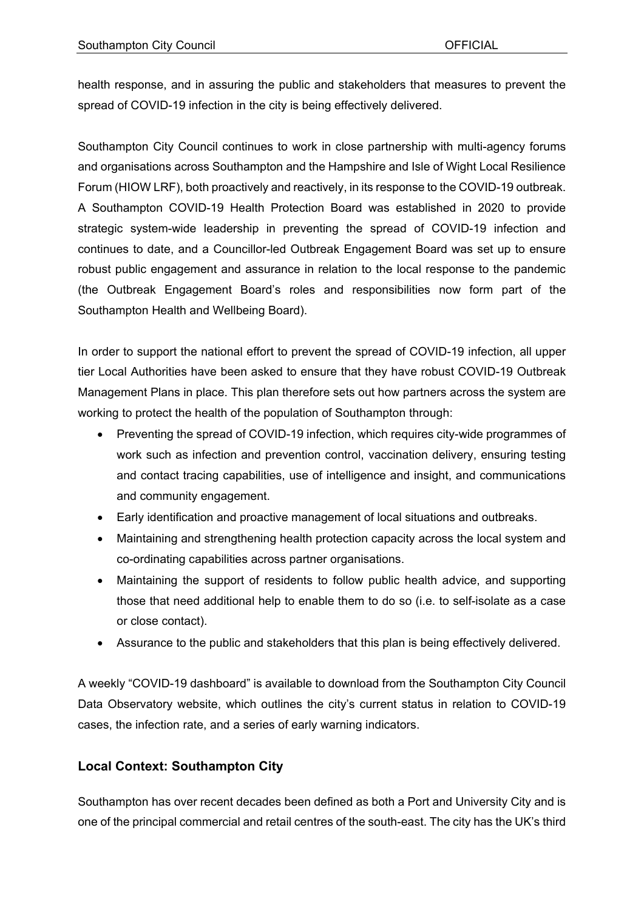health response, and in assuring the public and stakeholders that measures to prevent the spread of COVID-19 infection in the city is being effectively delivered.

Southampton City Council continues to work in close partnership with multi-agency forums and organisations across Southampton and the Hampshire and Isle of Wight Local Resilience Forum (HIOW LRF), both proactively and reactively, in its response to the COVID-19 outbreak. A Southampton COVID-19 Health Protection Board was established in 2020 to provide strategic system-wide leadership in preventing the spread of COVID-19 infection and continues to date, and a Councillor-led Outbreak Engagement Board was set up to ensure robust public engagement and assurance in relation to the local response to the pandemic (the Outbreak Engagement Board's roles and responsibilities now form part of the Southampton Health and Wellbeing Board).

In order to support the national effort to prevent the spread of COVID-19 infection, all upper tier Local Authorities have been asked to ensure that they have robust COVID-19 Outbreak Management Plans in place. This plan therefore sets out how partners across the system are working to protect the health of the population of Southampton through:

- Preventing the spread of COVID-19 infection, which requires city-wide programmes of work such as infection and prevention control, vaccination delivery, ensuring testing and contact tracing capabilities, use of intelligence and insight, and communications and community engagement.
- Early identification and proactive management of local situations and outbreaks.
- Maintaining and strengthening health protection capacity across the local system and co-ordinating capabilities across partner organisations.
- Maintaining the support of residents to follow public health advice, and supporting those that need additional help to enable them to do so (i.e. to self-isolate as a case or close contact).
- Assurance to the public and stakeholders that this plan is being effectively delivered.

A weekly "COVID-19 dashboard" is available to download from the Southampton City Council Data Observatory website, which outlines the city's current status in relation to COVID-19 cases, the infection rate, and a series of early warning indicators.

## Local Context: Southampton City

Southampton has over recent decades been defined as both a Port and University City and is one of the principal commercial and retail centres of the south-east. The city has the UK's third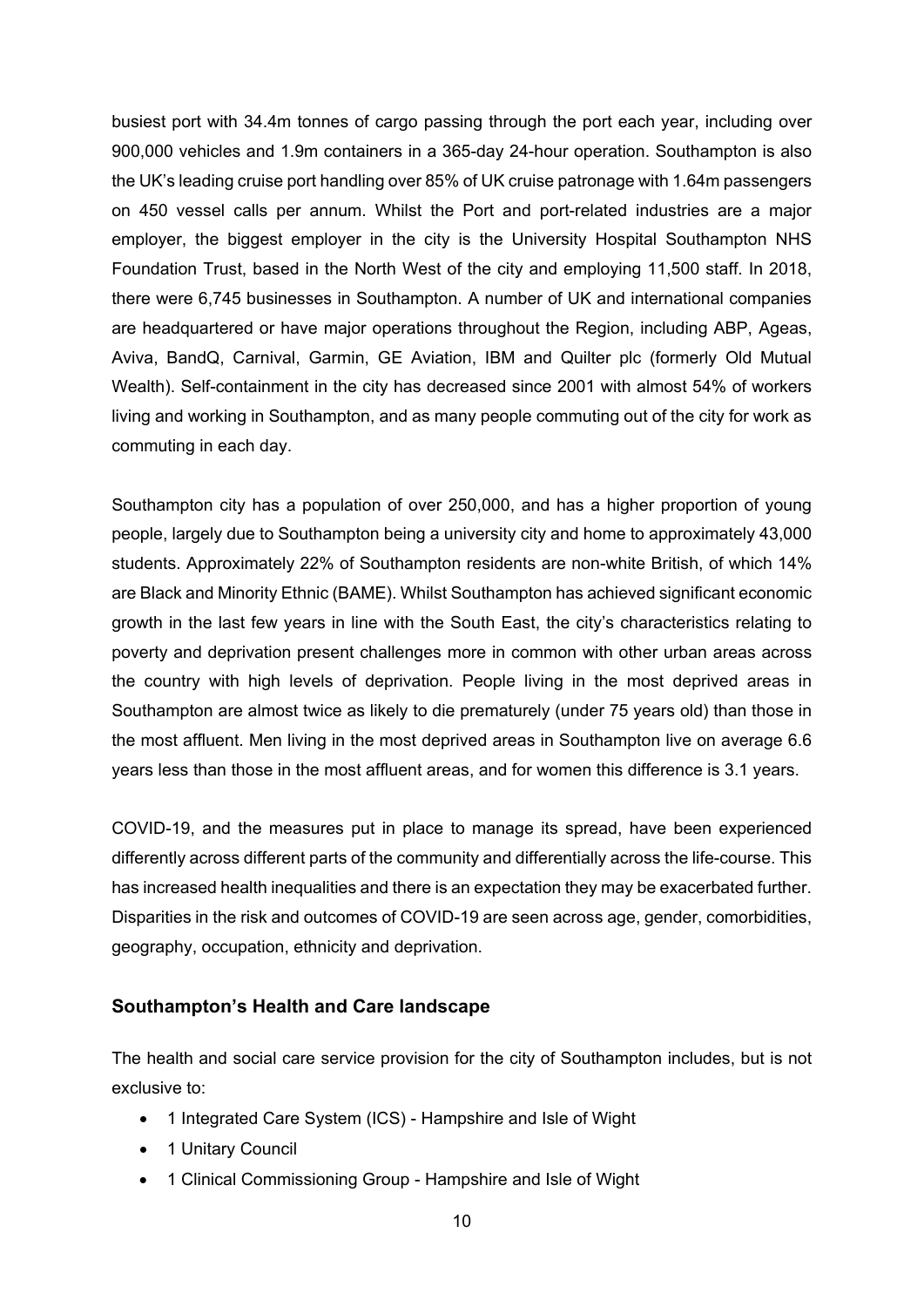busiest port with 34.4m tonnes of cargo passing through the port each year, including over 900,000 vehicles and 1.9m containers in a 365-day 24-hour operation. Southampton is also the UK's leading cruise port handling over 85% of UK cruise patronage with 1.64m passengers on 450 vessel calls per annum. Whilst the Port and port-related industries are a major employer, the biggest employer in the city is the University Hospital Southampton NHS Foundation Trust, based in the North West of the city and employing 11,500 staff. In 2018, there were 6,745 businesses in Southampton. A number of UK and international companies are headquartered or have major operations throughout the Region, including ABP, Ageas, Aviva, BandQ, Carnival, Garmin, GE Aviation, IBM and Quilter plc (formerly Old Mutual Wealth). Self-containment in the city has decreased since 2001 with almost 54% of workers living and working in Southampton, and as many people commuting out of the city for work as commuting in each day.

Southampton city has a population of over 250,000, and has a higher proportion of young people, largely due to Southampton being a university city and home to approximately 43,000 students. Approximately 22% of Southampton residents are non-white British, of which 14% are Black and Minority Ethnic (BAME). Whilst Southampton has achieved significant economic growth in the last few years in line with the South East, the city's characteristics relating to poverty and deprivation present challenges more in common with other urban areas across the country with high levels of deprivation. People living in the most deprived areas in Southampton are almost twice as likely to die prematurely (under 75 years old) than those in the most affluent. Men living in the most deprived areas in Southampton live on average 6.6 years less than those in the most affluent areas, and for women this difference is 3.1 years.

COVID-19, and the measures put in place to manage its spread, have been experienced differently across different parts of the community and differentially across the life-course. This has increased health inequalities and there is an expectation they may be exacerbated further. Disparities in the risk and outcomes of COVID-19 are seen across age, gender, comorbidities, geography, occupation, ethnicity and deprivation.

### Southampton's Health and Care landscape

The health and social care service provision for the city of Southampton includes, but is not exclusive to:

- 1 Integrated Care System (ICS) - Hampshire and Isle of Wight
- 1 Unitary Council
- 1 Clinical Commissioning Group - Hampshire and Isle of Wight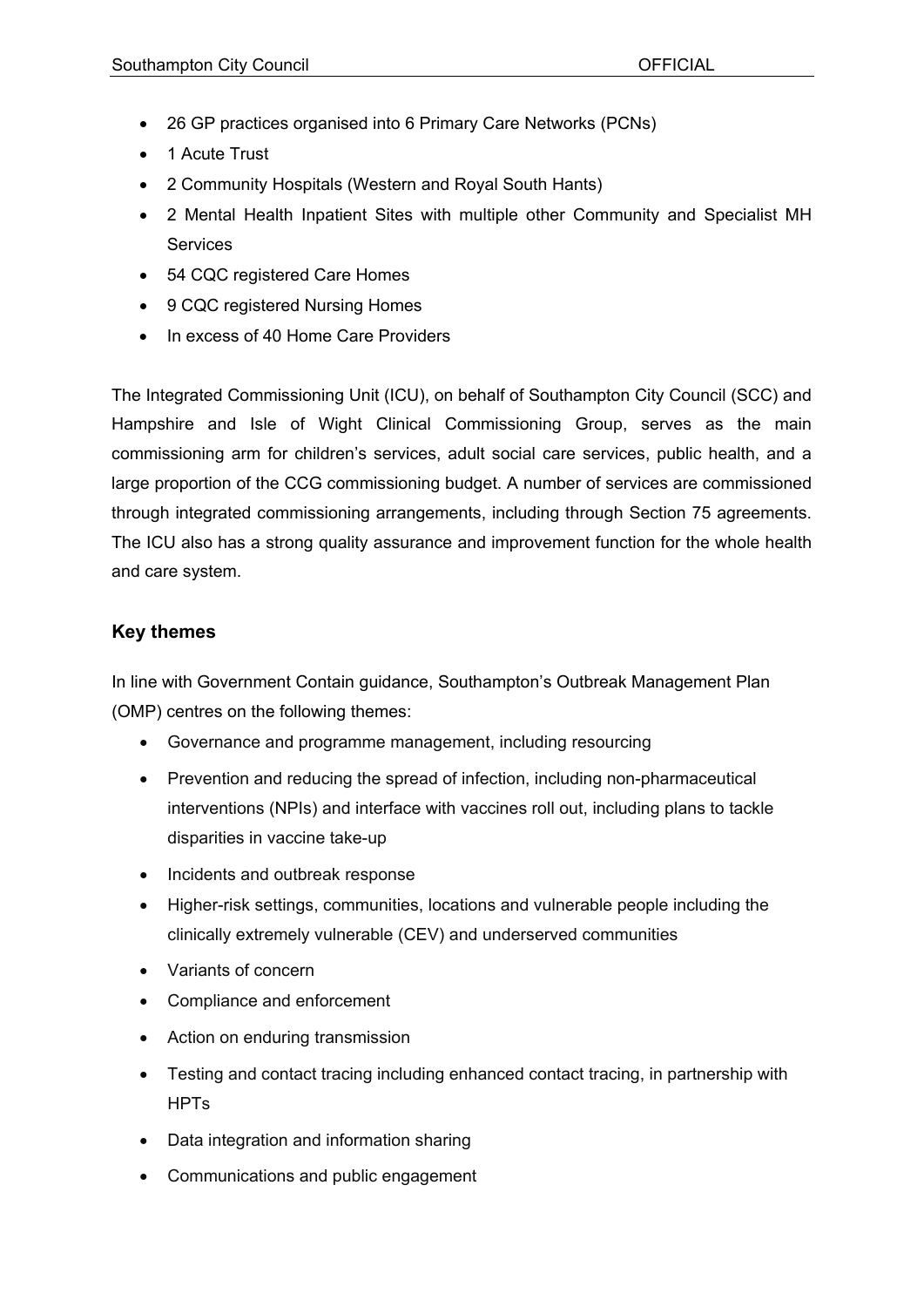- 26 GP practices organised into 6 Primary Care Networks (PCNs)
- 1 Acute Trust
- 2 Community Hospitals (Western and Royal South Hants)
- 2 Mental Health Inpatient Sites with multiple other Community and Specialist MH Services
- 54 CQC registered Care Homes
- 9 CQC registered Nursing Homes
- In excess of 40 Home Care Providers

The Integrated Commissioning Unit (ICU), on behalf of Southampton City Council (SCC) and Hampshire and Isle of Wight Clinical Commissioning Group, serves as the main commissioning arm for children's services, adult social care services, public health, and a large proportion of the CCG commissioning budget. A number of services are commissioned through integrated commissioning arrangements, including through Section 75 agreements. The ICU also has a strong quality assurance and improvement function for the whole health and care system.

### Key themes

In line with Government Contain guidance, Southampton's Outbreak Management Plan (OMP) centres on the following themes:

- Governance and programme management, including resourcing
- Prevention and reducing the spread of infection, including non-pharmaceutical interventions (NPIs) and interface with vaccines roll out, including plans to tackle disparities in vaccine take-up
- Incidents and outbreak response
- Higher-risk settings, communities, locations and vulnerable people including the clinically extremely vulnerable (CEV) and underserved communities
- Variants of concern
- Compliance and enforcement
- Action on enduring transmission
- Testing and contact tracing including enhanced contact tracing, in partnership with HPTs
- Data integration and information sharing
- Communications and public engagement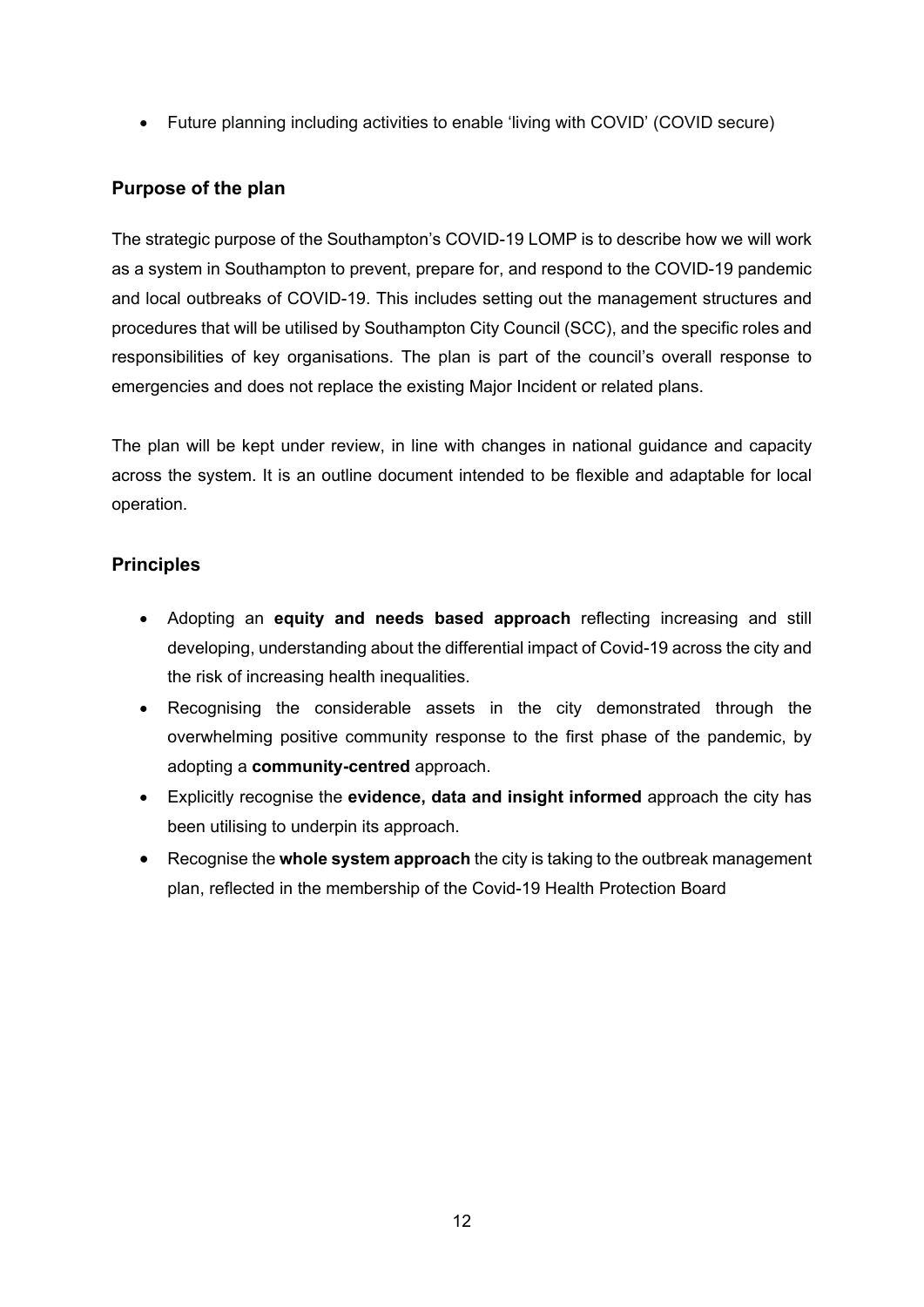- Future planning including activities to enable 'living with COVID' (COVID secure)

## Purpose of the plan

The strategic purpose of the Southampton's COVID-19 LOMP is to describe how we will work as a system in Southampton to prevent, prepare for, and respond to the COVID-19 pandemic and local outbreaks of COVID-19. This includes setting out the management structures and procedures that will be utilised by Southampton City Council (SCC), and the specific roles and responsibilities of key organisations. The plan is part of the council's overall response to emergencies and does not replace the existing Major Incident or related plans.

The plan will be kept under review, in line with changes in national guidance and capacity across the system. It is an outline document intended to be flexible and adaptable for local operation.

## Principles

- Adopting an **equity and needs based approach** reflecting increasing and still developing, understanding about the differential impact of Covid-19 across the city and the risk of increasing health inequalities.
- Recognising the considerable assets in the city demonstrated through the overwhelming positive community response to the first phase of the pandemic, by adopting a **community-centred** approach.
- Explicitly recognise the **evidence, data and insight informed** approach the city has been utilising to underpin its approach.
- Recognise the **whole system approach** the city is taking to the outbreak management plan, reflected in the membership of the Covid-19 Health Protection Board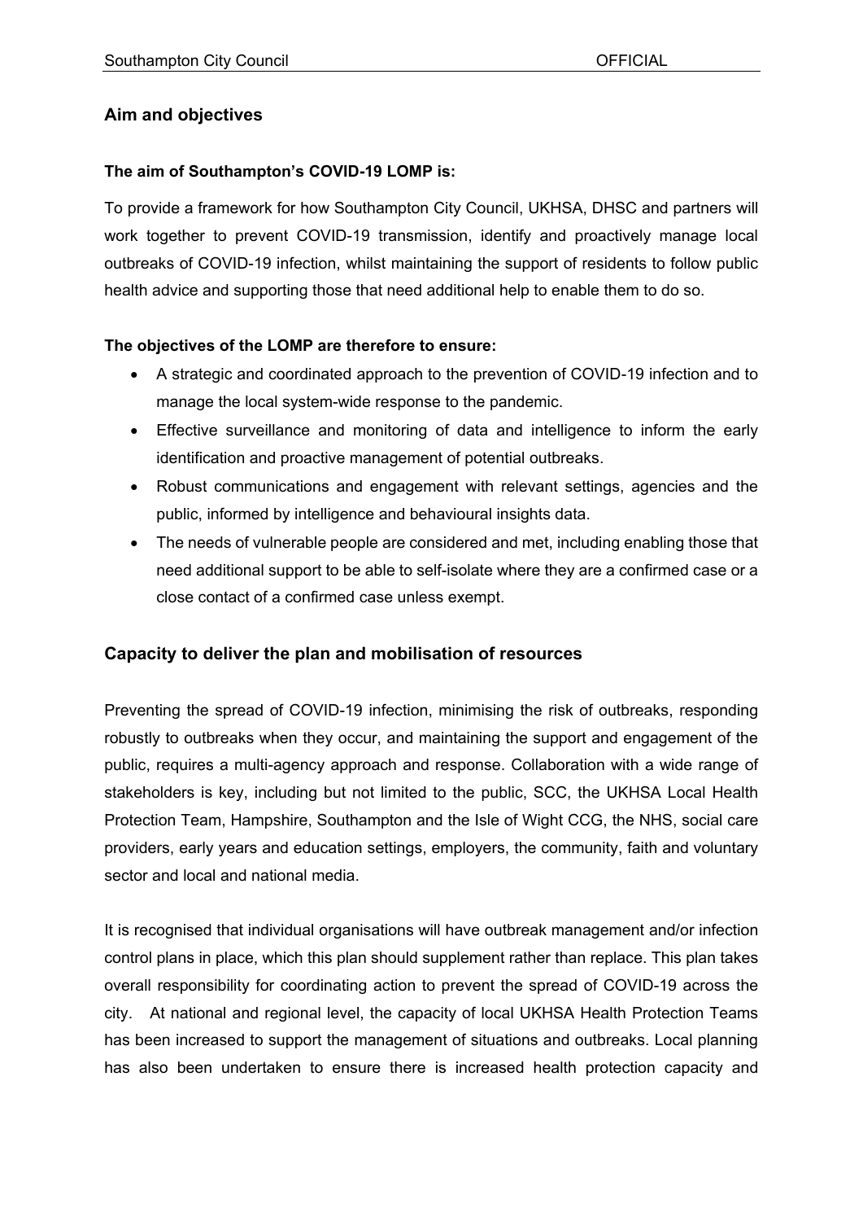## Aim and objectives

**The aim of Southampton's COVID-19 LOMP is:**

To provide a framework for how Southampton City Council, UKHSA, DHSC and partners will work together to prevent COVID-19 transmission, identify and proactively manage local outbreaks of COVID-19 infection, whilst maintaining the support of residents to follow public health advice and supporting those that need additional help to enable them to do so.

**The objectives of the LOMP are therefore to ensure:**

- A strategic and coordinated approach to the prevention of COVID-19 infection and to manage the local system-wide response to the pandemic.
- Effective surveillance and monitoring of data and intelligence to inform the early identification and proactive management of potential outbreaks.
- Robust communications and engagement with relevant settings, agencies and the public, informed by intelligence and behavioural insights data.
- The needs of vulnerable people are considered and met, including enabling those that need additional support to be able to self-isolate where they are a confirmed case or a close contact of a confirmed case unless exempt.

## Capacity to deliver the plan and mobilisation of resources

Preventing the spread of COVID-19 infection, minimising the risk of outbreaks, responding robustly to outbreaks when they occur, and maintaining the support and engagement of the public, requires a multi-agency approach and response. Collaboration with a wide range of stakeholders is key, including but not limited to the public, SCC, the UKHSA Local Health Protection Team, Hampshire, Southampton and the Isle of Wight CCG, the NHS, social care providers, early years and education settings, employers, the community, faith and voluntary sector and local and national media.

It is recognised that individual organisations will have outbreak management and/or infection control plans in place, which this plan should supplement rather than replace. This plan takes overall responsibility for coordinating action to prevent the spread of COVID-19 across the city. At national and regional level, the capacity of local UKHSA Health Protection Teams has been increased to support the management of situations and outbreaks. Local planning has also been undertaken to ensure there is increased health protection capacity and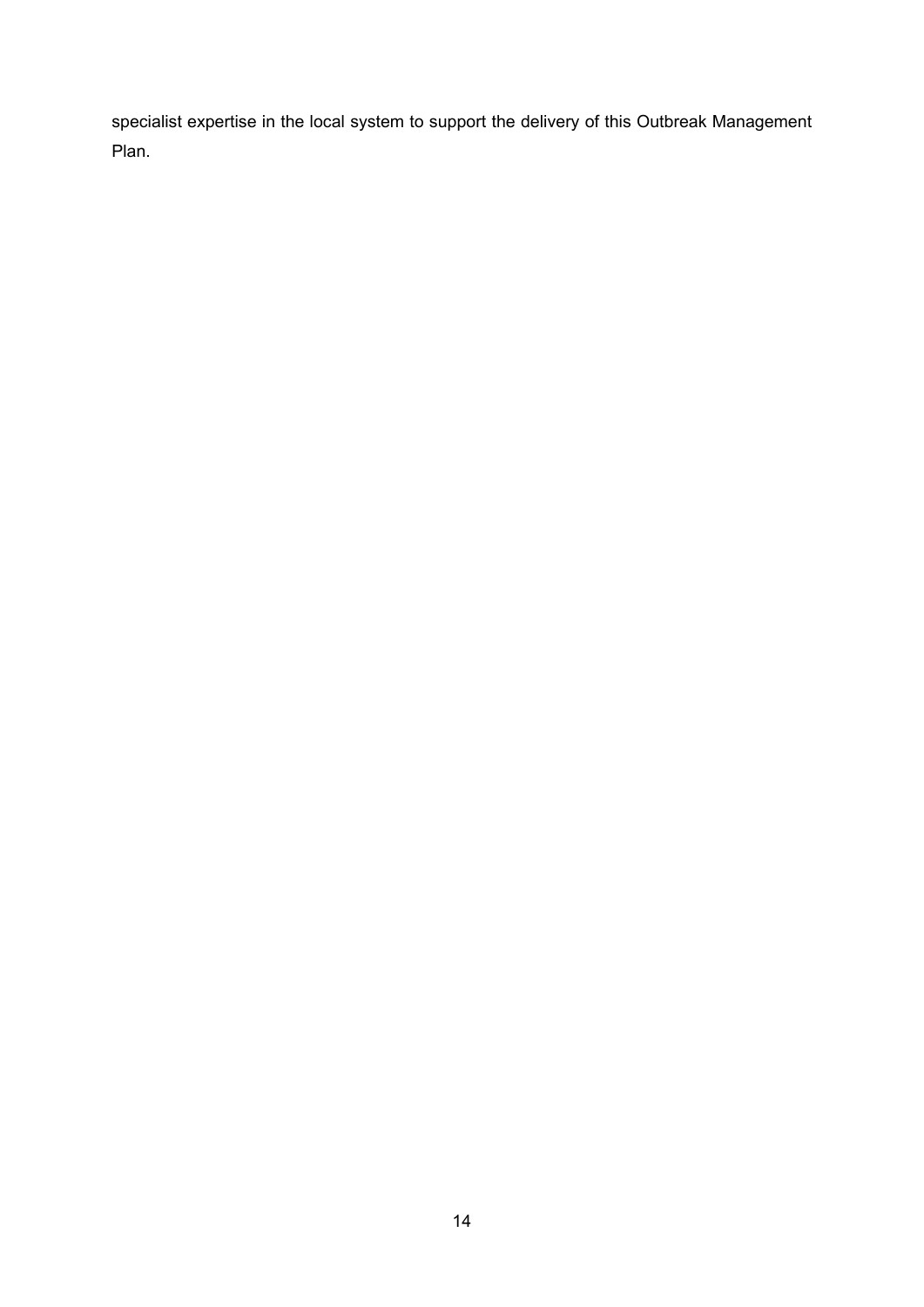specialist expertise in the local system to support the delivery of this Outbreak Management Plan.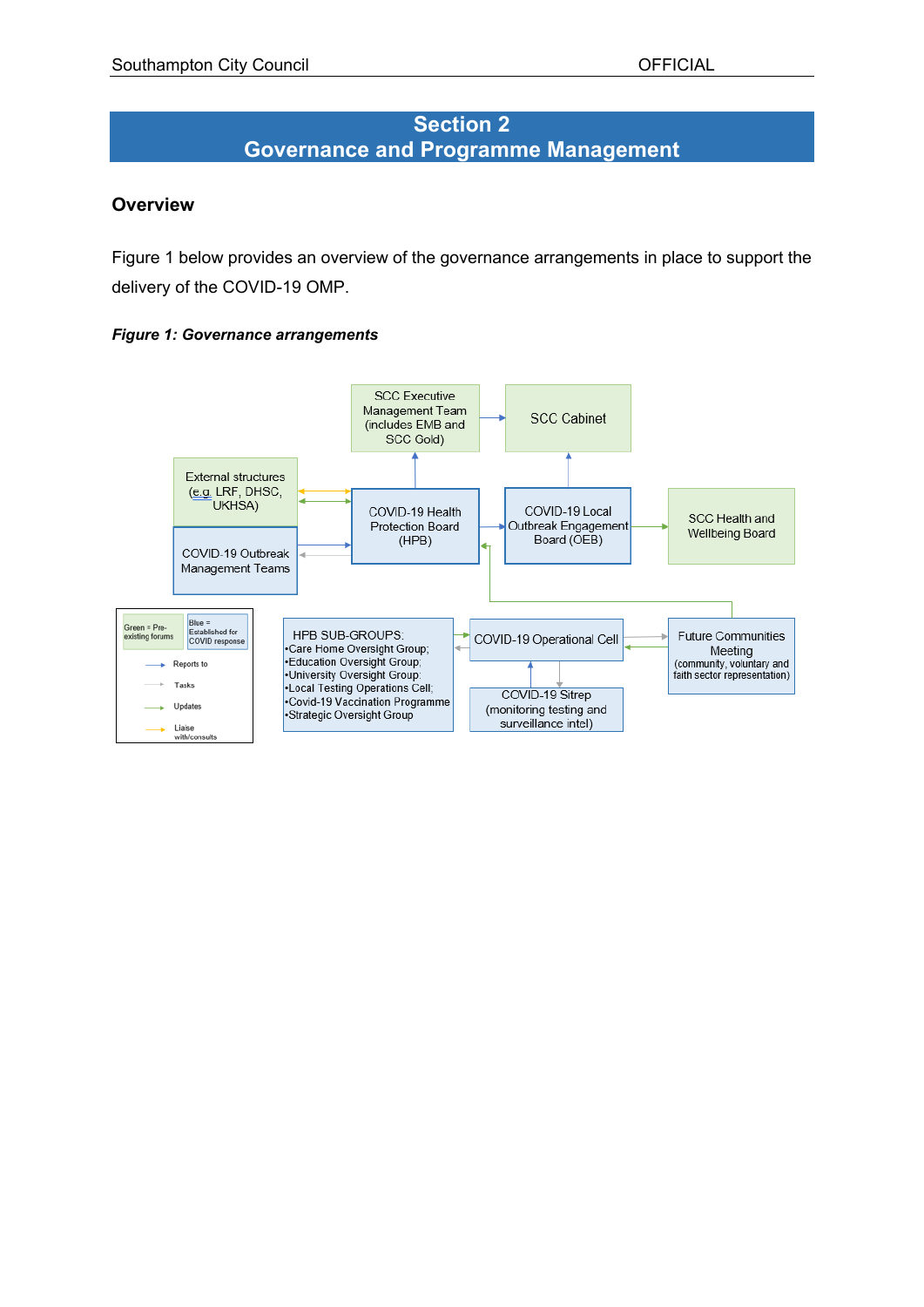## Section 2
## Governance and Programme Management

### Overview

Figure 1 below provides an overview of the governance arrangements in place to support the delivery of the COVID-19 OMP.

***Figure 1: Governance arrangements***

SCC Executive Management Team (includes EMB and SCC Gold)

SCC Cabinet

External structures (e.g. LRF, DHSC, UKHSA)

COVID-19 Health Protection Board (HPB)

COVID-19 Local Outbreak Engagement Board (OEB)

SCC Health and Wellbeing Board

COVID-19 Outbreak Management Teams

Green = Pre-existing forums

Blue = Established for COVID response

Reports to

Tasks

Updates

Liaise with/consults

HPB SUB-GROUPS:
- Care Home Oversight Group;
- Education Oversight Group;
- University Oversight Group;
- Local Testing Operations Cell;
- Covid-19 Vaccination Programme
- Strategic Oversight Group

COVID-19 Operational Cell

Future Communities Meeting (community, voluntary and faith sector representation)

COVID-19 Sitrep (monitoring testing and surveillance intel)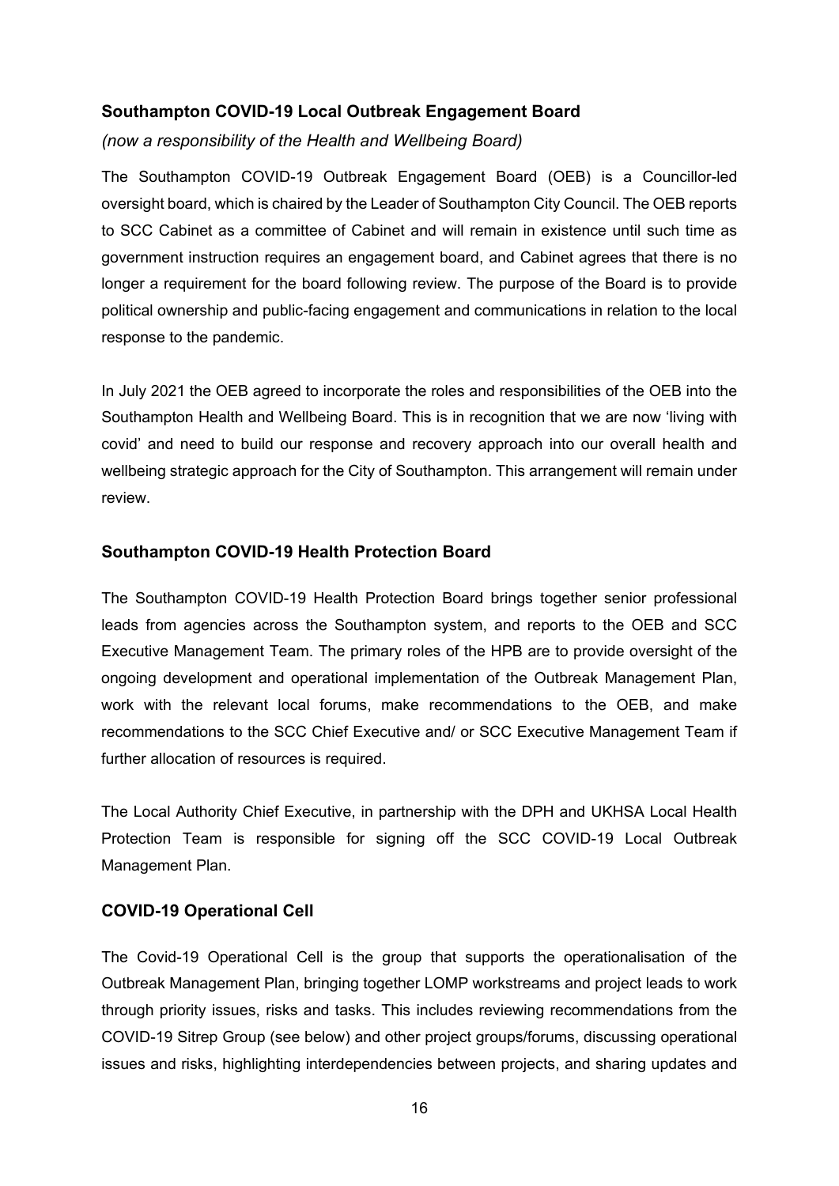### Southampton COVID-19 Local Outbreak Engagement Board

*(now a responsibility of the Health and Wellbeing Board)*

The Southampton COVID-19 Outbreak Engagement Board (OEB) is a Councillor-led oversight board, which is chaired by the Leader of Southampton City Council. The OEB reports to SCC Cabinet as a committee of Cabinet and will remain in existence until such time as government instruction requires an engagement board, and Cabinet agrees that there is no longer a requirement for the board following review. The purpose of the Board is to provide political ownership and public-facing engagement and communications in relation to the local response to the pandemic.

In July 2021 the OEB agreed to incorporate the roles and responsibilities of the OEB into the Southampton Health and Wellbeing Board. This is in recognition that we are now 'living with covid' and need to build our response and recovery approach into our overall health and wellbeing strategic approach for the City of Southampton. This arrangement will remain under review.

### Southampton COVID-19 Health Protection Board

The Southampton COVID-19 Health Protection Board brings together senior professional leads from agencies across the Southampton system, and reports to the OEB and SCC Executive Management Team. The primary roles of the HPB are to provide oversight of the ongoing development and operational implementation of the Outbreak Management Plan, work with the relevant local forums, make recommendations to the OEB, and make recommendations to the SCC Chief Executive and/ or SCC Executive Management Team if further allocation of resources is required.

The Local Authority Chief Executive, in partnership with the DPH and UKHSA Local Health Protection Team is responsible for signing off the SCC COVID-19 Local Outbreak Management Plan.

### COVID-19 Operational Cell

The Covid-19 Operational Cell is the group that supports the operationalisation of the Outbreak Management Plan, bringing together LOMP workstreams and project leads to work through priority issues, risks and tasks. This includes reviewing recommendations from the COVID-19 Sitrep Group (see below) and other project groups/forums, discussing operational issues and risks, highlighting interdependencies between projects, and sharing updates and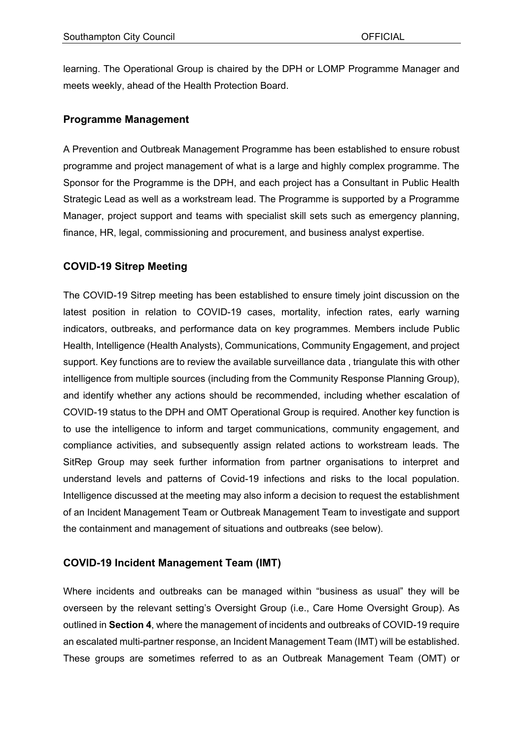learning. The Operational Group is chaired by the DPH or LOMP Programme Manager and meets weekly, ahead of the Health Protection Board.

### Programme Management

A Prevention and Outbreak Management Programme has been established to ensure robust programme and project management of what is a large and highly complex programme. The Sponsor for the Programme is the DPH, and each project has a Consultant in Public Health Strategic Lead as well as a workstream lead. The Programme is supported by a Programme Manager, project support and teams with specialist skill sets such as emergency planning, finance, HR, legal, commissioning and procurement, and business analyst expertise.

### COVID-19 Sitrep Meeting

The COVID-19 Sitrep meeting has been established to ensure timely joint discussion on the latest position in relation to COVID-19 cases, mortality, infection rates, early warning indicators, outbreaks, and performance data on key programmes. Members include Public Health, Intelligence (Health Analysts), Communications, Community Engagement, and project support. Key functions are to review the available surveillance data , triangulate this with other intelligence from multiple sources (including from the Community Response Planning Group), and identify whether any actions should be recommended, including whether escalation of COVID-19 status to the DPH and OMT Operational Group is required. Another key function is to use the intelligence to inform and target communications, community engagement, and compliance activities, and subsequently assign related actions to workstream leads. The SitRep Group may seek further information from partner organisations to interpret and understand levels and patterns of Covid-19 infections and risks to the local population. Intelligence discussed at the meeting may also inform a decision to request the establishment of an Incident Management Team or Outbreak Management Team to investigate and support the containment and management of situations and outbreaks (see below).

### COVID-19 Incident Management Team (IMT)

Where incidents and outbreaks can be managed within “business as usual” they will be overseen by the relevant setting’s Oversight Group (i.e., Care Home Oversight Group). As outlined in **Section 4**, where the management of incidents and outbreaks of COVID-19 require an escalated multi-partner response, an Incident Management Team (IMT) will be established. These groups are sometimes referred to as an Outbreak Management Team (OMT) or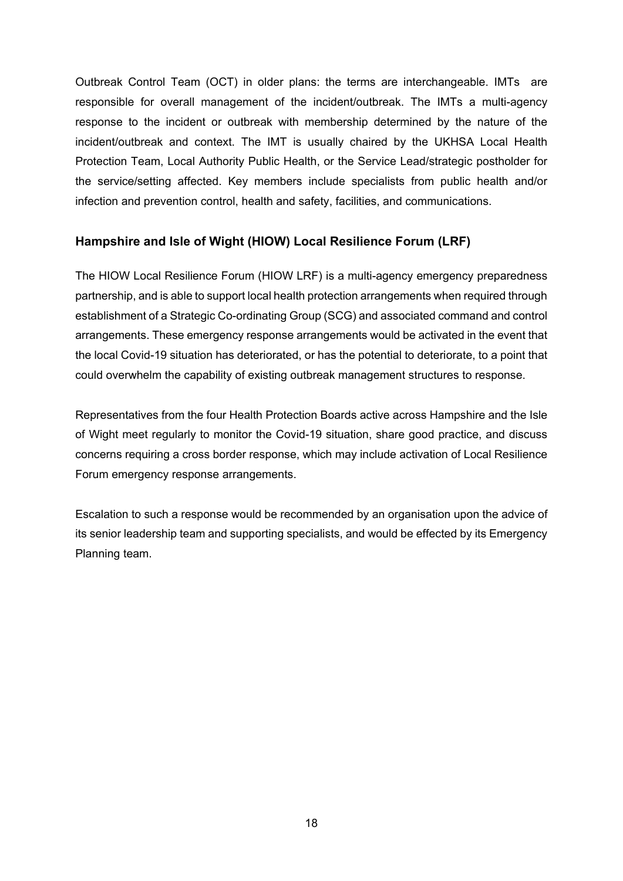Outbreak Control Team (OCT) in older plans: the terms are interchangeable. IMTs are responsible for overall management of the incident/outbreak. The IMTs a multi-agency response to the incident or outbreak with membership determined by the nature of the incident/outbreak and context. The IMT is usually chaired by the UKHSA Local Health Protection Team, Local Authority Public Health, or the Service Lead/strategic postholder for the service/setting affected. Key members include specialists from public health and/or infection and prevention control, health and safety, facilities, and communications.

### Hampshire and Isle of Wight (HIOW) Local Resilience Forum (LRF)

The HIOW Local Resilience Forum (HIOW LRF) is a multi-agency emergency preparedness partnership, and is able to support local health protection arrangements when required through establishment of a Strategic Co-ordinating Group (SCG) and associated command and control arrangements. These emergency response arrangements would be activated in the event that the local Covid-19 situation has deteriorated, or has the potential to deteriorate, to a point that could overwhelm the capability of existing outbreak management structures to response.

Representatives from the four Health Protection Boards active across Hampshire and the Isle of Wight meet regularly to monitor the Covid-19 situation, share good practice, and discuss concerns requiring a cross border response, which may include activation of Local Resilience Forum emergency response arrangements.

Escalation to such a response would be recommended by an organisation upon the advice of its senior leadership team and supporting specialists, and would be effected by its Emergency Planning team.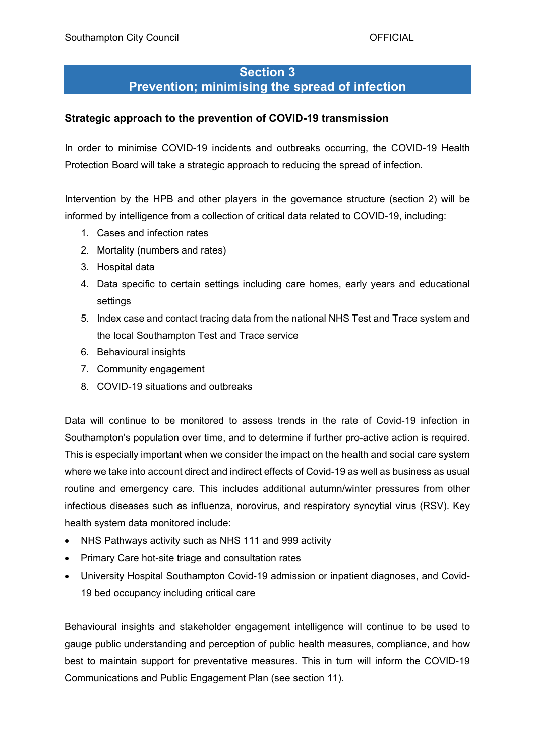# Section 3
# Prevention; minimising the spread of infection

## Strategic approach to the prevention of COVID-19 transmission

In order to minimise COVID-19 incidents and outbreaks occurring, the COVID-19 Health Protection Board will take a strategic approach to reducing the spread of infection.

Intervention by the HPB and other players in the governance structure (section 2) will be informed by intelligence from a collection of critical data related to COVID-19, including:

1. Cases and infection rates
2. Mortality (numbers and rates)
3. Hospital data
4. Data specific to certain settings including care homes, early years and educational settings
5. Index case and contact tracing data from the national NHS Test and Trace system and the local Southampton Test and Trace service
6. Behavioural insights
7. Community engagement
8. COVID-19 situations and outbreaks

Data will continue to be monitored to assess trends in the rate of Covid-19 infection in Southampton's population over time, and to determine if further pro-active action is required. This is especially important when we consider the impact on the health and social care system where we take into account direct and indirect effects of Covid-19 as well as business as usual routine and emergency care. This includes additional autumn/winter pressures from other infectious diseases such as influenza, norovirus, and respiratory syncytial virus (RSV). Key health system data monitored include:

- NHS Pathways activity such as NHS 111 and 999 activity
- Primary Care hot-site triage and consultation rates
- University Hospital Southampton Covid-19 admission or inpatient diagnoses, and Covid-19 bed occupancy including critical care

Behavioural insights and stakeholder engagement intelligence will continue to be used to gauge public understanding and perception of public health measures, compliance, and how best to maintain support for preventative measures. This in turn will inform the COVID-19 Communications and Public Engagement Plan (see section 11).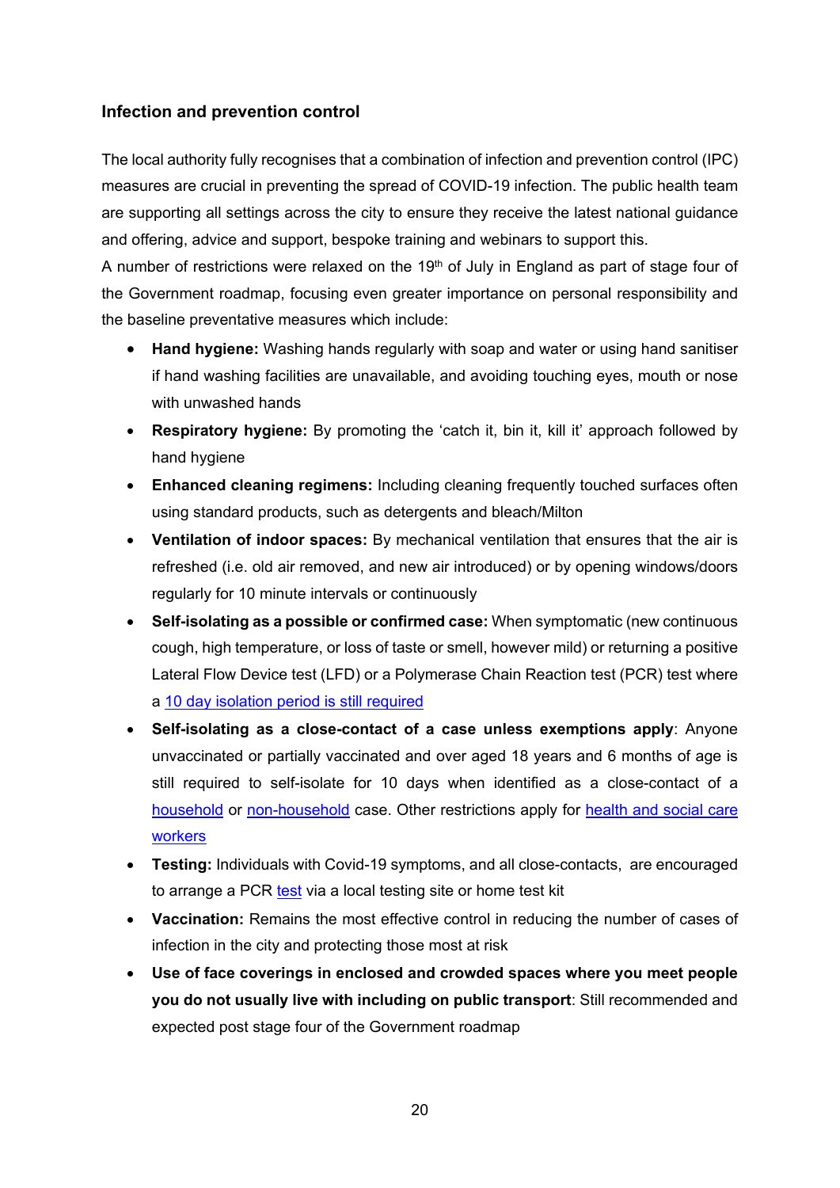### Infection and prevention control

The local authority fully recognises that a combination of infection and prevention control (IPC) measures are crucial in preventing the spread of COVID-19 infection. The public health team are supporting all settings across the city to ensure they receive the latest national guidance and offering, advice and support, bespoke training and webinars to support this.

A number of restrictions were relaxed on the 19th of July in England as part of stage four of the Government roadmap, focusing even greater importance on personal responsibility and the baseline preventative measures which include:

- **Hand hygiene:** Washing hands regularly with soap and water or using hand sanitiser if hand washing facilities are unavailable, and avoiding touching eyes, mouth or nose with unwashed hands
- **Respiratory hygiene:** By promoting the 'catch it, bin it, kill it' approach followed by hand hygiene
- **Enhanced cleaning regimens:** Including cleaning frequently touched surfaces often using standard products, such as detergents and bleach/Milton
- **Ventilation of indoor spaces:** By mechanical ventilation that ensures that the air is refreshed (i.e. old air removed, and new air introduced) or by opening windows/doors regularly for 10 minute intervals or continuously
- **Self-isolating as a possible or confirmed case:** When symptomatic (new continuous cough, high temperature, or loss of taste or smell, however mild) or returning a positive Lateral Flow Device test (LFD) or a Polymerase Chain Reaction test (PCR) test where a 10 day isolation period is still required
- **Self-isolating as a close-contact of a case unless exemptions apply**: Anyone unvaccinated or partially vaccinated and over aged 18 years and 6 months of age is still required to self-isolate for 10 days when identified as a close-contact of a household or non-household case. Other restrictions apply for health and social care workers
- **Testing:** Individuals with Covid-19 symptoms, and all close-contacts, are encouraged to arrange a PCR test via a local testing site or home test kit
- **Vaccination:** Remains the most effective control in reducing the number of cases of infection in the city and protecting those most at risk
- **Use of face coverings in enclosed and crowded spaces where you meet people you do not usually live with including on public transport**: Still recommended and expected post stage four of the Government roadmap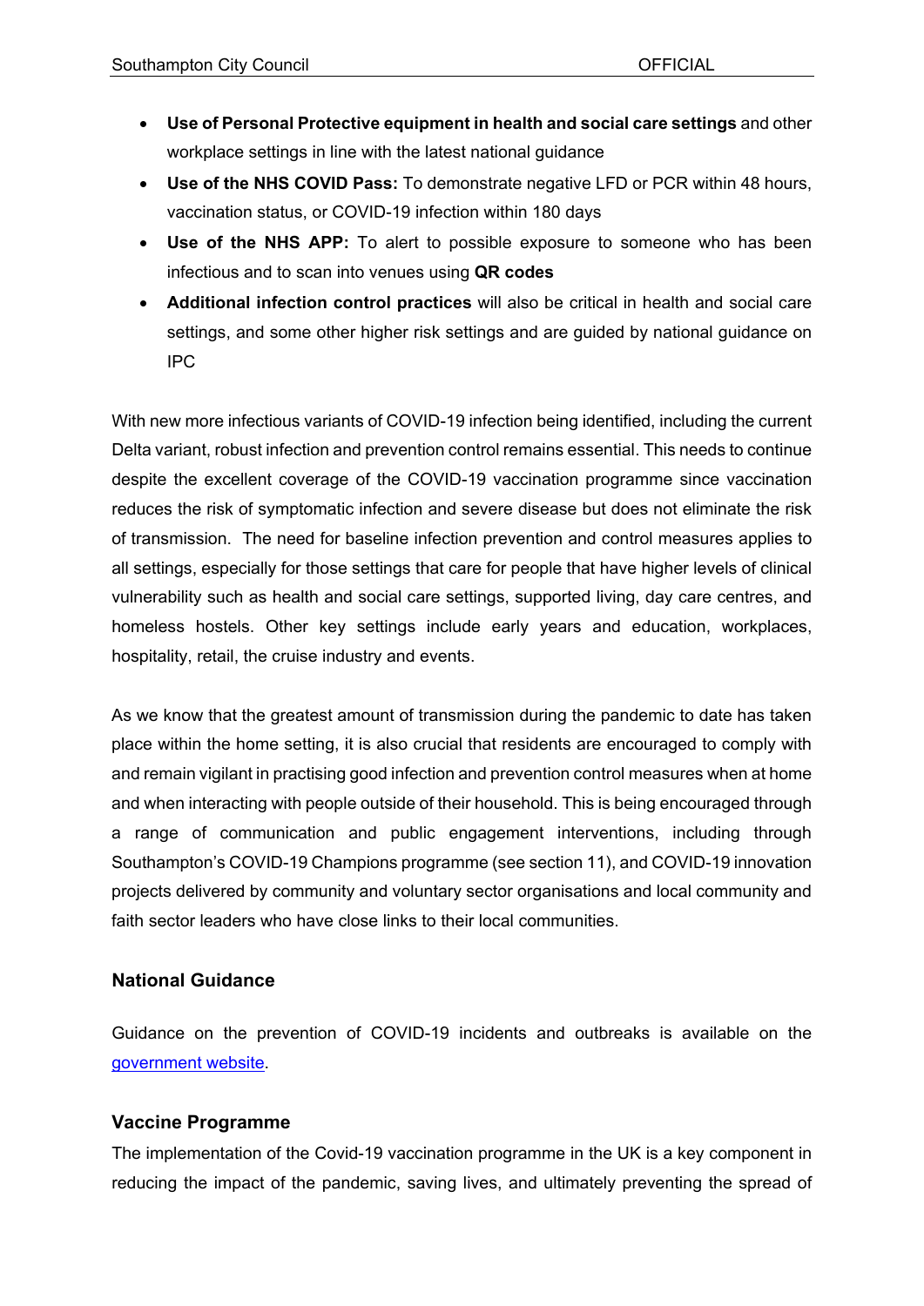- **Use of Personal Protective equipment in health and social care settings** and other workplace settings in line with the latest national guidance
- **Use of the NHS COVID Pass:** To demonstrate negative LFD or PCR within 48 hours, vaccination status, or COVID-19 infection within 180 days
- **Use of the NHS APP:** To alert to possible exposure to someone who has been infectious and to scan into venues using **QR codes**
- **Additional infection control practices** will also be critical in health and social care settings, and some other higher risk settings and are guided by national guidance on IPC

With new more infectious variants of COVID-19 infection being identified, including the current Delta variant, robust infection and prevention control remains essential. This needs to continue despite the excellent coverage of the COVID-19 vaccination programme since vaccination reduces the risk of symptomatic infection and severe disease but does not eliminate the risk of transmission. The need for baseline infection prevention and control measures applies to all settings, especially for those settings that care for people that have higher levels of clinical vulnerability such as health and social care settings, supported living, day care centres, and homeless hostels. Other key settings include early years and education, workplaces, hospitality, retail, the cruise industry and events.

As we know that the greatest amount of transmission during the pandemic to date has taken place within the home setting, it is also crucial that residents are encouraged to comply with and remain vigilant in practising good infection and prevention control measures when at home and when interacting with people outside of their household. This is being encouraged through a range of communication and public engagement interventions, including through Southampton's COVID-19 Champions programme (see section 11), and COVID-19 innovation projects delivered by community and voluntary sector organisations and local community and faith sector leaders who have close links to their local communities.

### National Guidance

Guidance on the prevention of COVID-19 incidents and outbreaks is available on the [government website](government website).

### Vaccine Programme

The implementation of the Covid-19 vaccination programme in the UK is a key component in reducing the impact of the pandemic, saving lives, and ultimately preventing the spread of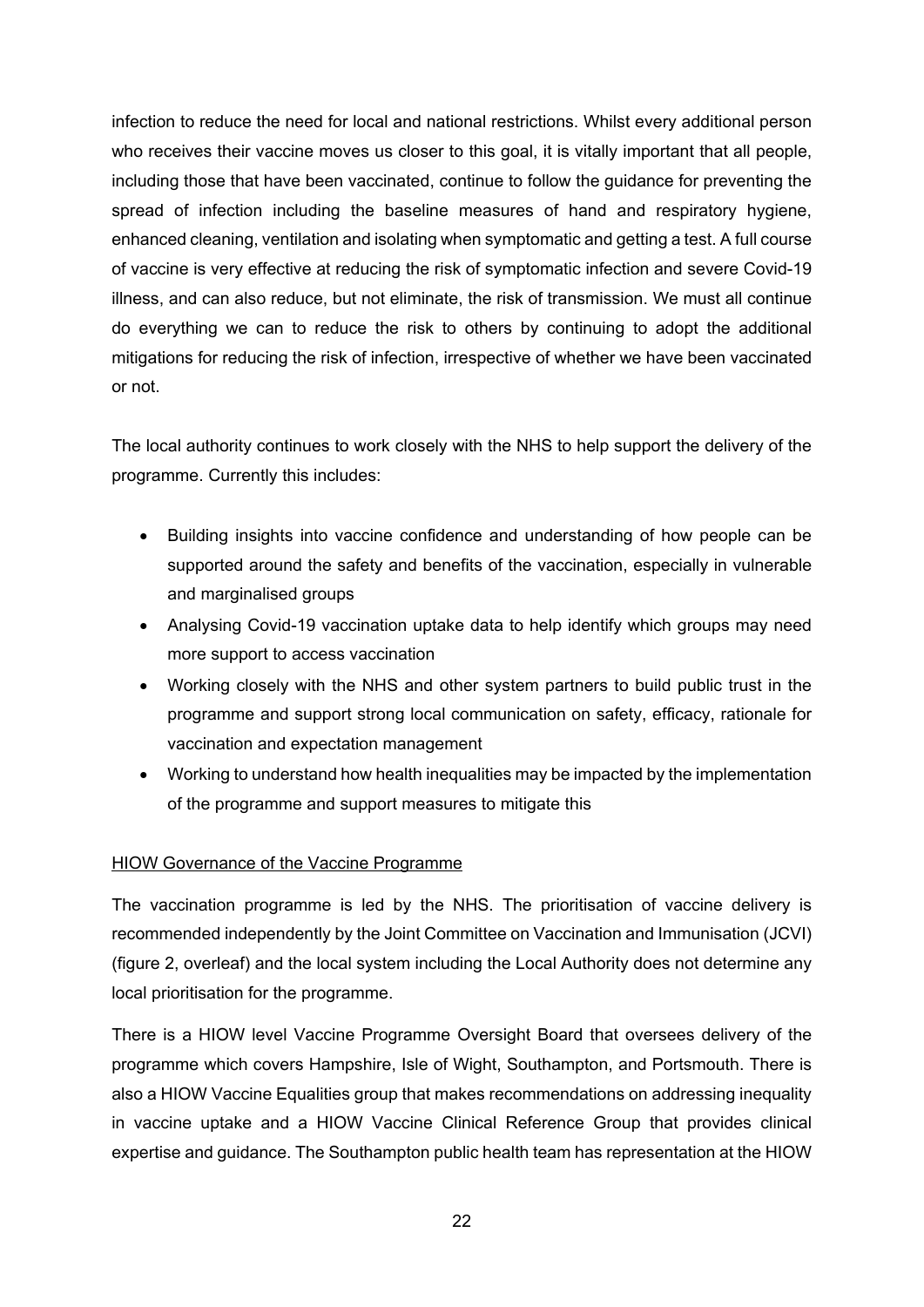infection to reduce the need for local and national restrictions. Whilst every additional person who receives their vaccine moves us closer to this goal, it is vitally important that all people, including those that have been vaccinated, continue to follow the guidance for preventing the spread of infection including the baseline measures of hand and respiratory hygiene, enhanced cleaning, ventilation and isolating when symptomatic and getting a test. A full course of vaccine is very effective at reducing the risk of symptomatic infection and severe Covid-19 illness, and can also reduce, but not eliminate, the risk of transmission. We must all continue do everything we can to reduce the risk to others by continuing to adopt the additional mitigations for reducing the risk of infection, irrespective of whether we have been vaccinated or not.

The local authority continues to work closely with the NHS to help support the delivery of the programme. Currently this includes:

- Building insights into vaccine confidence and understanding of how people can be supported around the safety and benefits of the vaccination, especially in vulnerable and marginalised groups
- Analysing Covid-19 vaccination uptake data to help identify which groups may need more support to access vaccination
- Working closely with the NHS and other system partners to build public trust in the programme and support strong local communication on safety, efficacy, rationale for vaccination and expectation management
- Working to understand how health inequalities may be impacted by the implementation of the programme and support measures to mitigate this

HIOW Governance of the Vaccine Programme

The vaccination programme is led by the NHS. The prioritisation of vaccine delivery is recommended independently by the Joint Committee on Vaccination and Immunisation (JCVI) (figure 2, overleaf) and the local system including the Local Authority does not determine any local prioritisation for the programme.

There is a HIOW level Vaccine Programme Oversight Board that oversees delivery of the programme which covers Hampshire, Isle of Wight, Southampton, and Portsmouth. There is also a HIOW Vaccine Equalities group that makes recommendations on addressing inequality in vaccine uptake and a HIOW Vaccine Clinical Reference Group that provides clinical expertise and guidance. The Southampton public health team has representation at the HIOW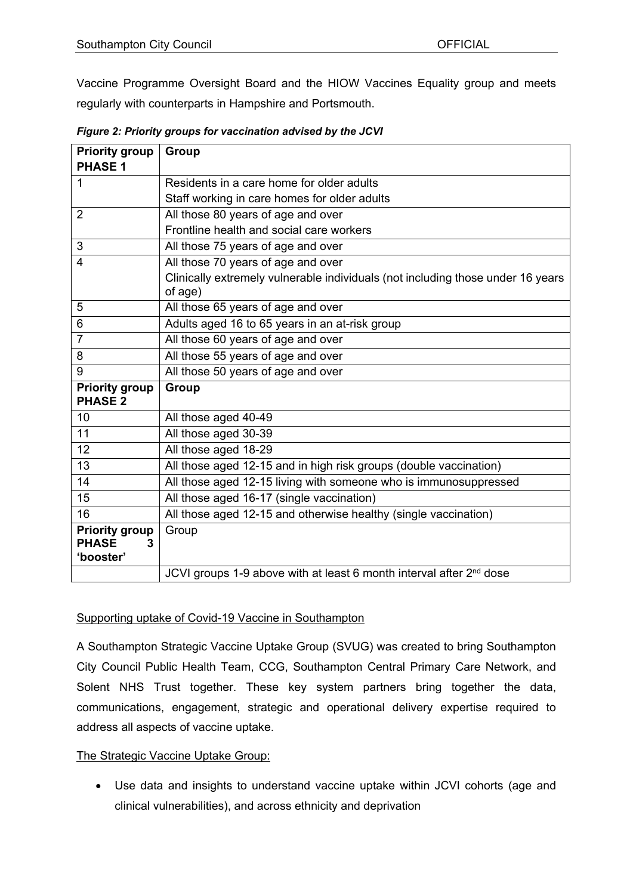Vaccine Programme Oversight Board and the HIOW Vaccines Equality group and meets regularly with counterparts in Hampshire and Portsmouth.

***Figure 2: Priority groups for vaccination advised by the JCVI***

| **Priority group PHASE 1** | **Group** |
|---|---|
| 1 | Residents in a care home for older adults<br>Staff working in care homes for older adults |
| 2 | All those 80 years of age and over<br>Frontline health and social care workers |
| 3 | All those 75 years of age and over |
| 4 | All those 70 years of age and over<br>Clinically extremely vulnerable individuals (not including those under 16 years of age) |
| 5 | All those 65 years of age and over |
| 6 | Adults aged 16 to 65 years in an at-risk group |
| 7 | All those 60 years of age and over |
| 8 | All those 55 years of age and over |
| 9 | All those 50 years of age and over |
| **Priority group PHASE 2** | **Group** |
| 10 | All those aged 40-49 |
| 11 | All those aged 30-39 |
| 12 | All those aged 18-29 |
| 13 | All those aged 12-15 and in high risk groups (double vaccination) |
| 14 | All those aged 12-15 living with someone who is immunosuppressed |
| 15 | All those aged 16-17 (single vaccination) |
| 16 | All those aged 12-15 and otherwise healthy (single vaccination) |
| **Priority group PHASE 3 'booster'** | Group |
| | JCVI groups 1-9 above with at least 6 month interval after 2nd dose |

<u>Supporting uptake of Covid-19 Vaccine in Southampton</u>

A Southampton Strategic Vaccine Uptake Group (SVUG) was created to bring Southampton City Council Public Health Team, CCG, Southampton Central Primary Care Network, and Solent NHS Trust together. These key system partners bring together the data, communications, engagement, strategic and operational delivery expertise required to address all aspects of vaccine uptake.

<u>The Strategic Vaccine Uptake Group:</u>

- Use data and insights to understand vaccine uptake within JCVI cohorts (age and clinical vulnerabilities), and across ethnicity and deprivation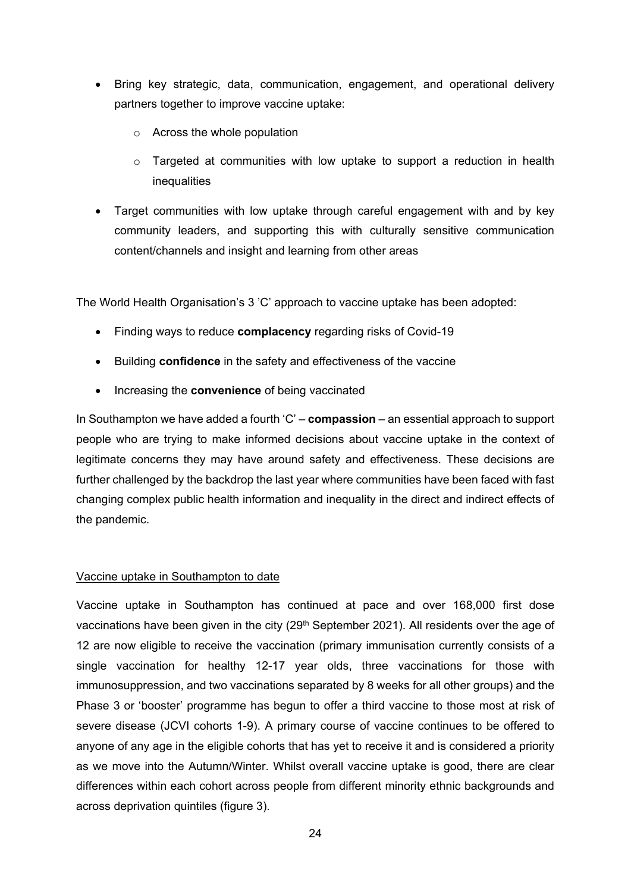- Bring key strategic, data, communication, engagement, and operational delivery partners together to improve vaccine uptake:
    - Across the whole population
    - Targeted at communities with low uptake to support a reduction in health inequalities
- Target communities with low uptake through careful engagement with and by key community leaders, and supporting this with culturally sensitive communication content/channels and insight and learning from other areas

The World Health Organisation's 3 'C' approach to vaccine uptake has been adopted:

- Finding ways to reduce **complacency** regarding risks of Covid-19
- Building **confidence** in the safety and effectiveness of the vaccine
- Increasing the **convenience** of being vaccinated

In Southampton we have added a fourth 'C' – **compassion** – an essential approach to support people who are trying to make informed decisions about vaccine uptake in the context of legitimate concerns they may have around safety and effectiveness. These decisions are further challenged by the backdrop the last year where communities have been faced with fast changing complex public health information and inequality in the direct and indirect effects of the pandemic.

Vaccine uptake in Southampton to date

Vaccine uptake in Southampton has continued at pace and over 168,000 first dose vaccinations have been given in the city (29th September 2021). All residents over the age of 12 are now eligible to receive the vaccination (primary immunisation currently consists of a single vaccination for healthy 12-17 year olds, three vaccinations for those with immunosuppression, and two vaccinations separated by 8 weeks for all other groups) and the Phase 3 or 'booster' programme has begun to offer a third vaccine to those most at risk of severe disease (JCVI cohorts 1-9). A primary course of vaccine continues to be offered to anyone of any age in the eligible cohorts that has yet to receive it and is considered a priority as we move into the Autumn/Winter. Whilst overall vaccine uptake is good, there are clear differences within each cohort across people from different minority ethnic backgrounds and across deprivation quintiles (figure 3).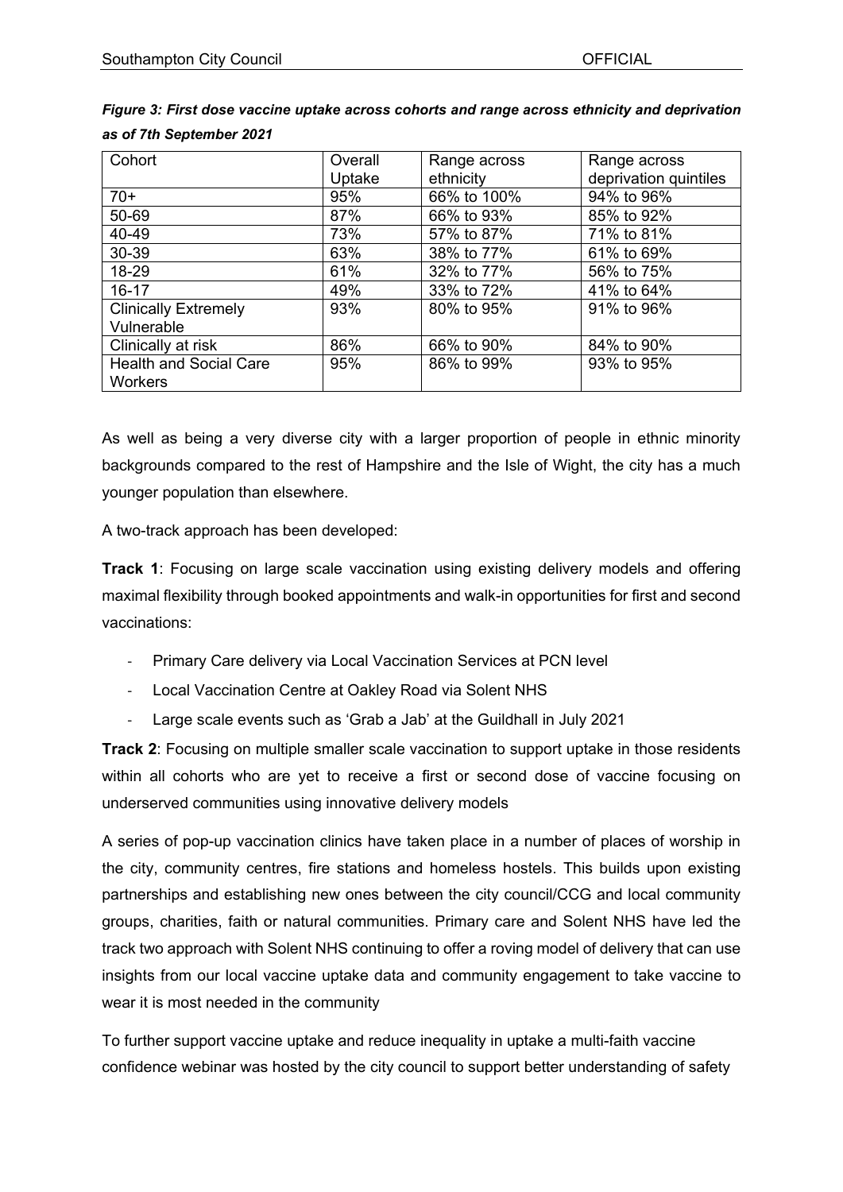*Figure 3: First dose vaccine uptake across cohorts and range across ethnicity and deprivation as of 7th September 2021*

| Cohort | Overall Uptake | Range across ethnicity | Range across deprivation quintiles |
|---|---|---|---|
| 70+ | 95% | 66% to 100% | 94% to 96% |
| 50-69 | 87% | 66% to 93% | 85% to 92% |
| 40-49 | 73% | 57% to 87% | 71% to 81% |
| 30-39 | 63% | 38% to 77% | 61% to 69% |
| 18-29 | 61% | 32% to 77% | 56% to 75% |
| 16-17 | 49% | 33% to 72% | 41% to 64% |
| Clinically Extremely Vulnerable | 93% | 80% to 95% | 91% to 96% |
| Clinically at risk | 86% | 66% to 90% | 84% to 90% |
| Health and Social Care Workers | 95% | 86% to 99% | 93% to 95% |

As well as being a very diverse city with a larger proportion of people in ethnic minority backgrounds compared to the rest of Hampshire and the Isle of Wight, the city has a much younger population than elsewhere.

A two-track approach has been developed:

**Track 1**: Focusing on large scale vaccination using existing delivery models and offering maximal flexibility through booked appointments and walk-in opportunities for first and second vaccinations:

- Primary Care delivery via Local Vaccination Services at PCN level
- Local Vaccination Centre at Oakley Road via Solent NHS
- Large scale events such as 'Grab a Jab' at the Guildhall in July 2021

**Track 2**: Focusing on multiple smaller scale vaccination to support uptake in those residents within all cohorts who are yet to receive a first or second dose of vaccine focusing on underserved communities using innovative delivery models

A series of pop-up vaccination clinics have taken place in a number of places of worship in the city, community centres, fire stations and homeless hostels. This builds upon existing partnerships and establishing new ones between the city council/CCG and local community groups, charities, faith or natural communities. Primary care and Solent NHS have led the track two approach with Solent NHS continuing to offer a roving model of delivery that can use insights from our local vaccine uptake data and community engagement to take vaccine to wear it is most needed in the community

To further support vaccine uptake and reduce inequality in uptake a multi-faith vaccine confidence webinar was hosted by the city council to support better understanding of safety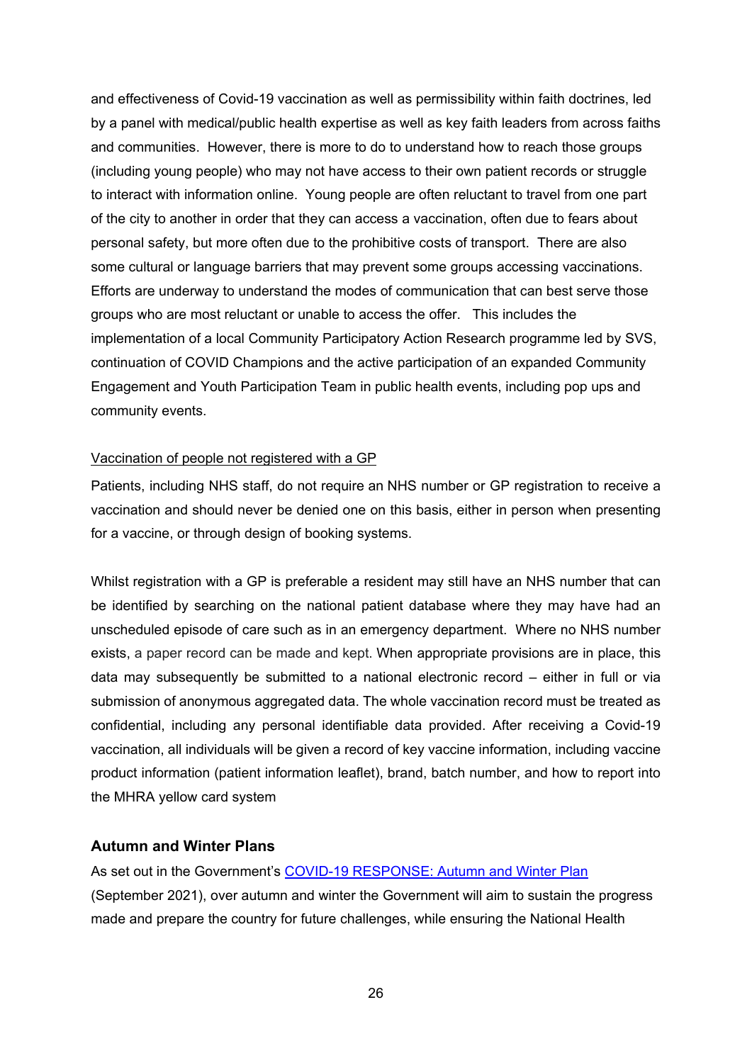and effectiveness of Covid-19 vaccination as well as permissibility within faith doctrines, led by a panel with medical/public health expertise as well as key faith leaders from across faiths and communities. However, there is more to do to understand how to reach those groups (including young people) who may not have access to their own patient records or struggle to interact with information online. Young people are often reluctant to travel from one part of the city to another in order that they can access a vaccination, often due to fears about personal safety, but more often due to the prohibitive costs of transport. There are also some cultural or language barriers that may prevent some groups accessing vaccinations. Efforts are underway to understand the modes of communication that can best serve those groups who are most reluctant or unable to access the offer. This includes the implementation of a local Community Participatory Action Research programme led by SVS, continuation of COVID Champions and the active participation of an expanded Community Engagement and Youth Participation Team in public health events, including pop ups and community events.

Vaccination of people not registered with a GP

Patients, including NHS staff, do not require an NHS number or GP registration to receive a vaccination and should never be denied one on this basis, either in person when presenting for a vaccine, or through design of booking systems.

Whilst registration with a GP is preferable a resident may still have an NHS number that can be identified by searching on the national patient database where they may have had an unscheduled episode of care such as in an emergency department. Where no NHS number exists, a paper record can be made and kept. When appropriate provisions are in place, this data may subsequently be submitted to a national electronic record – either in full or via submission of anonymous aggregated data. The whole vaccination record must be treated as confidential, including any personal identifiable data provided. After receiving a Covid-19 vaccination, all individuals will be given a record of key vaccine information, including vaccine product information (patient information leaflet), brand, batch number, and how to report into the MHRA yellow card system

### Autumn and Winter Plans

As set out in the Government's COVID-19 RESPONSE: Autumn and Winter Plan (September 2021), over autumn and winter the Government will aim to sustain the progress made and prepare the country for future challenges, while ensuring the National Health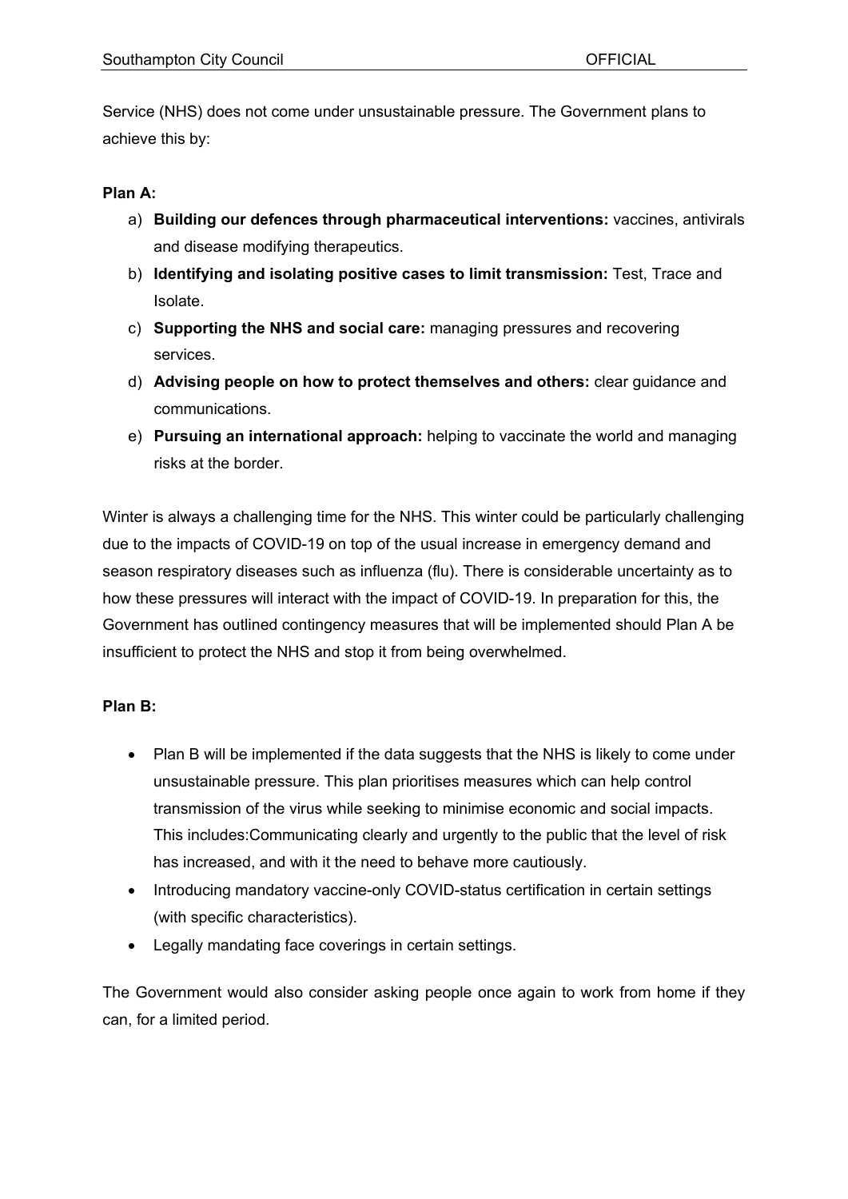Service (NHS) does not come under unsustainable pressure. The Government plans to achieve this by:

**Plan A:**

a) **Building our defences through pharmaceutical interventions:** vaccines, antivirals and disease modifying therapeutics.
b) **Identifying and isolating positive cases to limit transmission:** Test, Trace and Isolate.
c) **Supporting the NHS and social care:** managing pressures and recovering services.
d) **Advising people on how to protect themselves and others:** clear guidance and communications.
e) **Pursuing an international approach:** helping to vaccinate the world and managing risks at the border.

Winter is always a challenging time for the NHS. This winter could be particularly challenging due to the impacts of COVID-19 on top of the usual increase in emergency demand and season respiratory diseases such as influenza (flu). There is considerable uncertainty as to how these pressures will interact with the impact of COVID-19. In preparation for this, the Government has outlined contingency measures that will be implemented should Plan A be insufficient to protect the NHS and stop it from being overwhelmed.

**Plan B:**

- Plan B will be implemented if the data suggests that the NHS is likely to come under unsustainable pressure. This plan prioritises measures which can help control transmission of the virus while seeking to minimise economic and social impacts. This includes:Communicating clearly and urgently to the public that the level of risk has increased, and with it the need to behave more cautiously.
- Introducing mandatory vaccine-only COVID-status certification in certain settings (with specific characteristics).
- Legally mandating face coverings in certain settings.

The Government would also consider asking people once again to work from home if they can, for a limited period.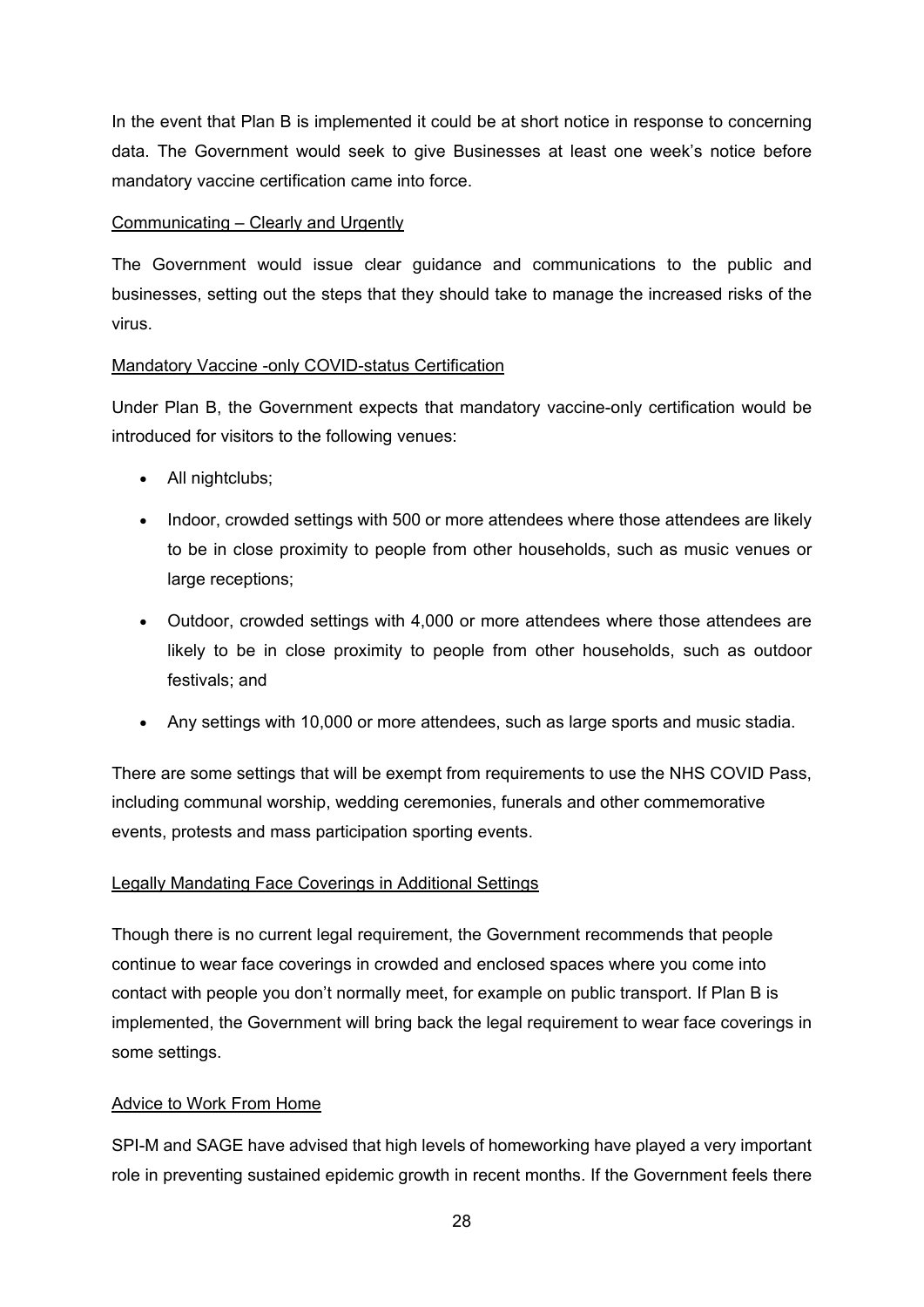In the event that Plan B is implemented it could be at short notice in response to concerning data. The Government would seek to give Businesses at least one week's notice before mandatory vaccine certification came into force.

Communicating – Clearly and Urgently

The Government would issue clear guidance and communications to the public and businesses, setting out the steps that they should take to manage the increased risks of the virus.

Mandatory Vaccine -only COVID-status Certification

Under Plan B, the Government expects that mandatory vaccine-only certification would be introduced for visitors to the following venues:

- All nightclubs;
- Indoor, crowded settings with 500 or more attendees where those attendees are likely to be in close proximity to people from other households, such as music venues or large receptions;
- Outdoor, crowded settings with 4,000 or more attendees where those attendees are likely to be in close proximity to people from other households, such as outdoor festivals; and
- Any settings with 10,000 or more attendees, such as large sports and music stadia.

There are some settings that will be exempt from requirements to use the NHS COVID Pass, including communal worship, wedding ceremonies, funerals and other commemorative events, protests and mass participation sporting events.

Legally Mandating Face Coverings in Additional Settings

Though there is no current legal requirement, the Government recommends that people continue to wear face coverings in crowded and enclosed spaces where you come into contact with people you don't normally meet, for example on public transport. If Plan B is implemented, the Government will bring back the legal requirement to wear face coverings in some settings.

Advice to Work From Home

SPI-M and SAGE have advised that high levels of homeworking have played a very important role in preventing sustained epidemic growth in recent months. If the Government feels there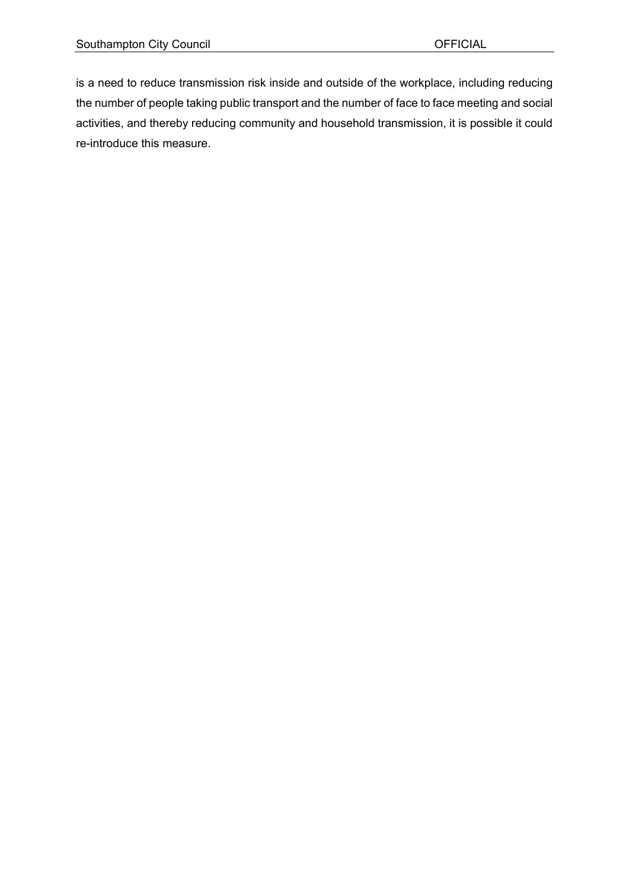is a need to reduce transmission risk inside and outside of the workplace, including reducing the number of people taking public transport and the number of face to face meeting and social activities, and thereby reducing community and household transmission, it is possible it could re-introduce this measure.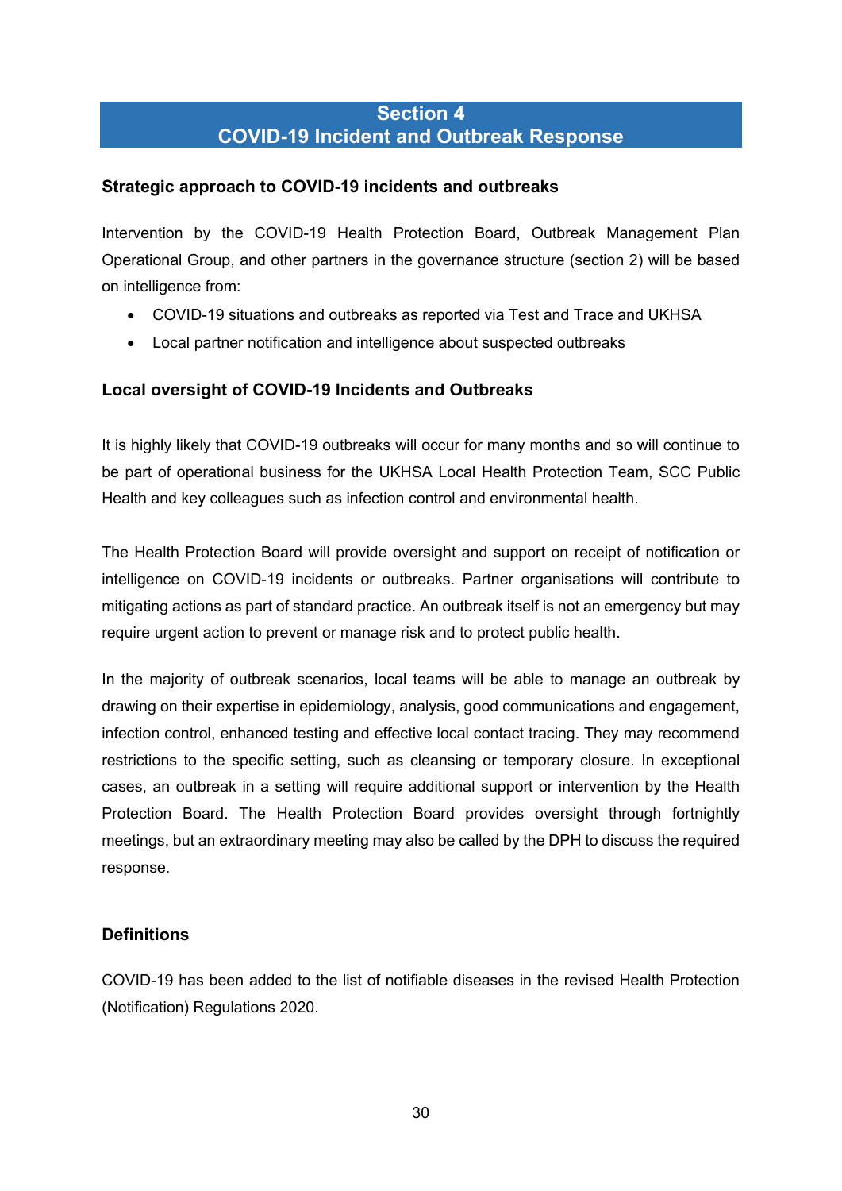# Section 4
# COVID-19 Incident and Outbreak Response

## Strategic approach to COVID-19 incidents and outbreaks

Intervention by the COVID-19 Health Protection Board, Outbreak Management Plan Operational Group, and other partners in the governance structure (section 2) will be based on intelligence from:

- COVID-19 situations and outbreaks as reported via Test and Trace and UKHSA
- Local partner notification and intelligence about suspected outbreaks

## Local oversight of COVID-19 Incidents and Outbreaks

It is highly likely that COVID-19 outbreaks will occur for many months and so will continue to be part of operational business for the UKHSA Local Health Protection Team, SCC Public Health and key colleagues such as infection control and environmental health.

The Health Protection Board will provide oversight and support on receipt of notification or intelligence on COVID-19 incidents or outbreaks. Partner organisations will contribute to mitigating actions as part of standard practice. An outbreak itself is not an emergency but may require urgent action to prevent or manage risk and to protect public health.

In the majority of outbreak scenarios, local teams will be able to manage an outbreak by drawing on their expertise in epidemiology, analysis, good communications and engagement, infection control, enhanced testing and effective local contact tracing. They may recommend restrictions to the specific setting, such as cleansing or temporary closure. In exceptional cases, an outbreak in a setting will require additional support or intervention by the Health Protection Board. The Health Protection Board provides oversight through fortnightly meetings, but an extraordinary meeting may also be called by the DPH to discuss the required response.

## Definitions

COVID-19 has been added to the list of notifiable diseases in the revised Health Protection (Notification) Regulations 2020.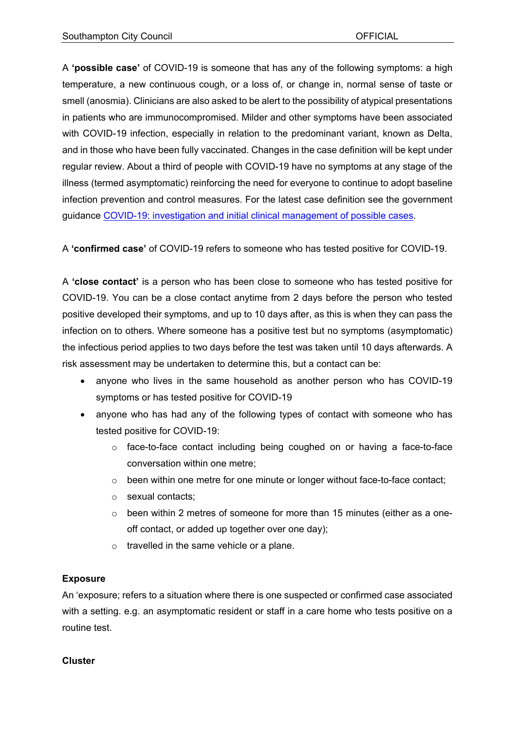A **'possible case'** of COVID-19 is someone that has any of the following symptoms: a high temperature, a new continuous cough, or a loss of, or change in, normal sense of taste or smell (anosmia). Clinicians are also asked to be alert to the possibility of atypical presentations in patients who are immunocompromised. Milder and other symptoms have been associated with COVID-19 infection, especially in relation to the predominant variant, known as Delta, and in those who have been fully vaccinated. Changes in the case definition will be kept under regular review. About a third of people with COVID-19 have no symptoms at any stage of the illness (termed asymptomatic) reinforcing the need for everyone to continue to adopt baseline infection prevention and control measures. For the latest case definition see the government guidance [COVID-19: investigation and initial clinical management of possible cases](COVID-19: investigation and initial clinical management of possible cases).

A **'confirmed case'** of COVID-19 refers to someone who has tested positive for COVID-19.

A **'close contact'** is a person who has been close to someone who has tested positive for COVID-19. You can be a close contact anytime from 2 days before the person who tested positive developed their symptoms, and up to 10 days after, as this is when they can pass the infection on to others. Where someone has a positive test but no symptoms (asymptomatic) the infectious period applies to two days before the test was taken until 10 days afterwards. A risk assessment may be undertaken to determine this, but a contact can be:

- anyone who lives in the same household as another person who has COVID-19 symptoms or has tested positive for COVID-19
- anyone who has had any of the following types of contact with someone who has tested positive for COVID-19:
    - face-to-face contact including being coughed on or having a face-to-face conversation within one metre;
    - been within one metre for one minute or longer without face-to-face contact;
    - sexual contacts;
    - been within 2 metres of someone for more than 15 minutes (either as a one-off contact, or added up together over one day);
    - travelled in the same vehicle or a plane.

**Exposure**

An 'exposure; refers to a situation where there is one suspected or confirmed case associated with a setting. e.g. an asymptomatic resident or staff in a care home who tests positive on a routine test.

**Cluster**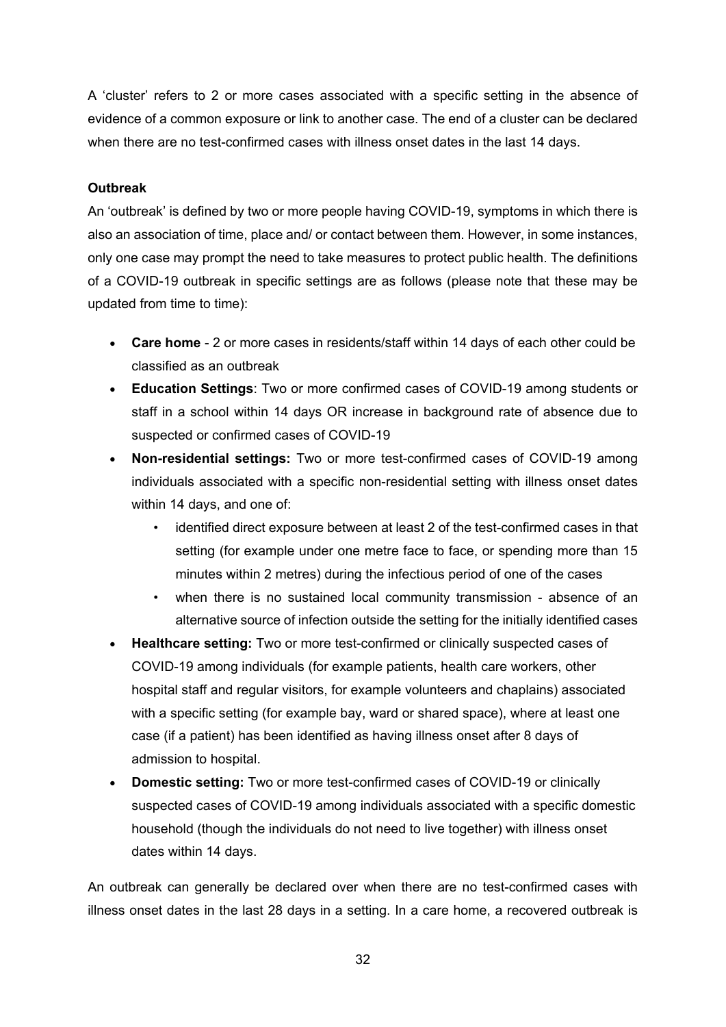A 'cluster' refers to 2 or more cases associated with a specific setting in the absence of evidence of a common exposure or link to another case. The end of a cluster can be declared when there are no test-confirmed cases with illness onset dates in the last 14 days.

**Outbreak**

An 'outbreak' is defined by two or more people having COVID-19, symptoms in which there is also an association of time, place and/ or contact between them. However, in some instances, only one case may prompt the need to take measures to protect public health. The definitions of a COVID-19 outbreak in specific settings are as follows (please note that these may be updated from time to time):

- **Care home** - 2 or more cases in residents/staff within 14 days of each other could be classified as an outbreak
- **Education Settings**: Two or more confirmed cases of COVID-19 among students or staff in a school within 14 days OR increase in background rate of absence due to suspected or confirmed cases of COVID-19
- **Non-residential settings:** Two or more test-confirmed cases of COVID-19 among individuals associated with a specific non-residential setting with illness onset dates within 14 days, and one of:
    - identified direct exposure between at least 2 of the test-confirmed cases in that setting (for example under one metre face to face, or spending more than 15 minutes within 2 metres) during the infectious period of one of the cases
    - when there is no sustained local community transmission - absence of an alternative source of infection outside the setting for the initially identified cases
- **Healthcare setting:** Two or more test-confirmed or clinically suspected cases of COVID-19 among individuals (for example patients, health care workers, other hospital staff and regular visitors, for example volunteers and chaplains) associated with a specific setting (for example bay, ward or shared space), where at least one case (if a patient) has been identified as having illness onset after 8 days of admission to hospital.
- **Domestic setting:** Two or more test-confirmed cases of COVID-19 or clinically suspected cases of COVID-19 among individuals associated with a specific domestic household (though the individuals do not need to live together) with illness onset dates within 14 days.

An outbreak can generally be declared over when there are no test-confirmed cases with illness onset dates in the last 28 days in a setting. In a care home, a recovered outbreak is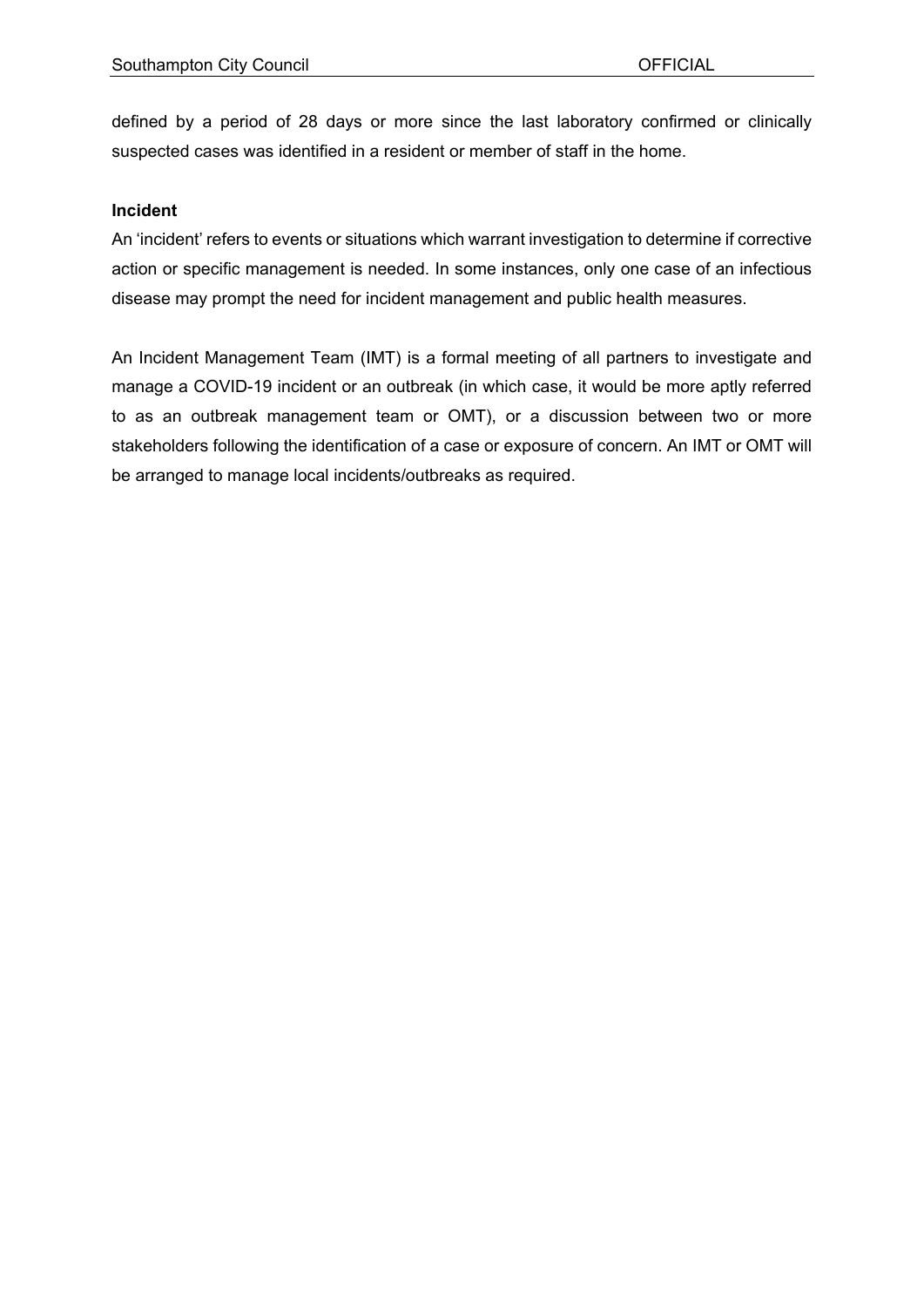defined by a period of 28 days or more since the last laboratory confirmed or clinically suspected cases was identified in a resident or member of staff in the home.

**Incident**

An 'incident' refers to events or situations which warrant investigation to determine if corrective action or specific management is needed. In some instances, only one case of an infectious disease may prompt the need for incident management and public health measures.

An Incident Management Team (IMT) is a formal meeting of all partners to investigate and manage a COVID-19 incident or an outbreak (in which case, it would be more aptly referred to as an outbreak management team or OMT), or a discussion between two or more stakeholders following the identification of a case or exposure of concern. An IMT or OMT will be arranged to manage local incidents/outbreaks as required.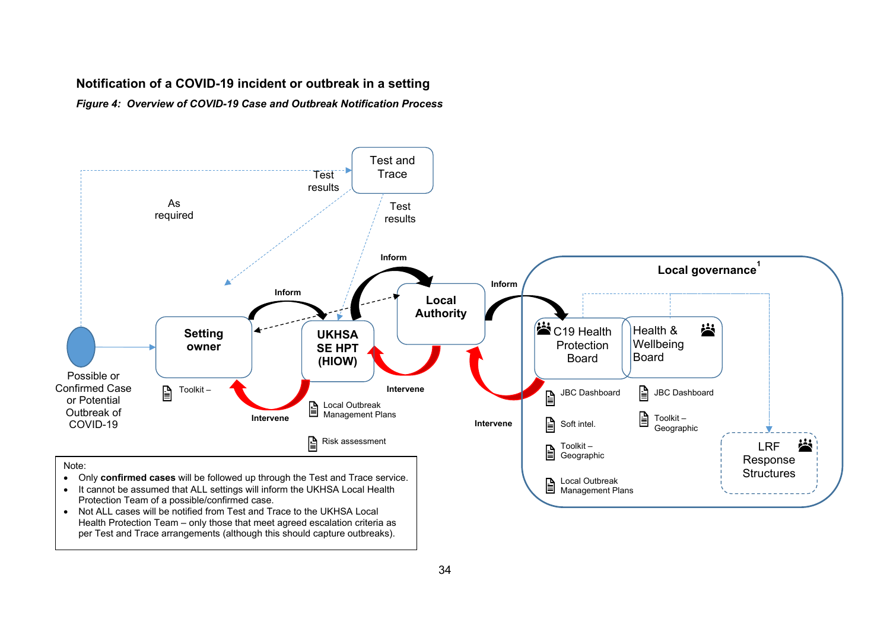### Notification of a COVID-19 incident or outbreak in a setting

***Figure 4: Overview of COVID-19 Case and Outbreak Notification Process***

Test and Trace

Test results

As required

Test results

Inform

Inform

Local Authority

Inform

Local governance[1]

Setting owner

UKHSA SE HPT (HIOW)

C19 Health Protection Board

Health & Wellbeing Board

Possible or Confirmed Case or Potential Outbreak of COVID-19

Toolkit –

Intervene

Local Outbreak Management Plans

Intervene

Intervene

Risk assessment

JBC Dashboard

Soft intel.

Toolkit – Geographic

Local Outbreak Management Plans

JBC Dashboard

Toolkit – Geographic

LRF Response Structures

Note:

- Only **confirmed cases** will be followed up through the Test and Trace service.
- It cannot be assumed that ALL settings will inform the UKHSA Local Health Protection Team of a possible/confirmed case.
- Not ALL cases will be notified from Test and Trace to the UKHSA Local Health Protection Team – only those that meet agreed escalation criteria as per Test and Trace arrangements (although this should capture outbreaks).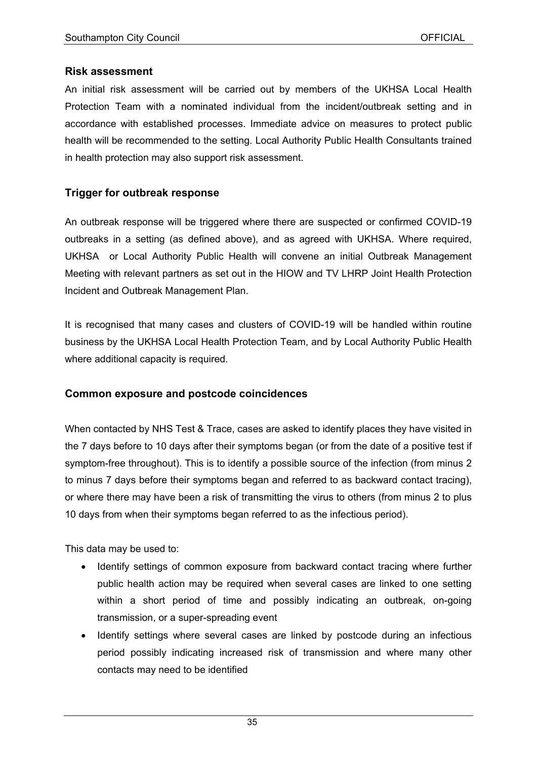### Risk assessment

An initial risk assessment will be carried out by members of the UKHSA Local Health Protection Team with a nominated individual from the incident/outbreak setting and in accordance with established processes. Immediate advice on measures to protect public health will be recommended to the setting. Local Authority Public Health Consultants trained in health protection may also support risk assessment.

### Trigger for outbreak response

An outbreak response will be triggered where there are suspected or confirmed COVID-19 outbreaks in a setting (as defined above), and as agreed with UKHSA. Where required, UKHSA or Local Authority Public Health will convene an initial Outbreak Management Meeting with relevant partners as set out in the HIOW and TV LHRP Joint Health Protection Incident and Outbreak Management Plan.

It is recognised that many cases and clusters of COVID-19 will be handled within routine business by the UKHSA Local Health Protection Team, and by Local Authority Public Health where additional capacity is required.

### Common exposure and postcode coincidences

When contacted by NHS Test & Trace, cases are asked to identify places they have visited in the 7 days before to 10 days after their symptoms began (or from the date of a positive test if symptom-free throughout). This is to identify a possible source of the infection (from minus 2 to minus 7 days before their symptoms began and referred to as backward contact tracing), or where there may have been a risk of transmitting the virus to others (from minus 2 to plus 10 days from when their symptoms began referred to as the infectious period).

This data may be used to:

- Identify settings of common exposure from backward contact tracing where further public health action may be required when several cases are linked to one setting within a short period of time and possibly indicating an outbreak, on-going transmission, or a super-spreading event
- Identify settings where several cases are linked by postcode during an infectious period possibly indicating increased risk of transmission and where many other contacts may need to be identified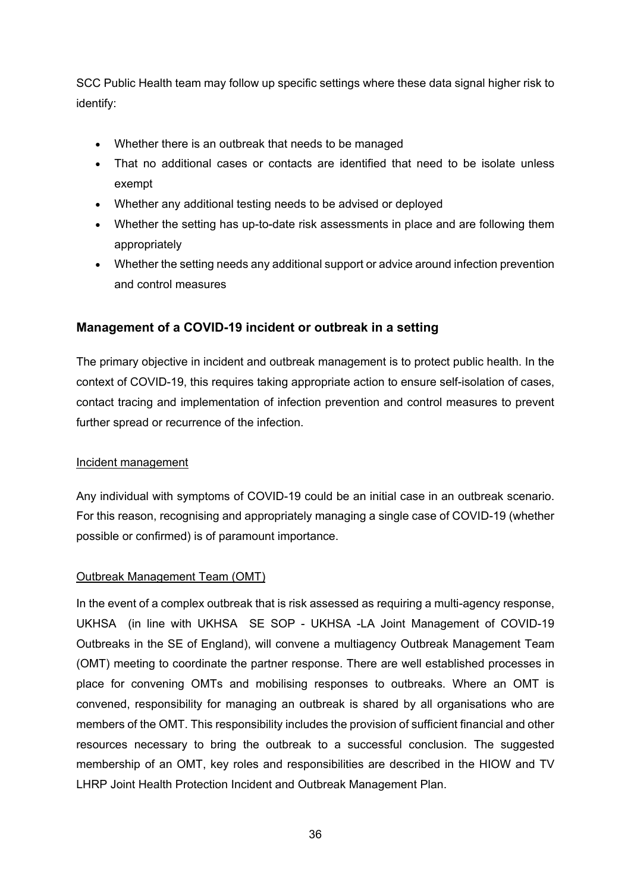SCC Public Health team may follow up specific settings where these data signal higher risk to identify:

- Whether there is an outbreak that needs to be managed
- That no additional cases or contacts are identified that need to be isolate unless exempt
- Whether any additional testing needs to be advised or deployed
- Whether the setting has up-to-date risk assessments in place and are following them appropriately
- Whether the setting needs any additional support or advice around infection prevention and control measures

### Management of a COVID-19 incident or outbreak in a setting

The primary objective in incident and outbreak management is to protect public health. In the context of COVID-19, this requires taking appropriate action to ensure self-isolation of cases, contact tracing and implementation of infection prevention and control measures to prevent further spread or recurrence of the infection.

<u>Incident management</u>

Any individual with symptoms of COVID-19 could be an initial case in an outbreak scenario. For this reason, recognising and appropriately managing a single case of COVID-19 (whether possible or confirmed) is of paramount importance.

<u>Outbreak Management Team (OMT)</u>

In the event of a complex outbreak that is risk assessed as requiring a multi-agency response, UKHSA (in line with UKHSA SE SOP - UKHSA -LA Joint Management of COVID-19 Outbreaks in the SE of England), will convene a multiagency Outbreak Management Team (OMT) meeting to coordinate the partner response. There are well established processes in place for convening OMTs and mobilising responses to outbreaks. Where an OMT is convened, responsibility for managing an outbreak is shared by all organisations who are members of the OMT. This responsibility includes the provision of sufficient financial and other resources necessary to bring the outbreak to a successful conclusion. The suggested membership of an OMT, key roles and responsibilities are described in the HIOW and TV LHRP Joint Health Protection Incident and Outbreak Management Plan.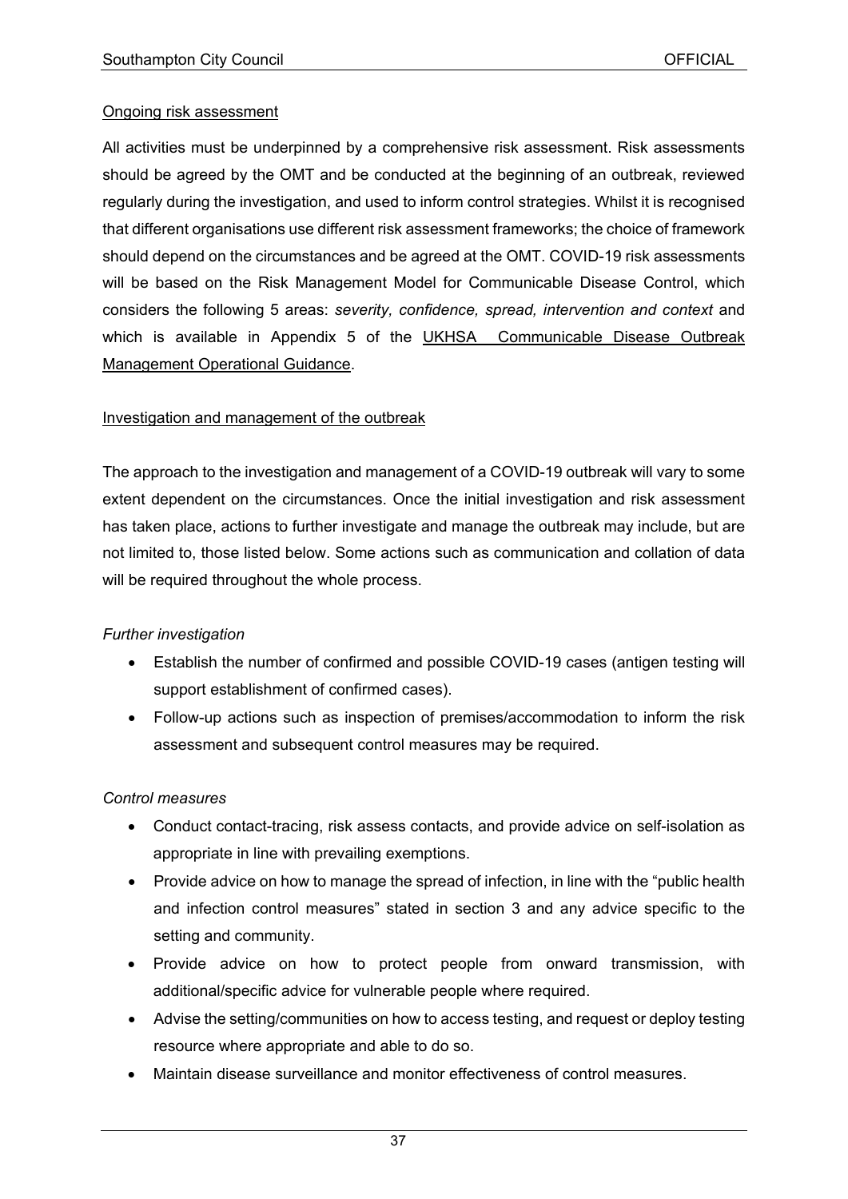Ongoing risk assessment

All activities must be underpinned by a comprehensive risk assessment. Risk assessments should be agreed by the OMT and be conducted at the beginning of an outbreak, reviewed regularly during the investigation, and used to inform control strategies. Whilst it is recognised that different organisations use different risk assessment frameworks; the choice of framework should depend on the circumstances and be agreed at the OMT. COVID-19 risk assessments will be based on the Risk Management Model for Communicable Disease Control, which considers the following 5 areas: *severity, confidence, spread, intervention and context* and which is available in Appendix 5 of the UKHSA Communicable Disease Outbreak Management Operational Guidance.

Investigation and management of the outbreak

The approach to the investigation and management of a COVID-19 outbreak will vary to some extent dependent on the circumstances. Once the initial investigation and risk assessment has taken place, actions to further investigate and manage the outbreak may include, but are not limited to, those listed below. Some actions such as communication and collation of data will be required throughout the whole process.

*Further investigation*

- Establish the number of confirmed and possible COVID-19 cases (antigen testing will support establishment of confirmed cases).
- Follow-up actions such as inspection of premises/accommodation to inform the risk assessment and subsequent control measures may be required.

*Control measures*

- Conduct contact-tracing, risk assess contacts, and provide advice on self-isolation as appropriate in line with prevailing exemptions.
- Provide advice on how to manage the spread of infection, in line with the "public health and infection control measures" stated in section 3 and any advice specific to the setting and community.
- Provide advice on how to protect people from onward transmission, with additional/specific advice for vulnerable people where required.
- Advise the setting/communities on how to access testing, and request or deploy testing resource where appropriate and able to do so.
- Maintain disease surveillance and monitor effectiveness of control measures.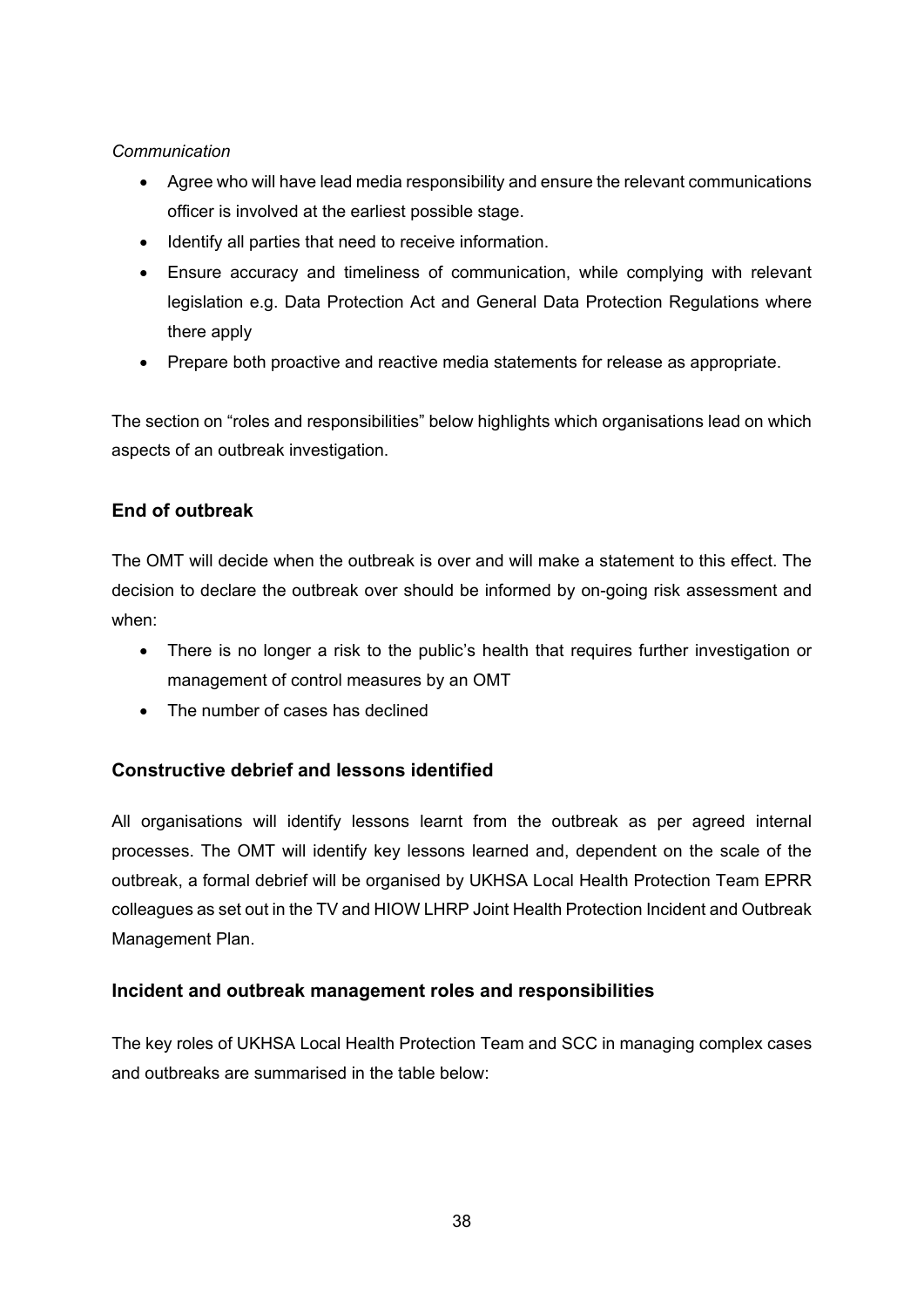*Communication*

- Agree who will have lead media responsibility and ensure the relevant communications officer is involved at the earliest possible stage.
- Identify all parties that need to receive information.
- Ensure accuracy and timeliness of communication, while complying with relevant legislation e.g. Data Protection Act and General Data Protection Regulations where there apply
- Prepare both proactive and reactive media statements for release as appropriate.

The section on "roles and responsibilities" below highlights which organisations lead on which aspects of an outbreak investigation.

## End of outbreak

The OMT will decide when the outbreak is over and will make a statement to this effect. The decision to declare the outbreak over should be informed by on-going risk assessment and when:

- There is no longer a risk to the public's health that requires further investigation or management of control measures by an OMT
- The number of cases has declined

## Constructive debrief and lessons identified

All organisations will identify lessons learnt from the outbreak as per agreed internal processes. The OMT will identify key lessons learned and, dependent on the scale of the outbreak, a formal debrief will be organised by UKHSA Local Health Protection Team EPRR colleagues as set out in the TV and HIOW LHRP Joint Health Protection Incident and Outbreak Management Plan.

## Incident and outbreak management roles and responsibilities

The key roles of UKHSA Local Health Protection Team and SCC in managing complex cases and outbreaks are summarised in the table below: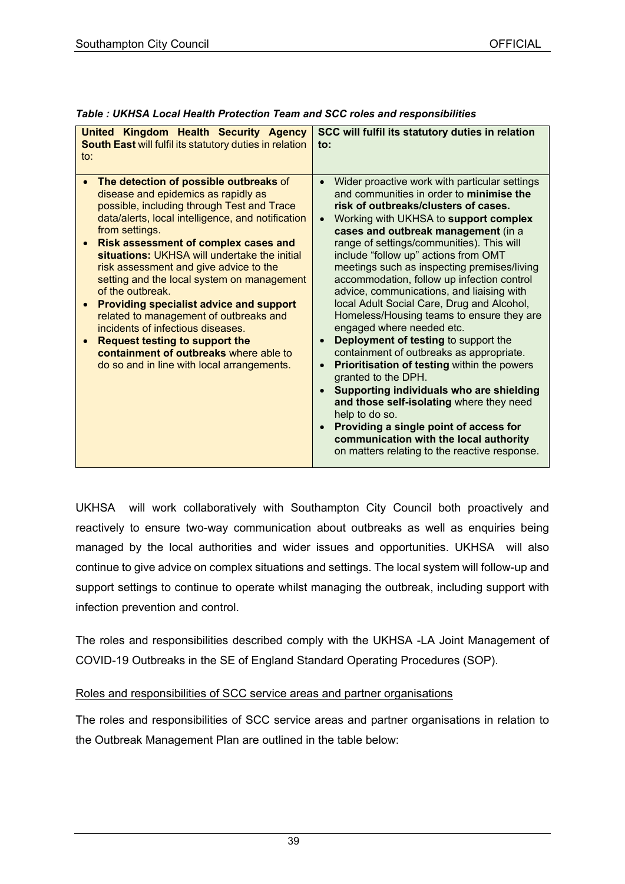*Table : UKHSA Local Health Protection Team and SCC roles and responsibilities*

| **United Kingdom Health Security Agency South East** will fulfil its statutory duties in relation to: | **SCC will fulfil its statutory duties in relation to:** |
|---|---|
| • **The detection of possible outbreaks** of disease and epidemics as rapidly as possible, including through Test and Trace data/alerts, local intelligence, and notification from settings.<br>• **Risk assessment of complex cases and situations:** UKHSA will undertake the initial risk assessment and give advice to the setting and the local system on management of the outbreak.<br>• **Providing specialist advice and support** related to management of outbreaks and incidents of infectious diseases.<br>• **Request testing to support the containment of outbreaks** where able to do so and in line with local arrangements. | • Wider proactive work with particular settings and communities in order to **minimise the risk of outbreaks/clusters of cases.**<br>• Working with UKHSA to **support complex cases and outbreak management** (in a range of settings/communities). This will include "follow up" actions from OMT meetings such as inspecting premises/living accommodation, follow up infection control advice, communications, and liaising with local Adult Social Care, Drug and Alcohol, Homeless/Housing teams to ensure they are engaged where needed etc.<br>• **Deployment of testing** to support the containment of outbreaks as appropriate.<br>• **Prioritisation of testing** within the powers granted to the DPH.<br>• **Supporting individuals who are shielding and those self-isolating** where they need help to do so.<br>• **Providing a single point of access for communication with the local authority** on matters relating to the reactive response. |

UKHSA will work collaboratively with Southampton City Council both proactively and reactively to ensure two-way communication about outbreaks as well as enquiries being managed by the local authorities and wider issues and opportunities. UKHSA will also continue to give advice on complex situations and settings. The local system will follow-up and support settings to continue to operate whilst managing the outbreak, including support with infection prevention and control.

The roles and responsibilities described comply with the UKHSA -LA Joint Management of COVID-19 Outbreaks in the SE of England Standard Operating Procedures (SOP).

Roles and responsibilities of SCC service areas and partner organisations

The roles and responsibilities of SCC service areas and partner organisations in relation to the Outbreak Management Plan are outlined in the table below: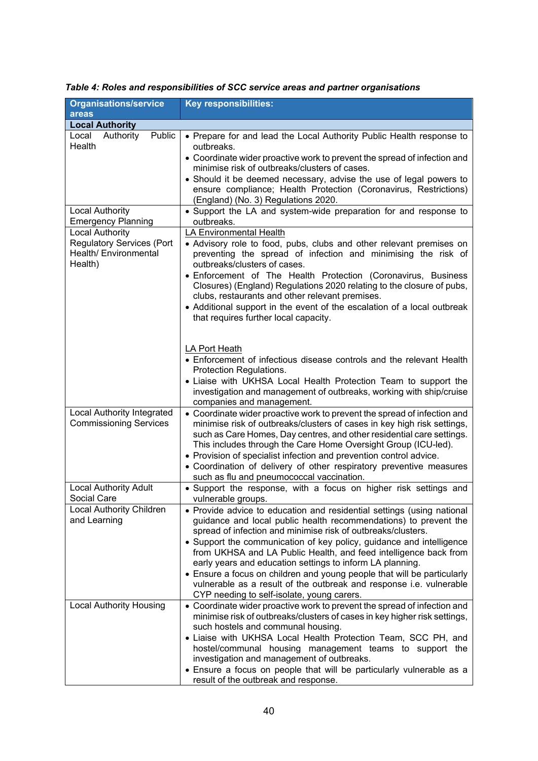*Table 4: Roles and responsibilities of SCC service areas and partner organisations*

| Organisations/service areas | Key responsibilities: |
|---|---|
| **Local Authority** | |
| Local Authority Public Health | • Prepare for and lead the Local Authority Public Health response to outbreaks.<br>• Coordinate wider proactive work to prevent the spread of infection and minimise risk of outbreaks/clusters of cases.<br>• Should it be deemed necessary, advise the use of legal powers to ensure compliance; Health Protection (Coronavirus, Restrictions) (England) (No. 3) Regulations 2020. |
| Local Authority Emergency Planning | • Support the LA and system-wide preparation for and response to outbreaks. |
| Local Authority Regulatory Services (Port Health/ Environmental Health) | LA Environmental Health<br>• Advisory role to food, pubs, clubs and other relevant premises on preventing the spread of infection and minimising the risk of outbreaks/clusters of cases.<br>• Enforcement of The Health Protection (Coronavirus, Business Closures) (England) Regulations 2020 relating to the closure of pubs, clubs, restaurants and other relevant premises.<br>• Additional support in the event of the escalation of a local outbreak that requires further local capacity.<br><br>LA Port Heath<br>• Enforcement of infectious disease controls and the relevant Health Protection Regulations.<br>• Liaise with UKHSA Local Health Protection Team to support the investigation and management of outbreaks, working with ship/cruise companies and management. |
| Local Authority Integrated Commissioning Services | • Coordinate wider proactive work to prevent the spread of infection and minimise risk of outbreaks/clusters of cases in key high risk settings, such as Care Homes, Day centres, and other residential care settings. This includes through the Care Home Oversight Group (ICU-led).<br>• Provision of specialist infection and prevention control advice.<br>• Coordination of delivery of other respiratory preventive measures such as flu and pneumococcal vaccination. |
| Local Authority Adult Social Care | • Support the response, with a focus on higher risk settings and vulnerable groups. |
| Local Authority Children and Learning | • Provide advice to education and residential settings (using national guidance and local public health recommendations) to prevent the spread of infection and minimise risk of outbreaks/clusters.<br>• Support the communication of key policy, guidance and intelligence from UKHSA and LA Public Health, and feed intelligence back from early years and education settings to inform LA planning.<br>• Ensure a focus on children and young people that will be particularly vulnerable as a result of the outbreak and response i.e. vulnerable CYP needing to self-isolate, young carers. |
| Local Authority Housing | • Coordinate wider proactive work to prevent the spread of infection and minimise risk of outbreaks/clusters of cases in key higher risk settings, such hostels and communal housing.<br>• Liaise with UKHSA Local Health Protection Team, SCC PH, and hostel/communal housing management teams to support the investigation and management of outbreaks.<br>• Ensure a focus on people that will be particularly vulnerable as a result of the outbreak and response. |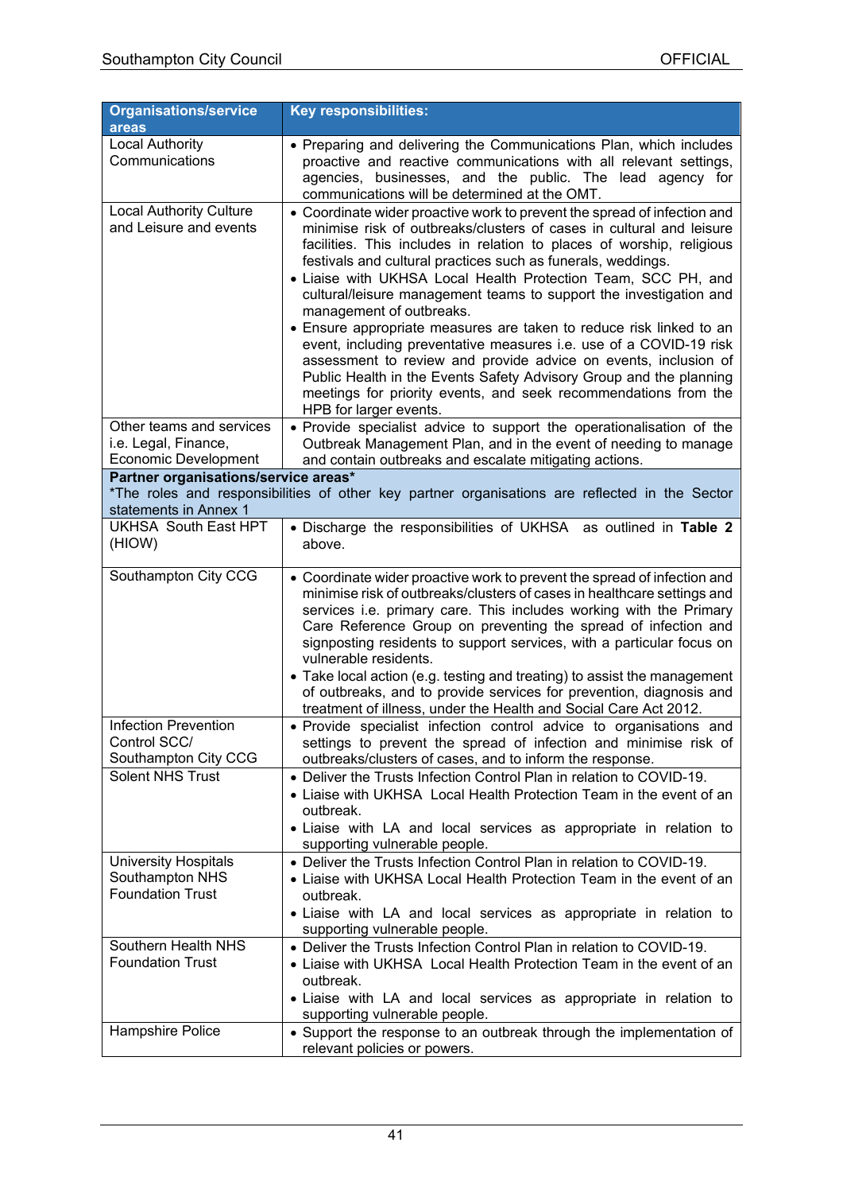| Organisations/service areas | Key responsibilities: |
|---|---|
| Local Authority Communications | • Preparing and delivering the Communications Plan, which includes proactive and reactive communications with all relevant settings, agencies, businesses, and the public. The lead agency for communications will be determined at the OMT. |
| Local Authority Culture and Leisure and events | • Coordinate wider proactive work to prevent the spread of infection and minimise risk of outbreaks/clusters of cases in cultural and leisure facilities. This includes in relation to places of worship, religious festivals and cultural practices such as funerals, weddings.<br>• Liaise with UKHSA Local Health Protection Team, SCC PH, and cultural/leisure management teams to support the investigation and management of outbreaks.<br>• Ensure appropriate measures are taken to reduce risk linked to an event, including preventative measures i.e. use of a COVID-19 risk assessment to review and provide advice on events, inclusion of Public Health in the Events Safety Advisory Group and the planning meetings for priority events, and seek recommendations from the HPB for larger events. |
| Other teams and services i.e. Legal, Finance, Economic Development | • Provide specialist advice to support the operationalisation of the Outbreak Management Plan, and in the event of needing to manage and contain outbreaks and escalate mitigating actions. |
| **Partner organisations/service areas***<br>*The roles and responsibilities of other key partner organisations are reflected in the Sector statements in Annex 1 | |
| UKHSA South East HPT (HIOW) | • Discharge the responsibilities of UKHSA as outlined in **Table 2** above. |
| Southampton City CCG | • Coordinate wider proactive work to prevent the spread of infection and minimise risk of outbreaks/clusters of cases in healthcare settings and services i.e. primary care. This includes working with the Primary Care Reference Group on preventing the spread of infection and signposting residents to support services, with a particular focus on vulnerable residents.<br>• Take local action (e.g. testing and treating) to assist the management of outbreaks, and to provide services for prevention, diagnosis and treatment of illness, under the Health and Social Care Act 2012. |
| Infection Prevention Control SCC/ Southampton City CCG | • Provide specialist infection control advice to organisations and settings to prevent the spread of infection and minimise risk of outbreaks/clusters of cases, and to inform the response. |
| Solent NHS Trust | • Deliver the Trusts Infection Control Plan in relation to COVID-19.<br>• Liaise with UKHSA Local Health Protection Team in the event of an outbreak.<br>• Liaise with LA and local services as appropriate in relation to supporting vulnerable people. |
| University Hospitals Southampton NHS Foundation Trust | • Deliver the Trusts Infection Control Plan in relation to COVID-19.<br>• Liaise with UKHSA Local Health Protection Team in the event of an outbreak.<br>• Liaise with LA and local services as appropriate in relation to supporting vulnerable people. |
| Southern Health NHS Foundation Trust | • Deliver the Trusts Infection Control Plan in relation to COVID-19.<br>• Liaise with UKHSA Local Health Protection Team in the event of an outbreak.<br>• Liaise with LA and local services as appropriate in relation to supporting vulnerable people. |
| Hampshire Police | • Support the response to an outbreak through the implementation of relevant policies or powers. |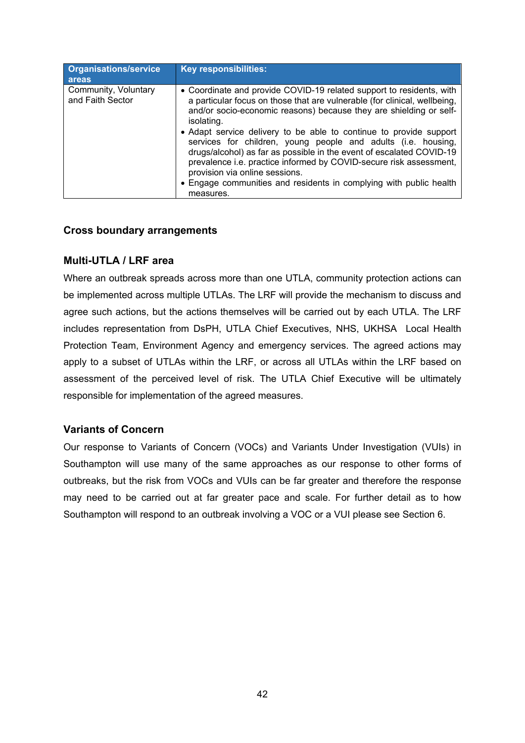| Organisations/service areas | Key responsibilities: |
|---|---|
| Community, Voluntary and Faith Sector | • Coordinate and provide COVID-19 related support to residents, with a particular focus on those that are vulnerable (for clinical, wellbeing, and/or socio-economic reasons) because they are shielding or self-isolating.<br>• Adapt service delivery to be able to continue to provide support services for children, young people and adults (i.e. housing, drugs/alcohol) as far as possible in the event of escalated COVID-19 prevalence i.e. practice informed by COVID-secure risk assessment, provision via online sessions.<br>• Engage communities and residents in complying with public health measures. |

## Cross boundary arrangements

### Multi-UTLA / LRF area

Where an outbreak spreads across more than one UTLA, community protection actions can be implemented across multiple UTLAs. The LRF will provide the mechanism to discuss and agree such actions, but the actions themselves will be carried out by each UTLA. The LRF includes representation from DsPH, UTLA Chief Executives, NHS, UKHSA Local Health Protection Team, Environment Agency and emergency services. The agreed actions may apply to a subset of UTLAs within the LRF, or across all UTLAs within the LRF based on assessment of the perceived level of risk. The UTLA Chief Executive will be ultimately responsible for implementation of the agreed measures.

### Variants of Concern

Our response to Variants of Concern (VOCs) and Variants Under Investigation (VUIs) in Southampton will use many of the same approaches as our response to other forms of outbreaks, but the risk from VOCs and VUIs can be far greater and therefore the response may need to be carried out at far greater pace and scale. For further detail as to how Southampton will respond to an outbreak involving a VOC or a VUI please see Section 6.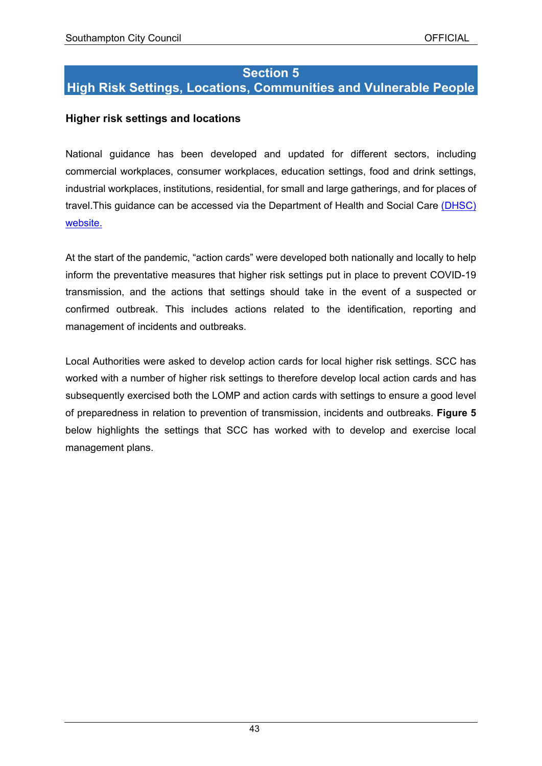# Section 5
# High Risk Settings, Locations, Communities and Vulnerable People

### Higher risk settings and locations

National guidance has been developed and updated for different sectors, including commercial workplaces, consumer workplaces, education settings, food and drink settings, industrial workplaces, institutions, residential, for small and large gatherings, and for places of travel.This guidance can be accessed via the Department of Health and Social Care (DHSC) website.

At the start of the pandemic, "action cards" were developed both nationally and locally to help inform the preventative measures that higher risk settings put in place to prevent COVID-19 transmission, and the actions that settings should take in the event of a suspected or confirmed outbreak. This includes actions related to the identification, reporting and management of incidents and outbreaks.

Local Authorities were asked to develop action cards for local higher risk settings. SCC has worked with a number of higher risk settings to therefore develop local action cards and has subsequently exercised both the LOMP and action cards with settings to ensure a good level of preparedness in relation to prevention of transmission, incidents and outbreaks. **Figure 5** below highlights the settings that SCC has worked with to develop and exercise local management plans.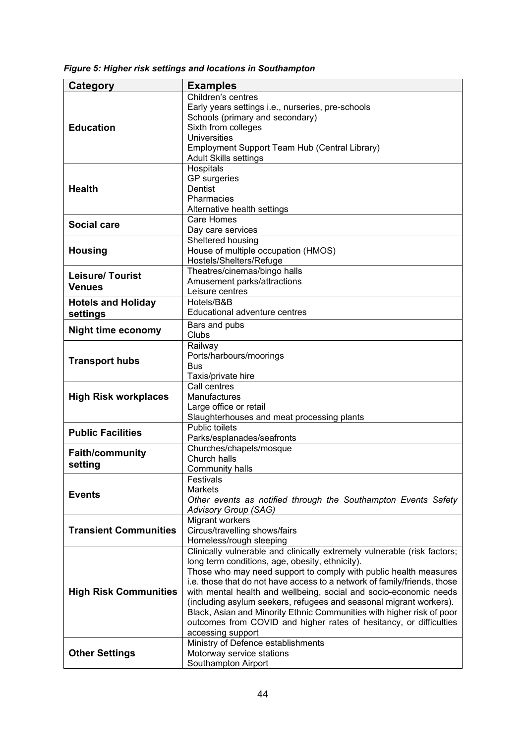*Figure 5: Higher risk settings and locations in Southampton*

| Category | Examples |
|---|---|
| **Education** | Children's centres<br>Early years settings i.e., nurseries, pre-schools<br>Schools (primary and secondary)<br>Sixth from colleges<br>Universities<br>Employment Support Team Hub (Central Library)<br>Adult Skills settings |
| **Health** | Hospitals<br>GP surgeries<br>Dentist<br>Pharmacies<br>Alternative health settings |
| **Social care** | Care Homes<br>Day care services |
| **Housing** | Sheltered housing<br>House of multiple occupation (HMOS)<br>Hostels/Shelters/Refuge |
| **Leisure/ Tourist Venues** | Theatres/cinemas/bingo halls<br>Amusement parks/attractions<br>Leisure centres |
| **Hotels and Holiday settings** | Hotels/B&B<br>Educational adventure centres |
| **Night time economy** | Bars and pubs<br>Clubs |
| **Transport hubs** | Railway<br>Ports/harbours/moorings<br>Bus<br>Taxis/private hire |
| **High Risk workplaces** | Call centres<br>Manufactures<br>Large office or retail<br>Slaughterhouses and meat processing plants |
| **Public Facilities** | Public toilets<br>Parks/esplanades/seafronts |
| **Faith/community setting** | Churches/chapels/mosque<br>Church halls<br>Community halls |
| **Events** | Festivals<br>Markets<br>*Other events as notified through the Southampton Events Safety Advisory Group (SAG)* |
| **Transient Communities** | Migrant workers<br>Circus/travelling shows/fairs<br>Homeless/rough sleeping |
| **High Risk Communities** | Clinically vulnerable and clinically extremely vulnerable (risk factors; long term conditions, age, obesity, ethnicity).<br>Those who may need support to comply with public health measures i.e. those that do not have access to a network of family/friends, those with mental health and wellbeing, social and socio-economic needs (including asylum seekers, refugees and seasonal migrant workers).<br>Black, Asian and Minority Ethnic Communities with higher risk of poor outcomes from COVID and higher rates of hesitancy, or difficulties accessing support |
| **Other Settings** | Ministry of Defence establishments<br>Motorway service stations<br>Southampton Airport |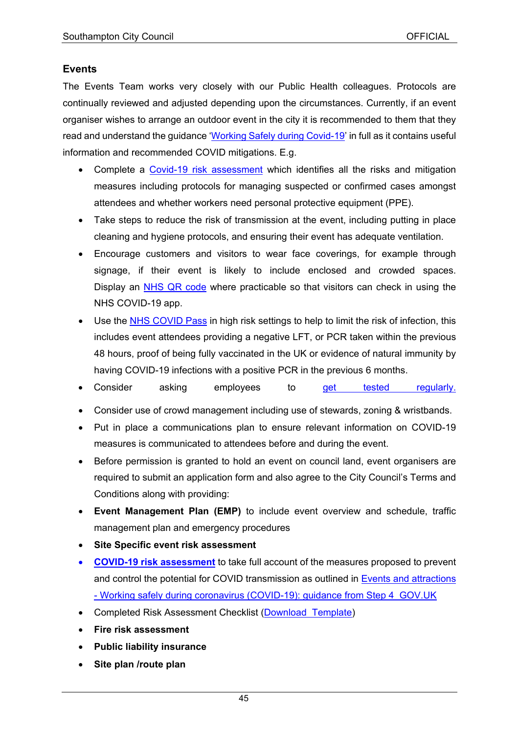## Events

The Events Team works very closely with our Public Health colleagues. Protocols are continually reviewed and adjusted depending upon the circumstances. Currently, if an event organiser wishes to arrange an outdoor event in the city it is recommended to them that they read and understand the guidance 'Working Safely during Covid-19' in full as it contains useful information and recommended COVID mitigations. E.g.

- Complete a Covid-19 risk assessment which identifies all the risks and mitigation measures including protocols for managing suspected or confirmed cases amongst attendees and whether workers need personal protective equipment (PPE).
- Take steps to reduce the risk of transmission at the event, including putting in place cleaning and hygiene protocols, and ensuring their event has adequate ventilation.
- Encourage customers and visitors to wear face coverings, for example through signage, if their event is likely to include enclosed and crowded spaces. Display an NHS QR code where practicable so that visitors can check in using the NHS COVID-19 app.
- Use the NHS COVID Pass in high risk settings to help to limit the risk of infection, this includes event attendees providing a negative LFT, or PCR taken within the previous 48 hours, proof of being fully vaccinated in the UK or evidence of natural immunity by having COVID-19 infections with a positive PCR in the previous 6 months.
- Consider asking employees to get tested regularly.
- Consider use of crowd management including use of stewards, zoning & wristbands.
- Put in place a communications plan to ensure relevant information on COVID-19 measures is communicated to attendees before and during the event.
- Before permission is granted to hold an event on council land, event organisers are required to submit an application form and also agree to the City Council's Terms and Conditions along with providing:
- **Event Management Plan (EMP)** to include event overview and schedule, traffic management plan and emergency procedures
- **Site Specific event risk assessment**
- **COVID-19 risk assessment** to take full account of the measures proposed to prevent and control the potential for COVID transmission as outlined in Events and attractions - Working safely during coronavirus (COVID-19): guidance from Step 4 GOV.UK
- Completed Risk Assessment Checklist (Download Template)
- **Fire risk assessment**
- **Public liability insurance**
- **Site plan /route plan**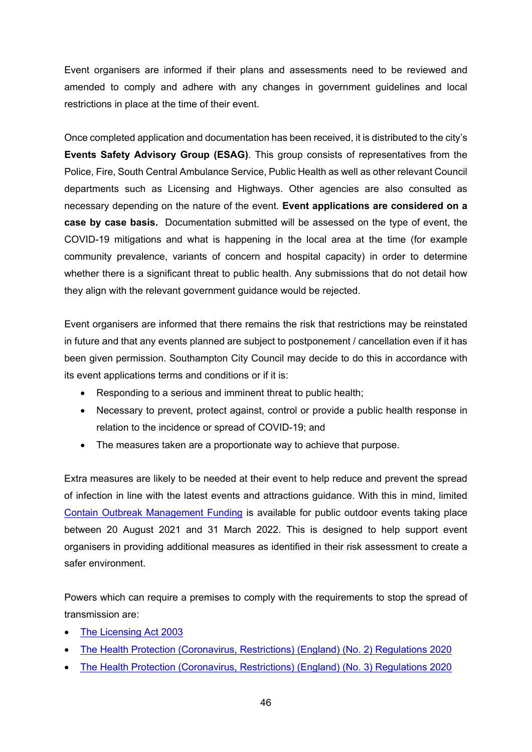Event organisers are informed if their plans and assessments need to be reviewed and amended to comply and adhere with any changes in government guidelines and local restrictions in place at the time of their event.

Once completed application and documentation has been received, it is distributed to the city's **Events Safety Advisory Group (ESAG)**. This group consists of representatives from the Police, Fire, South Central Ambulance Service, Public Health as well as other relevant Council departments such as Licensing and Highways. Other agencies are also consulted as necessary depending on the nature of the event. **Event applications are considered on a case by case basis.** Documentation submitted will be assessed on the type of event, the COVID-19 mitigations and what is happening in the local area at the time (for example community prevalence, variants of concern and hospital capacity) in order to determine whether there is a significant threat to public health. Any submissions that do not detail how they align with the relevant government guidance would be rejected.

Event organisers are informed that there remains the risk that restrictions may be reinstated in future and that any events planned are subject to postponement / cancellation even if it has been given permission. Southampton City Council may decide to do this in accordance with its event applications terms and conditions or if it is:

- Responding to a serious and imminent threat to public health;
- Necessary to prevent, protect against, control or provide a public health response in relation to the incidence or spread of COVID-19; and
- The measures taken are a proportionate way to achieve that purpose.

Extra measures are likely to be needed at their event to help reduce and prevent the spread of infection in line with the latest events and attractions guidance. With this in mind, limited Contain Outbreak Management Funding is available for public outdoor events taking place between 20 August 2021 and 31 March 2022. This is designed to help support event organisers in providing additional measures as identified in their risk assessment to create a safer environment.

Powers which can require a premises to comply with the requirements to stop the spread of transmission are:

- The Licensing Act 2003
- The Health Protection (Coronavirus, Restrictions) (England) (No. 2) Regulations 2020
- The Health Protection (Coronavirus, Restrictions) (England) (No. 3) Regulations 2020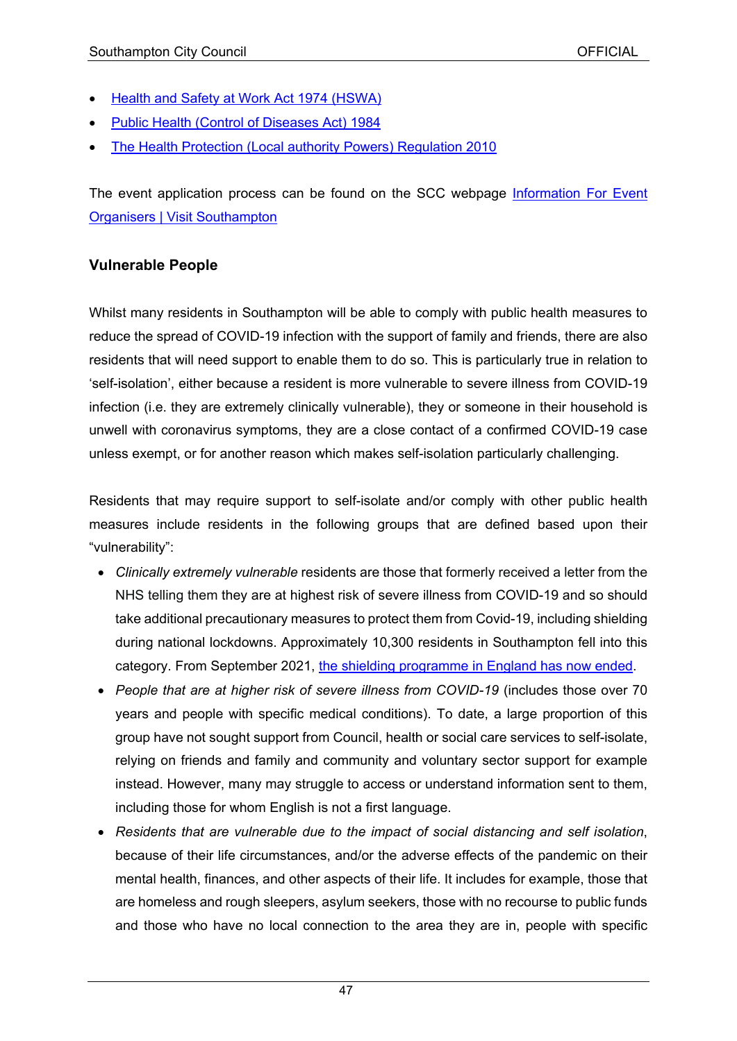- Health and Safety at Work Act 1974 (HSWA)
- Public Health (Control of Diseases Act) 1984
- The Health Protection (Local authority Powers) Regulation 2010

The event application process can be found on the SCC webpage Information For Event Organisers | Visit Southampton

## Vulnerable People

Whilst many residents in Southampton will be able to comply with public health measures to reduce the spread of COVID-19 infection with the support of family and friends, there are also residents that will need support to enable them to do so. This is particularly true in relation to 'self-isolation', either because a resident is more vulnerable to severe illness from COVID-19 infection (i.e. they are extremely clinically vulnerable), they or someone in their household is unwell with coronavirus symptoms, they are a close contact of a confirmed COVID-19 case unless exempt, or for another reason which makes self-isolation particularly challenging.

Residents that may require support to self-isolate and/or comply with other public health measures include residents in the following groups that are defined based upon their "vulnerability":

- *Clinically extremely vulnerable* residents are those that formerly received a letter from the NHS telling them they are at highest risk of severe illness from COVID-19 and so should take additional precautionary measures to protect them from Covid-19, including shielding during national lockdowns. Approximately 10,300 residents in Southampton fell into this category. From September 2021, the shielding programme in England has now ended.
- *People that are at higher risk of severe illness from COVID-19* (includes those over 70 years and people with specific medical conditions). To date, a large proportion of this group have not sought support from Council, health or social care services to self-isolate, relying on friends and family and community and voluntary sector support for example instead. However, many may struggle to access or understand information sent to them, including those for whom English is not a first language.
- *Residents that are vulnerable due to the impact of social distancing and self isolation*, because of their life circumstances, and/or the adverse effects of the pandemic on their mental health, finances, and other aspects of their life. It includes for example, those that are homeless and rough sleepers, asylum seekers, those with no recourse to public funds and those who have no local connection to the area they are in, people with specific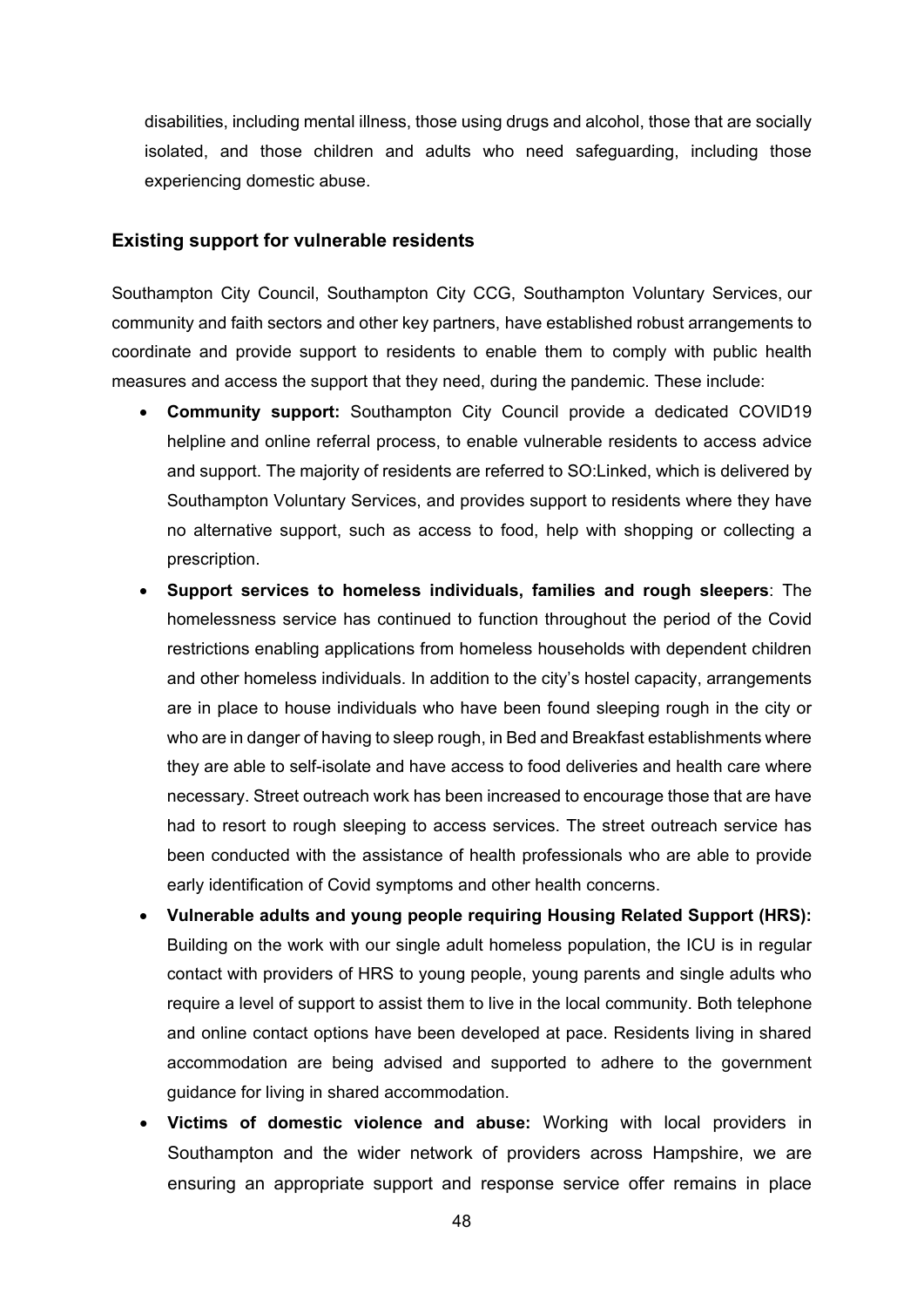disabilities, including mental illness, those using drugs and alcohol, those that are socially isolated, and those children and adults who need safeguarding, including those experiencing domestic abuse.

### Existing support for vulnerable residents

Southampton City Council, Southampton City CCG, Southampton Voluntary Services, our community and faith sectors and other key partners, have established robust arrangements to coordinate and provide support to residents to enable them to comply with public health measures and access the support that they need, during the pandemic. These include:

- **Community support:** Southampton City Council provide a dedicated COVID19 helpline and online referral process, to enable vulnerable residents to access advice and support. The majority of residents are referred to SO:Linked, which is delivered by Southampton Voluntary Services, and provides support to residents where they have no alternative support, such as access to food, help with shopping or collecting a prescription.
- **Support services to homeless individuals, families and rough sleepers**: The homelessness service has continued to function throughout the period of the Covid restrictions enabling applications from homeless households with dependent children and other homeless individuals. In addition to the city's hostel capacity, arrangements are in place to house individuals who have been found sleeping rough in the city or who are in danger of having to sleep rough, in Bed and Breakfast establishments where they are able to self-isolate and have access to food deliveries and health care where necessary. Street outreach work has been increased to encourage those that are have had to resort to rough sleeping to access services. The street outreach service has been conducted with the assistance of health professionals who are able to provide early identification of Covid symptoms and other health concerns.
- **Vulnerable adults and young people requiring Housing Related Support (HRS):** Building on the work with our single adult homeless population, the ICU is in regular contact with providers of HRS to young people, young parents and single adults who require a level of support to assist them to live in the local community. Both telephone and online contact options have been developed at pace. Residents living in shared accommodation are being advised and supported to adhere to the government guidance for living in shared accommodation.
- **Victims of domestic violence and abuse:** Working with local providers in Southampton and the wider network of providers across Hampshire, we are ensuring an appropriate support and response service offer remains in place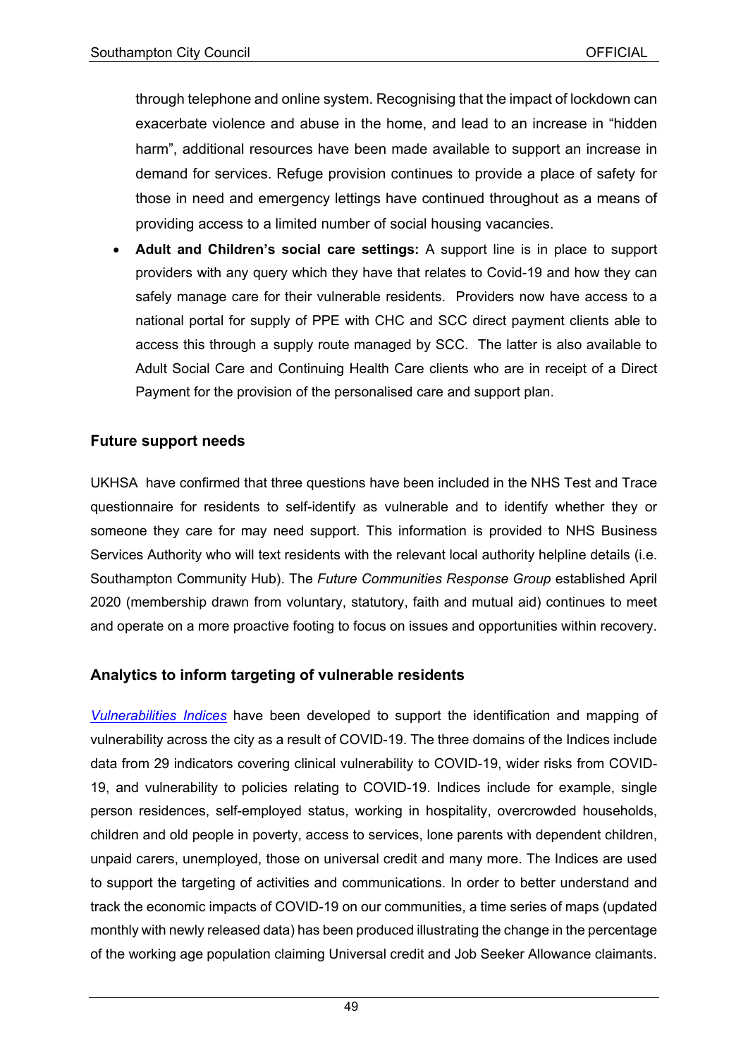through telephone and online system. Recognising that the impact of lockdown can exacerbate violence and abuse in the home, and lead to an increase in "hidden harm", additional resources have been made available to support an increase in demand for services. Refuge provision continues to provide a place of safety for those in need and emergency lettings have continued throughout as a means of providing access to a limited number of social housing vacancies.

- **Adult and Children's social care settings:** A support line is in place to support providers with any query which they have that relates to Covid-19 and how they can safely manage care for their vulnerable residents. Providers now have access to a national portal for supply of PPE with CHC and SCC direct payment clients able to access this through a supply route managed by SCC. The latter is also available to Adult Social Care and Continuing Health Care clients who are in receipt of a Direct Payment for the provision of the personalised care and support plan.

### Future support needs

UKHSA have confirmed that three questions have been included in the NHS Test and Trace questionnaire for residents to self-identify as vulnerable and to identify whether they or someone they care for may need support. This information is provided to NHS Business Services Authority who will text residents with the relevant local authority helpline details (i.e. Southampton Community Hub). The *Future Communities Response Group* established April 2020 (membership drawn from voluntary, statutory, faith and mutual aid) continues to meet and operate on a more proactive footing to focus on issues and opportunities within recovery.

### Analytics to inform targeting of vulnerable residents

*Vulnerabilities Indices* have been developed to support the identification and mapping of vulnerability across the city as a result of COVID-19. The three domains of the Indices include data from 29 indicators covering clinical vulnerability to COVID-19, wider risks from COVID-19, and vulnerability to policies relating to COVID-19. Indices include for example, single person residences, self-employed status, working in hospitality, overcrowded households, children and old people in poverty, access to services, lone parents with dependent children, unpaid carers, unemployed, those on universal credit and many more. The Indices are used to support the targeting of activities and communications. In order to better understand and track the economic impacts of COVID-19 on our communities, a time series of maps (updated monthly with newly released data) has been produced illustrating the change in the percentage of the working age population claiming Universal credit and Job Seeker Allowance claimants.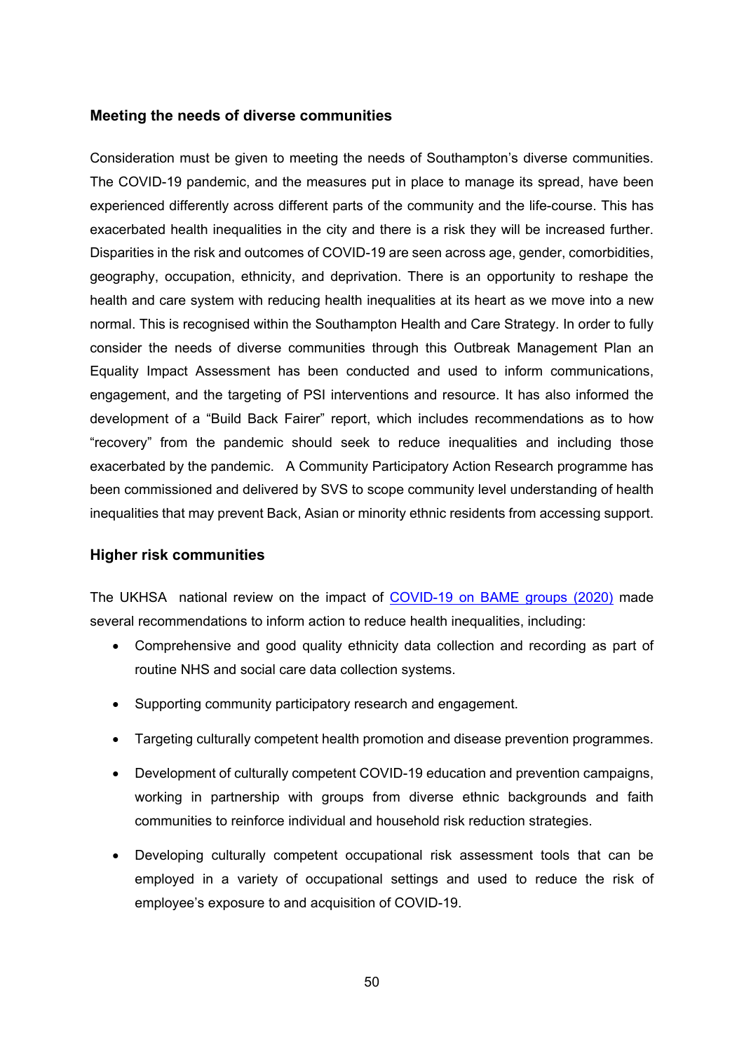### Meeting the needs of diverse communities

Consideration must be given to meeting the needs of Southampton's diverse communities. The COVID-19 pandemic, and the measures put in place to manage its spread, have been experienced differently across different parts of the community and the life-course. This has exacerbated health inequalities in the city and there is a risk they will be increased further. Disparities in the risk and outcomes of COVID-19 are seen across age, gender, comorbidities, geography, occupation, ethnicity, and deprivation. There is an opportunity to reshape the health and care system with reducing health inequalities at its heart as we move into a new normal. This is recognised within the Southampton Health and Care Strategy. In order to fully consider the needs of diverse communities through this Outbreak Management Plan an Equality Impact Assessment has been conducted and used to inform communications, engagement, and the targeting of PSI interventions and resource. It has also informed the development of a "Build Back Fairer" report, which includes recommendations as to how "recovery" from the pandemic should seek to reduce inequalities and including those exacerbated by the pandemic. A Community Participatory Action Research programme has been commissioned and delivered by SVS to scope community level understanding of health inequalities that may prevent Back, Asian or minority ethnic residents from accessing support.

### Higher risk communities

The UKHSA national review on the impact of [COVID-19 on BAME groups (2020)]() made several recommendations to inform action to reduce health inequalities, including:

- Comprehensive and good quality ethnicity data collection and recording as part of routine NHS and social care data collection systems.
- Supporting community participatory research and engagement.
- Targeting culturally competent health promotion and disease prevention programmes.
- Development of culturally competent COVID-19 education and prevention campaigns, working in partnership with groups from diverse ethnic backgrounds and faith communities to reinforce individual and household risk reduction strategies.
- Developing culturally competent occupational risk assessment tools that can be employed in a variety of occupational settings and used to reduce the risk of employee's exposure to and acquisition of COVID-19.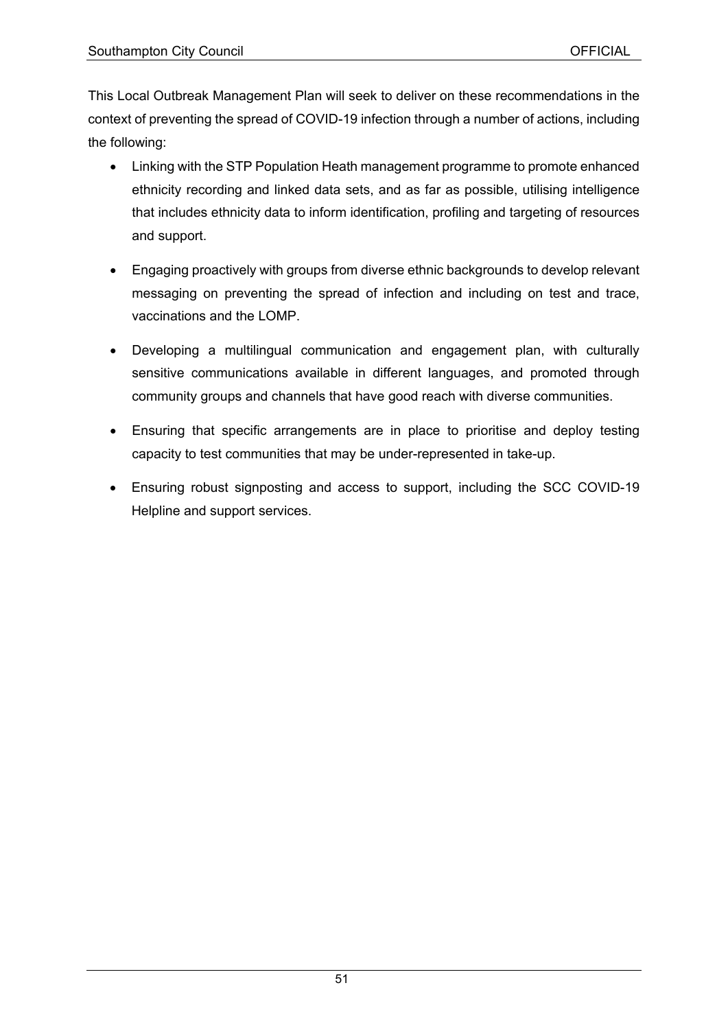This Local Outbreak Management Plan will seek to deliver on these recommendations in the context of preventing the spread of COVID-19 infection through a number of actions, including the following:

- Linking with the STP Population Heath management programme to promote enhanced ethnicity recording and linked data sets, and as far as possible, utilising intelligence that includes ethnicity data to inform identification, profiling and targeting of resources and support.
- Engaging proactively with groups from diverse ethnic backgrounds to develop relevant messaging on preventing the spread of infection and including on test and trace, vaccinations and the LOMP.
- Developing a multilingual communication and engagement plan, with culturally sensitive communications available in different languages, and promoted through community groups and channels that have good reach with diverse communities.
- Ensuring that specific arrangements are in place to prioritise and deploy testing capacity to test communities that may be under-represented in take-up.
- Ensuring robust signposting and access to support, including the SCC COVID-19 Helpline and support services.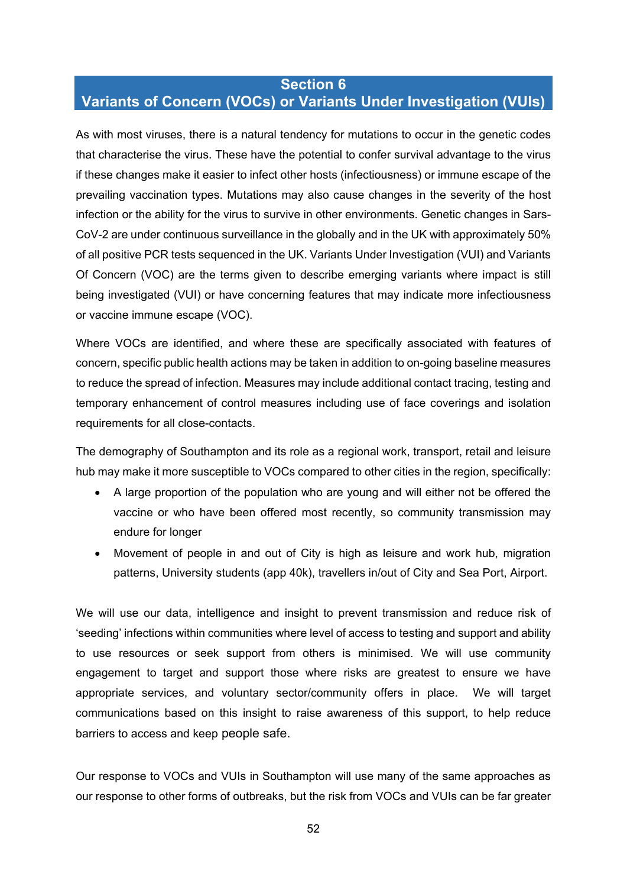## Section 6
## Variants of Concern (VOCs) or Variants Under Investigation (VUIs)

As with most viruses, there is a natural tendency for mutations to occur in the genetic codes that characterise the virus. These have the potential to confer survival advantage to the virus if these changes make it easier to infect other hosts (infectiousness) or immune escape of the prevailing vaccination types. Mutations may also cause changes in the severity of the host infection or the ability for the virus to survive in other environments. Genetic changes in Sars-CoV-2 are under continuous surveillance in the globally and in the UK with approximately 50% of all positive PCR tests sequenced in the UK. Variants Under Investigation (VUI) and Variants Of Concern (VOC) are the terms given to describe emerging variants where impact is still being investigated (VUI) or have concerning features that may indicate more infectiousness or vaccine immune escape (VOC).

Where VOCs are identified, and where these are specifically associated with features of concern, specific public health actions may be taken in addition to on-going baseline measures to reduce the spread of infection. Measures may include additional contact tracing, testing and temporary enhancement of control measures including use of face coverings and isolation requirements for all close-contacts.

The demography of Southampton and its role as a regional work, transport, retail and leisure hub may make it more susceptible to VOCs compared to other cities in the region, specifically:

- A large proportion of the population who are young and will either not be offered the vaccine or who have been offered most recently, so community transmission may endure for longer
- Movement of people in and out of City is high as leisure and work hub, migration patterns, University students (app 40k), travellers in/out of City and Sea Port, Airport.

We will use our data, intelligence and insight to prevent transmission and reduce risk of 'seeding' infections within communities where level of access to testing and support and ability to use resources or seek support from others is minimised. We will use community engagement to target and support those where risks are greatest to ensure we have appropriate services, and voluntary sector/community offers in place. We will target communications based on this insight to raise awareness of this support, to help reduce barriers to access and keep people safe.

Our response to VOCs and VUIs in Southampton will use many of the same approaches as our response to other forms of outbreaks, but the risk from VOCs and VUIs can be far greater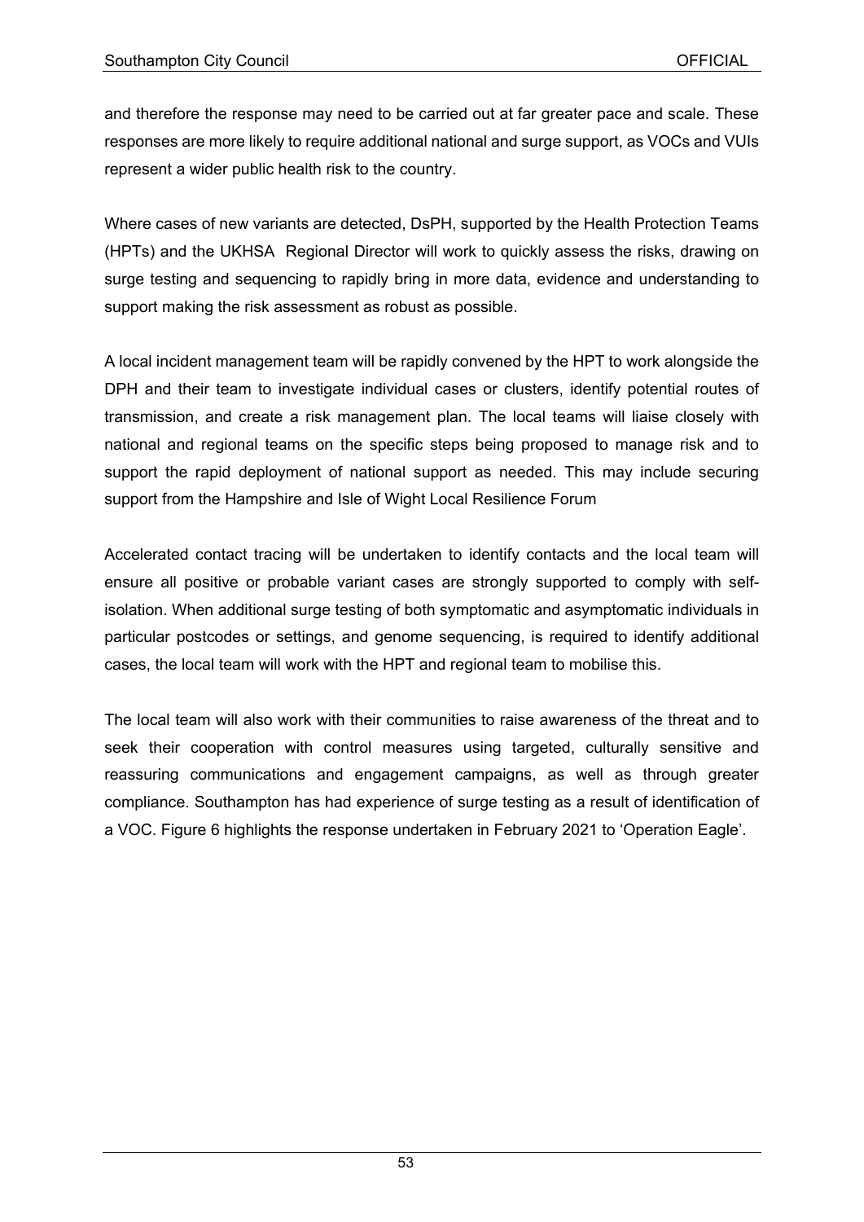and therefore the response may need to be carried out at far greater pace and scale. These responses are more likely to require additional national and surge support, as VOCs and VUIs represent a wider public health risk to the country.

Where cases of new variants are detected, DsPH, supported by the Health Protection Teams (HPTs) and the UKHSA Regional Director will work to quickly assess the risks, drawing on surge testing and sequencing to rapidly bring in more data, evidence and understanding to support making the risk assessment as robust as possible.

A local incident management team will be rapidly convened by the HPT to work alongside the DPH and their team to investigate individual cases or clusters, identify potential routes of transmission, and create a risk management plan. The local teams will liaise closely with national and regional teams on the specific steps being proposed to manage risk and to support the rapid deployment of national support as needed. This may include securing support from the Hampshire and Isle of Wight Local Resilience Forum

Accelerated contact tracing will be undertaken to identify contacts and the local team will ensure all positive or probable variant cases are strongly supported to comply with self-isolation. When additional surge testing of both symptomatic and asymptomatic individuals in particular postcodes or settings, and genome sequencing, is required to identify additional cases, the local team will work with the HPT and regional team to mobilise this.

The local team will also work with their communities to raise awareness of the threat and to seek their cooperation with control measures using targeted, culturally sensitive and reassuring communications and engagement campaigns, as well as through greater compliance. Southampton has had experience of surge testing as a result of identification of a VOC. Figure 6 highlights the response undertaken in February 2021 to 'Operation Eagle'.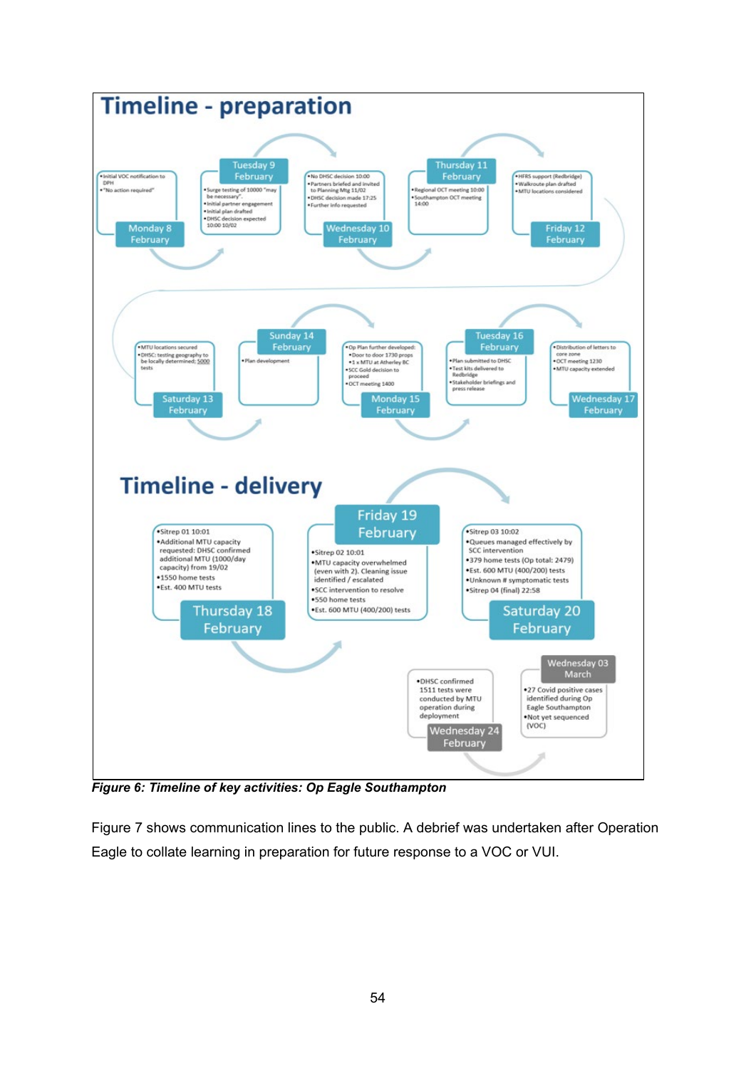## Timeline - preparation

**Monday 8 February**
- Initial VOC notification to DPH
- "No action required"

**Tuesday 9 February**
- Surge testing of 10000 "may be necessary".
- Initial partner engagement
- Initial plan drafted
- DHSC decision expected 10:00 10/02

**Wednesday 10 February**
- No DHSC decision 10:00
- Partners briefed and invited to Planning Mtg 11/02
- DHSC decision made 17:25
- Further info requested

**Thursday 11 February**
- Regional OCT meeting 10:00
- Southampton OCT meeting 14:00

**Friday 12 February**
- HFRS support (Redbridge)
- Walkroute plan drafted
- MTU locations considered

**Saturday 13 February**
- MTU locations secured
- DHSC: testing geography to be locally determined; 5000 tests

**Sunday 14 February**
- Plan development

**Monday 15 February**
- Op Plan further developed:
  - Door to door 1730 props
  - 1 x MTU at Atherley BC
- SCC Gold decision to proceed
- OCT meeting 1400

**Tuesday 16 February**
- Plan submitted to DHSC
- Test kits delivered to Redbridge
- Stakeholder briefings and press release

**Wednesday 17 February**
- Distribution of letters to core zone
- OCT meeting 1230
- MTU capacity extended

## Timeline - delivery

**Thursday 18 February**
- Sitrep 01 10:01
- Additional MTU capacity requested: DHSC confirmed additional MTU (1000/day capacity) from 19/02
- 1550 home tests
- Est. 400 MTU tests

**Friday 19 February**
- Sitrep 02 10:01
- MTU capacity overwhelmed (even with 2). Cleaning issue identified / escalated
- SCC intervention to resolve
- 550 home tests
- Est. 600 MTU (400/200) tests

**Saturday 20 February**
- Sitrep 03 10:02
- Queues managed effectively by SCC intervention
- 379 home tests (Op total: 2479)
- Est. 600 MTU (400/200) tests
- Unknown # symptomatic tests
- Sitrep 04 (final) 22:58

**Wednesday 24 February**
- DHSC confirmed 1511 tests were conducted by MTU operation during deployment

**Wednesday 03 March**
- 27 Covid positive cases identified during Op Eagle Southampton
- Not yet sequenced (VOC)

*Figure 6: Timeline of key activities: Op Eagle Southampton*

Figure 7 shows communication lines to the public. A debrief was undertaken after Operation Eagle to collate learning in preparation for future response to a VOC or VUI.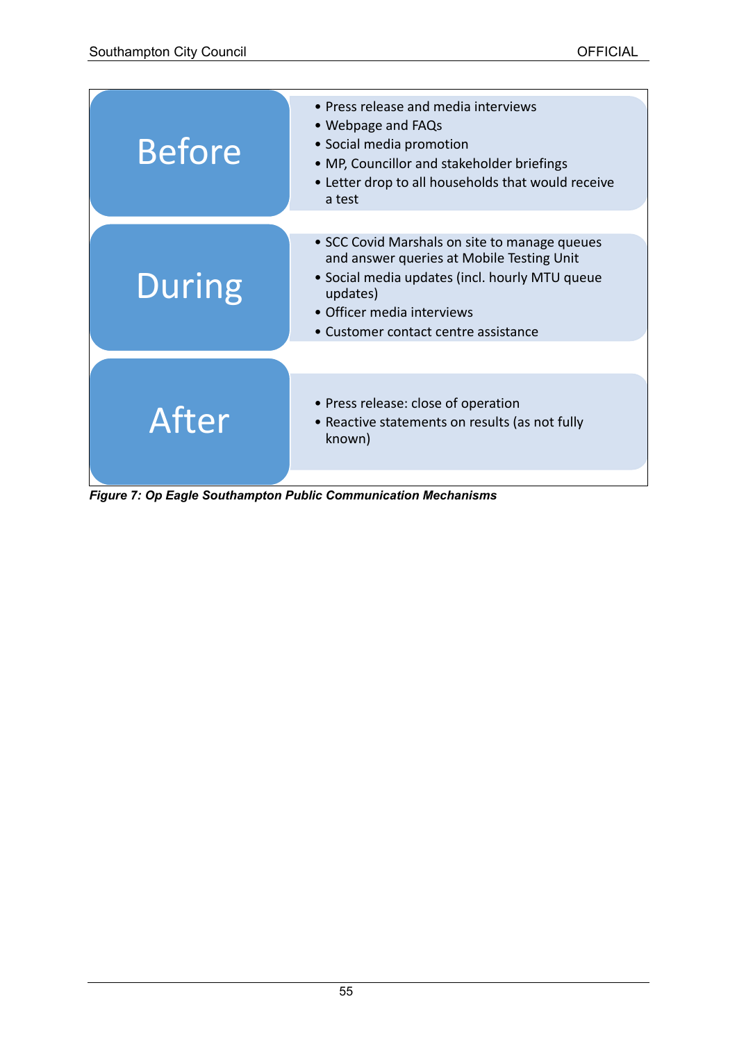**Before**

- Press release and media interviews
- Webpage and FAQs
- Social media promotion
- MP, Councillor and stakeholder briefings
- Letter drop to all households that would receive a test

**During**

- SCC Covid Marshals on site to manage queues and answer queries at Mobile Testing Unit
- Social media updates (incl. hourly MTU queue updates)
- Officer media interviews
- Customer contact centre assistance

**After**

- Press release: close of operation
- Reactive statements on results (as not fully known)

***Figure 7: Op Eagle Southampton Public Communication Mechanisms***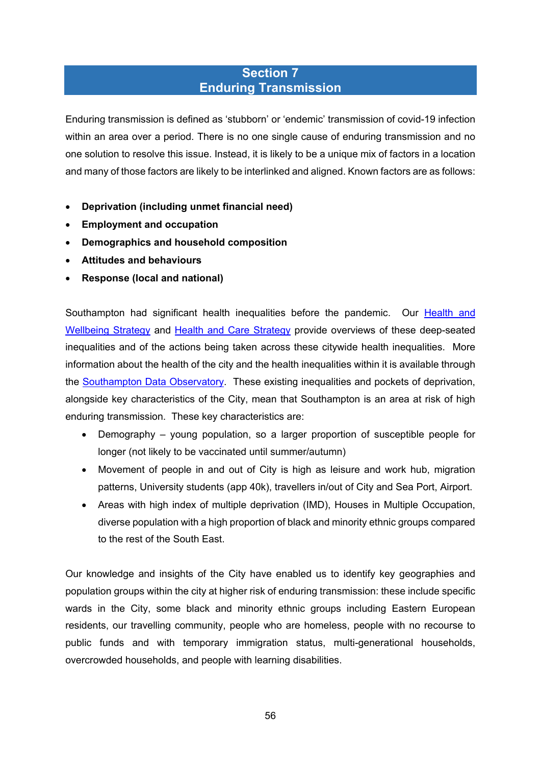# Section 7
# Enduring Transmission

Enduring transmission is defined as 'stubborn' or 'endemic' transmission of covid-19 infection within an area over a period. There is no one single cause of enduring transmission and no one solution to resolve this issue. Instead, it is likely to be a unique mix of factors in a location and many of those factors are likely to be interlinked and aligned. Known factors are as follows:

- **Deprivation (including unmet financial need)**
- **Employment and occupation**
- **Demographics and household composition**
- **Attitudes and behaviours**
- **Response (local and national)**

Southampton had significant health inequalities before the pandemic. Our Health and Wellbeing Strategy and Health and Care Strategy provide overviews of these deep-seated inequalities and of the actions being taken across these citywide health inequalities. More information about the health of the city and the health inequalities within it is available through the Southampton Data Observatory. These existing inequalities and pockets of deprivation, alongside key characteristics of the City, mean that Southampton is an area at risk of high enduring transmission. These key characteristics are:

- Demography – young population, so a larger proportion of susceptible people for longer (not likely to be vaccinated until summer/autumn)
- Movement of people in and out of City is high as leisure and work hub, migration patterns, University students (app 40k), travellers in/out of City and Sea Port, Airport.
- Areas with high index of multiple deprivation (IMD), Houses in Multiple Occupation, diverse population with a high proportion of black and minority ethnic groups compared to the rest of the South East.

Our knowledge and insights of the City have enabled us to identify key geographies and population groups within the city at higher risk of enduring transmission: these include specific wards in the City, some black and minority ethnic groups including Eastern European residents, our travelling community, people who are homeless, people with no recourse to public funds and with temporary immigration status, multi-generational households, overcrowded households, and people with learning disabilities.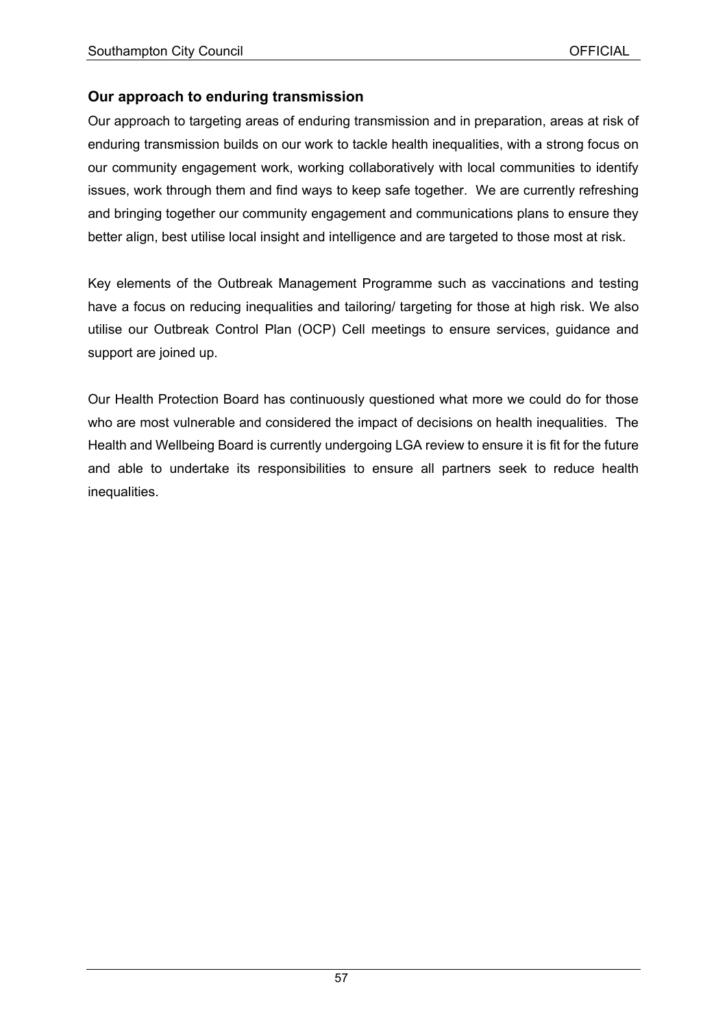### Our approach to enduring transmission

Our approach to targeting areas of enduring transmission and in preparation, areas at risk of enduring transmission builds on our work to tackle health inequalities, with a strong focus on our community engagement work, working collaboratively with local communities to identify issues, work through them and find ways to keep safe together. We are currently refreshing and bringing together our community engagement and communications plans to ensure they better align, best utilise local insight and intelligence and are targeted to those most at risk.

Key elements of the Outbreak Management Programme such as vaccinations and testing have a focus on reducing inequalities and tailoring/ targeting for those at high risk. We also utilise our Outbreak Control Plan (OCP) Cell meetings to ensure services, guidance and support are joined up.

Our Health Protection Board has continuously questioned what more we could do for those who are most vulnerable and considered the impact of decisions on health inequalities. The Health and Wellbeing Board is currently undergoing LGA review to ensure it is fit for the future and able to undertake its responsibilities to ensure all partners seek to reduce health inequalities.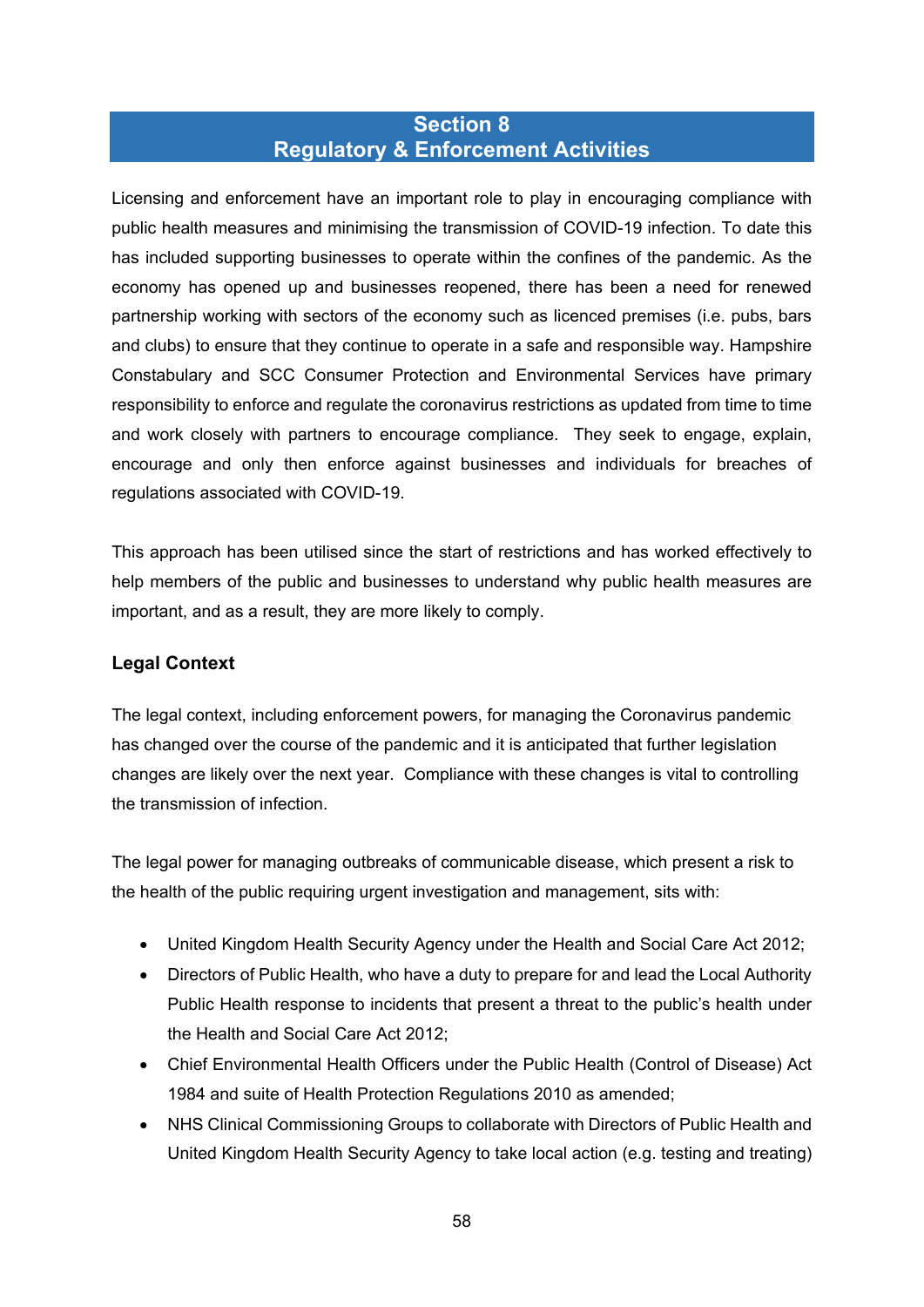# Section 8
# Regulatory & Enforcement Activities

Licensing and enforcement have an important role to play in encouraging compliance with public health measures and minimising the transmission of COVID-19 infection. To date this has included supporting businesses to operate within the confines of the pandemic. As the economy has opened up and businesses reopened, there has been a need for renewed partnership working with sectors of the economy such as licenced premises (i.e. pubs, bars and clubs) to ensure that they continue to operate in a safe and responsible way. Hampshire Constabulary and SCC Consumer Protection and Environmental Services have primary responsibility to enforce and regulate the coronavirus restrictions as updated from time to time and work closely with partners to encourage compliance. They seek to engage, explain, encourage and only then enforce against businesses and individuals for breaches of regulations associated with COVID-19.

This approach has been utilised since the start of restrictions and has worked effectively to help members of the public and businesses to understand why public health measures are important, and as a result, they are more likely to comply.

## Legal Context

The legal context, including enforcement powers, for managing the Coronavirus pandemic has changed over the course of the pandemic and it is anticipated that further legislation changes are likely over the next year. Compliance with these changes is vital to controlling the transmission of infection.

The legal power for managing outbreaks of communicable disease, which present a risk to the health of the public requiring urgent investigation and management, sits with:

- United Kingdom Health Security Agency under the Health and Social Care Act 2012;
- Directors of Public Health, who have a duty to prepare for and lead the Local Authority Public Health response to incidents that present a threat to the public's health under the Health and Social Care Act 2012;
- Chief Environmental Health Officers under the Public Health (Control of Disease) Act 1984 and suite of Health Protection Regulations 2010 as amended;
- NHS Clinical Commissioning Groups to collaborate with Directors of Public Health and United Kingdom Health Security Agency to take local action (e.g. testing and treating)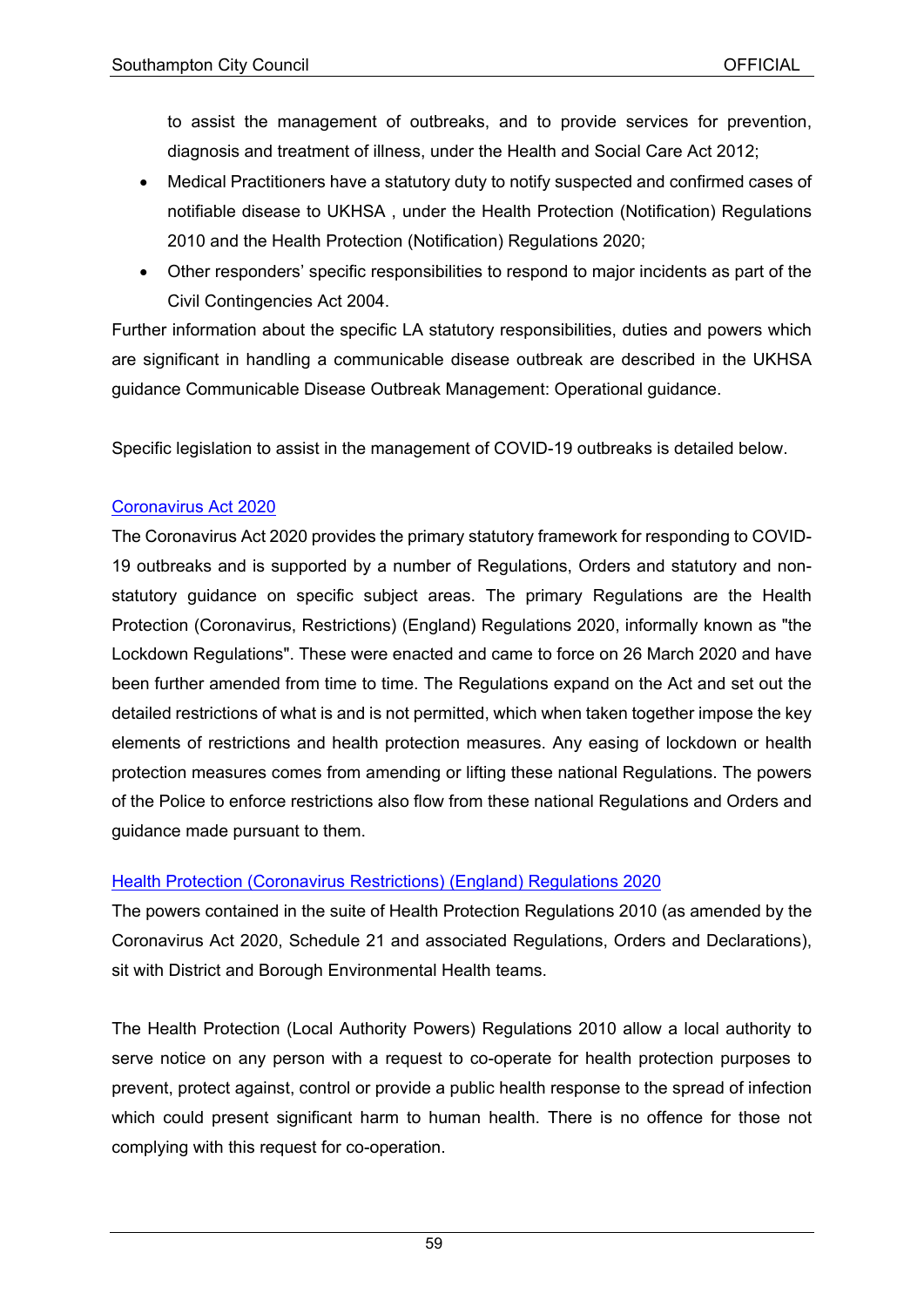to assist the management of outbreaks, and to provide services for prevention, diagnosis and treatment of illness, under the Health and Social Care Act 2012;

- Medical Practitioners have a statutory duty to notify suspected and confirmed cases of notifiable disease to UKHSA , under the Health Protection (Notification) Regulations 2010 and the Health Protection (Notification) Regulations 2020;
- Other responders' specific responsibilities to respond to major incidents as part of the Civil Contingencies Act 2004.

Further information about the specific LA statutory responsibilities, duties and powers which are significant in handling a communicable disease outbreak are described in the UKHSA guidance Communicable Disease Outbreak Management: Operational guidance.

Specific legislation to assist in the management of COVID-19 outbreaks is detailed below.

#### Coronavirus Act 2020

The Coronavirus Act 2020 provides the primary statutory framework for responding to COVID-19 outbreaks and is supported by a number of Regulations, Orders and statutory and non-statutory guidance on specific subject areas. The primary Regulations are the Health Protection (Coronavirus, Restrictions) (England) Regulations 2020, informally known as "the Lockdown Regulations". These were enacted and came to force on 26 March 2020 and have been further amended from time to time. The Regulations expand on the Act and set out the detailed restrictions of what is and is not permitted, which when taken together impose the key elements of restrictions and health protection measures. Any easing of lockdown or health protection measures comes from amending or lifting these national Regulations. The powers of the Police to enforce restrictions also flow from these national Regulations and Orders and guidance made pursuant to them.

#### Health Protection (Coronavirus Restrictions) (England) Regulations 2020

The powers contained in the suite of Health Protection Regulations 2010 (as amended by the Coronavirus Act 2020, Schedule 21 and associated Regulations, Orders and Declarations), sit with District and Borough Environmental Health teams.

The Health Protection (Local Authority Powers) Regulations 2010 allow a local authority to serve notice on any person with a request to co-operate for health protection purposes to prevent, protect against, control or provide a public health response to the spread of infection which could present significant harm to human health. There is no offence for those not complying with this request for co-operation.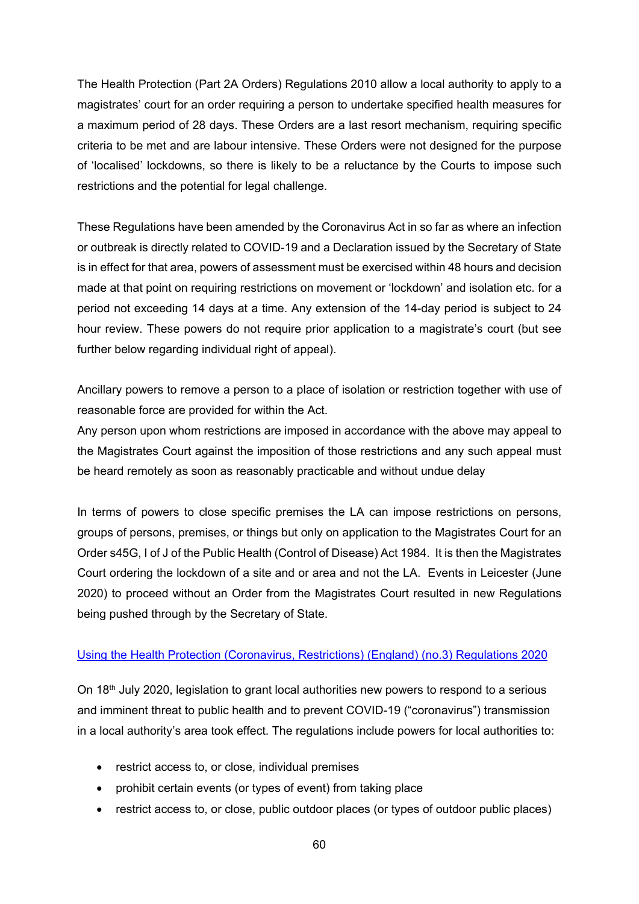The Health Protection (Part 2A Orders) Regulations 2010 allow a local authority to apply to a magistrates' court for an order requiring a person to undertake specified health measures for a maximum period of 28 days. These Orders are a last resort mechanism, requiring specific criteria to be met and are labour intensive. These Orders were not designed for the purpose of 'localised' lockdowns, so there is likely to be a reluctance by the Courts to impose such restrictions and the potential for legal challenge.

These Regulations have been amended by the Coronavirus Act in so far as where an infection or outbreak is directly related to COVID-19 and a Declaration issued by the Secretary of State is in effect for that area, powers of assessment must be exercised within 48 hours and decision made at that point on requiring restrictions on movement or 'lockdown' and isolation etc. for a period not exceeding 14 days at a time. Any extension of the 14-day period is subject to 24 hour review. These powers do not require prior application to a magistrate's court (but see further below regarding individual right of appeal).

Ancillary powers to remove a person to a place of isolation or restriction together with use of reasonable force are provided for within the Act.

Any person upon whom restrictions are imposed in accordance with the above may appeal to the Magistrates Court against the imposition of those restrictions and any such appeal must be heard remotely as soon as reasonably practicable and without undue delay

In terms of powers to close specific premises the LA can impose restrictions on persons, groups of persons, premises, or things but only on application to the Magistrates Court for an Order s45G, I of J of the Public Health (Control of Disease) Act 1984. It is then the Magistrates Court ordering the lockdown of a site and or area and not the LA. Events in Leicester (June 2020) to proceed without an Order from the Magistrates Court resulted in new Regulations being pushed through by the Secretary of State.

Using the Health Protection (Coronavirus, Restrictions) (England) (no.3) Regulations 2020

On 18th July 2020, legislation to grant local authorities new powers to respond to a serious and imminent threat to public health and to prevent COVID-19 ("coronavirus") transmission in a local authority's area took effect. The regulations include powers for local authorities to:

- restrict access to, or close, individual premises
- prohibit certain events (or types of event) from taking place
- restrict access to, or close, public outdoor places (or types of outdoor public places)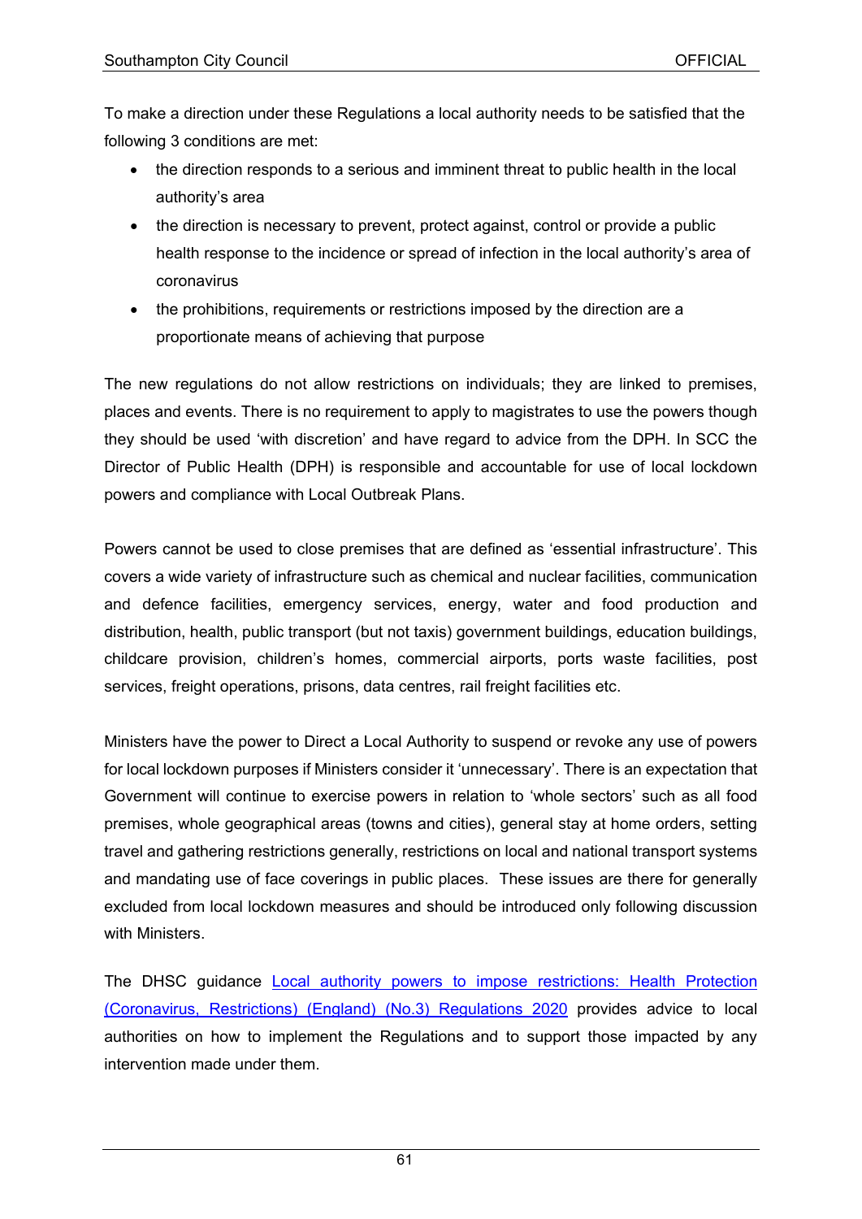To make a direction under these Regulations a local authority needs to be satisfied that the following 3 conditions are met:

- the direction responds to a serious and imminent threat to public health in the local authority's area
- the direction is necessary to prevent, protect against, control or provide a public health response to the incidence or spread of infection in the local authority's area of coronavirus
- the prohibitions, requirements or restrictions imposed by the direction are a proportionate means of achieving that purpose

The new regulations do not allow restrictions on individuals; they are linked to premises, places and events. There is no requirement to apply to magistrates to use the powers though they should be used 'with discretion' and have regard to advice from the DPH. In SCC the Director of Public Health (DPH) is responsible and accountable for use of local lockdown powers and compliance with Local Outbreak Plans.

Powers cannot be used to close premises that are defined as 'essential infrastructure'. This covers a wide variety of infrastructure such as chemical and nuclear facilities, communication and defence facilities, emergency services, energy, water and food production and distribution, health, public transport (but not taxis) government buildings, education buildings, childcare provision, children's homes, commercial airports, ports waste facilities, post services, freight operations, prisons, data centres, rail freight facilities etc.

Ministers have the power to Direct a Local Authority to suspend or revoke any use of powers for local lockdown purposes if Ministers consider it 'unnecessary'. There is an expectation that Government will continue to exercise powers in relation to 'whole sectors' such as all food premises, whole geographical areas (towns and cities), general stay at home orders, setting travel and gathering restrictions generally, restrictions on local and national transport systems and mandating use of face coverings in public places. These issues are there for generally excluded from local lockdown measures and should be introduced only following discussion with Ministers.

The DHSC guidance [Local authority powers to impose restrictions: Health Protection (Coronavirus, Restrictions) (England) (No.3) Regulations 2020] provides advice to local authorities on how to implement the Regulations and to support those impacted by any intervention made under them.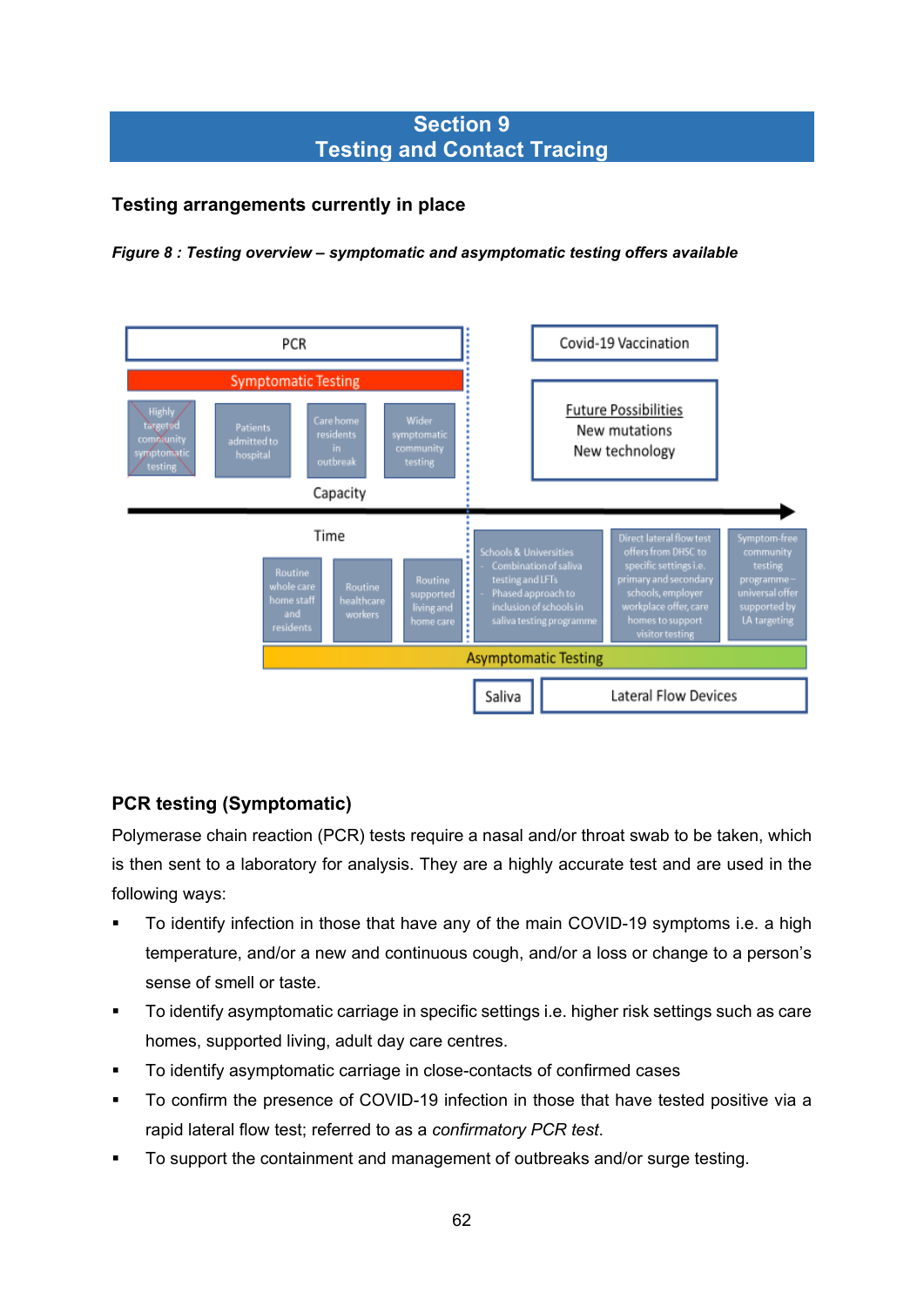## Section 9
## Testing and Contact Tracing

### Testing arrangements currently in place

***Figure 8 : Testing overview – symptomatic and asymptomatic testing offers available***

PCR

Symptomatic Testing

Highly targeted community symptomatic testing

Patients admitted to hospital

Care home residents in outbreak

Wider symptomatic community testing

Capacity

Time

Covid-19 Vaccination

Future Possibilities
New mutations
New technology

Routine whole care home staff and residents

Routine healthcare workers

Routine supported living and home care

Schools & Universities
- Combination of saliva testing and LFTs
- Phased approach to inclusion of schools in saliva testing programme

Direct lateral flow test offers from DHSC to specific settings i.e. primary and secondary schools, employer workplace offer, care homes to support visitor testing

Symptom-free community testing programme – universal offer supported by LA targeting

Asymptomatic Testing

Saliva

Lateral Flow Devices

### PCR testing (Symptomatic)

Polymerase chain reaction (PCR) tests require a nasal and/or throat swab to be taken, which is then sent to a laboratory for analysis. They are a highly accurate test and are used in the following ways:

- To identify infection in those that have any of the main COVID-19 symptoms i.e. a high temperature, and/or a new and continuous cough, and/or a loss or change to a person's sense of smell or taste.
- To identify asymptomatic carriage in specific settings i.e. higher risk settings such as care homes, supported living, adult day care centres.
- To identify asymptomatic carriage in close-contacts of confirmed cases
- To confirm the presence of COVID-19 infection in those that have tested positive via a rapid lateral flow test; referred to as a *confirmatory PCR test*.
- To support the containment and management of outbreaks and/or surge testing.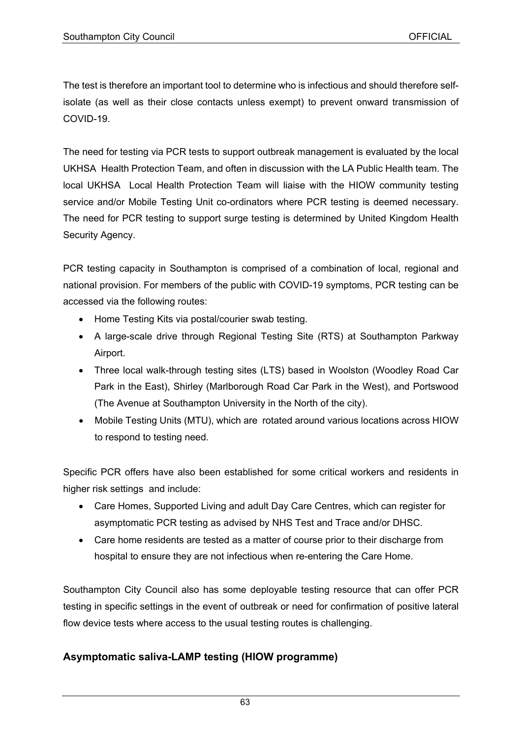The test is therefore an important tool to determine who is infectious and should therefore self-isolate (as well as their close contacts unless exempt) to prevent onward transmission of COVID-19.

The need for testing via PCR tests to support outbreak management is evaluated by the local UKHSA Health Protection Team, and often in discussion with the LA Public Health team. The local UKHSA Local Health Protection Team will liaise with the HIOW community testing service and/or Mobile Testing Unit co-ordinators where PCR testing is deemed necessary. The need for PCR testing to support surge testing is determined by United Kingdom Health Security Agency.

PCR testing capacity in Southampton is comprised of a combination of local, regional and national provision. For members of the public with COVID-19 symptoms, PCR testing can be accessed via the following routes:

- Home Testing Kits via postal/courier swab testing.
- A large-scale drive through Regional Testing Site (RTS) at Southampton Parkway Airport.
- Three local walk-through testing sites (LTS) based in Woolston (Woodley Road Car Park in the East), Shirley (Marlborough Road Car Park in the West), and Portswood (The Avenue at Southampton University in the North of the city).
- Mobile Testing Units (MTU), which are rotated around various locations across HIOW to respond to testing need.

Specific PCR offers have also been established for some critical workers and residents in higher risk settings and include:

- Care Homes, Supported Living and adult Day Care Centres, which can register for asymptomatic PCR testing as advised by NHS Test and Trace and/or DHSC.
- Care home residents are tested as a matter of course prior to their discharge from hospital to ensure they are not infectious when re-entering the Care Home.

Southampton City Council also has some deployable testing resource that can offer PCR testing in specific settings in the event of outbreak or need for confirmation of positive lateral flow device tests where access to the usual testing routes is challenging.

### Asymptomatic saliva-LAMP testing (HIOW programme)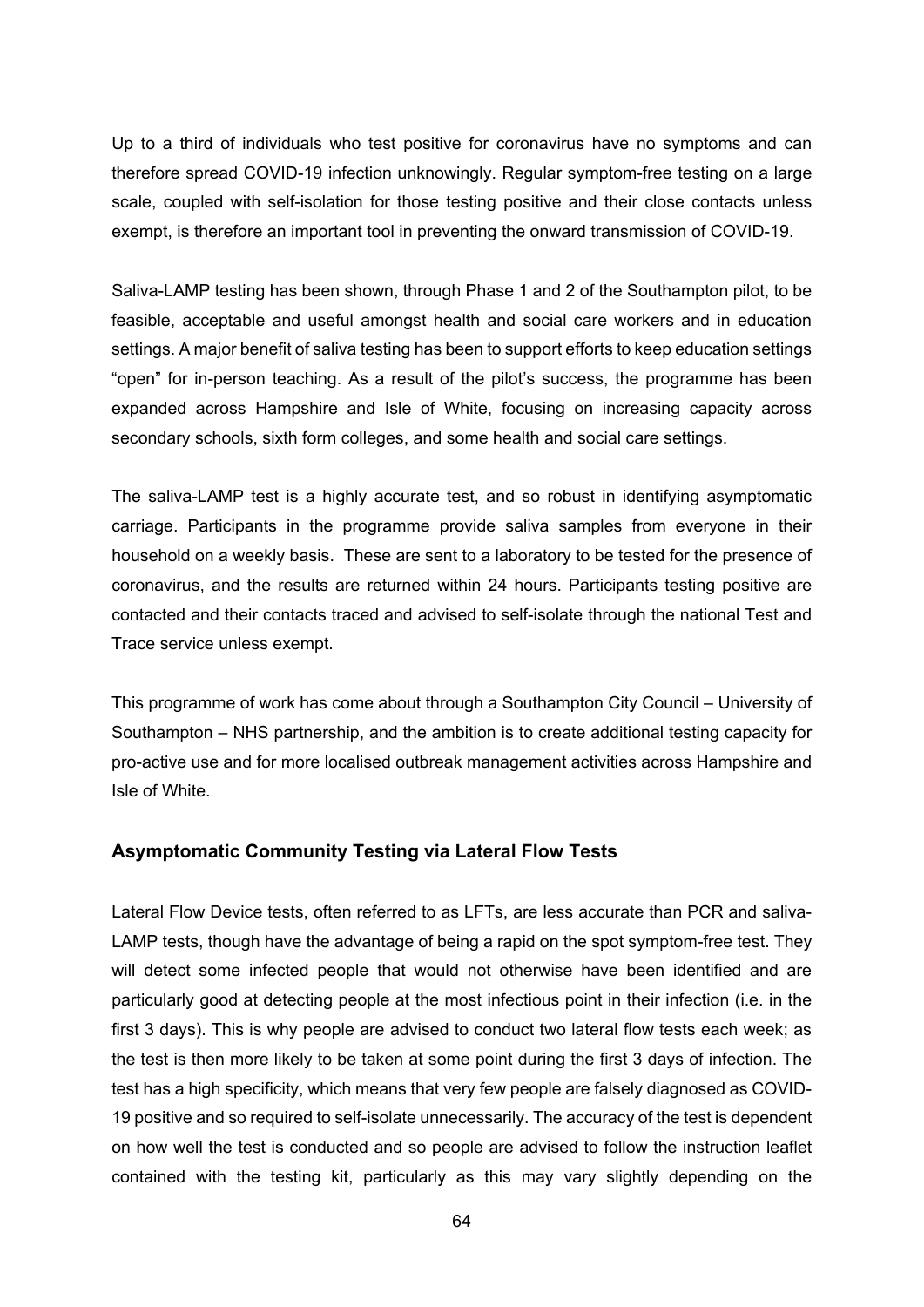Up to a third of individuals who test positive for coronavirus have no symptoms and can therefore spread COVID-19 infection unknowingly. Regular symptom-free testing on a large scale, coupled with self-isolation for those testing positive and their close contacts unless exempt, is therefore an important tool in preventing the onward transmission of COVID-19.

Saliva-LAMP testing has been shown, through Phase 1 and 2 of the Southampton pilot, to be feasible, acceptable and useful amongst health and social care workers and in education settings. A major benefit of saliva testing has been to support efforts to keep education settings "open" for in-person teaching. As a result of the pilot's success, the programme has been expanded across Hampshire and Isle of White, focusing on increasing capacity across secondary schools, sixth form colleges, and some health and social care settings.

The saliva-LAMP test is a highly accurate test, and so robust in identifying asymptomatic carriage. Participants in the programme provide saliva samples from everyone in their household on a weekly basis. These are sent to a laboratory to be tested for the presence of coronavirus, and the results are returned within 24 hours. Participants testing positive are contacted and their contacts traced and advised to self-isolate through the national Test and Trace service unless exempt.

This programme of work has come about through a Southampton City Council – University of Southampton – NHS partnership, and the ambition is to create additional testing capacity for pro-active use and for more localised outbreak management activities across Hampshire and Isle of White.

### Asymptomatic Community Testing via Lateral Flow Tests

Lateral Flow Device tests, often referred to as LFTs, are less accurate than PCR and saliva-LAMP tests, though have the advantage of being a rapid on the spot symptom-free test. They will detect some infected people that would not otherwise have been identified and are particularly good at detecting people at the most infectious point in their infection (i.e. in the first 3 days). This is why people are advised to conduct two lateral flow tests each week; as the test is then more likely to be taken at some point during the first 3 days of infection. The test has a high specificity, which means that very few people are falsely diagnosed as COVID-19 positive and so required to self-isolate unnecessarily. The accuracy of the test is dependent on how well the test is conducted and so people are advised to follow the instruction leaflet contained with the testing kit, particularly as this may vary slightly depending on the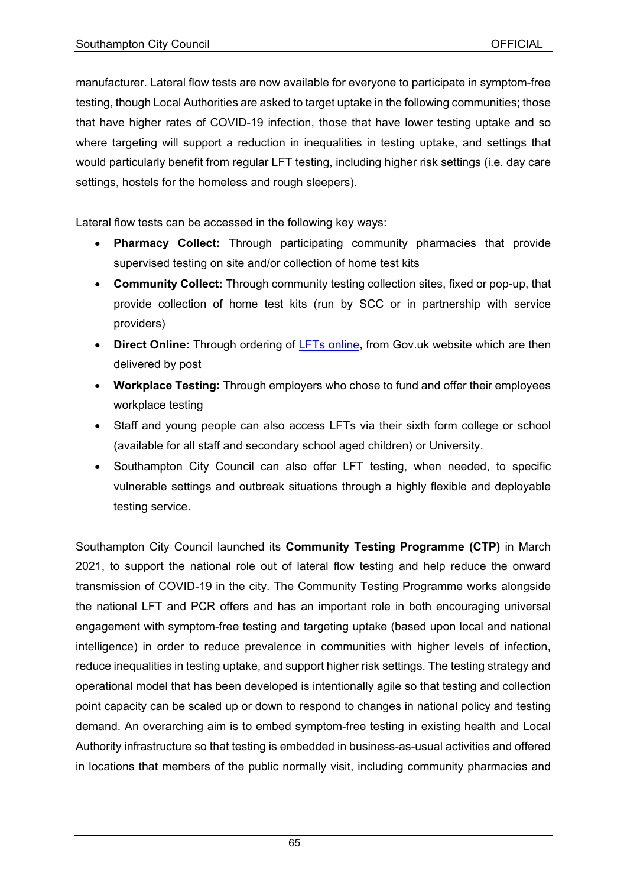manufacturer. Lateral flow tests are now available for everyone to participate in symptom-free testing, though Local Authorities are asked to target uptake in the following communities; those that have higher rates of COVID-19 infection, those that have lower testing uptake and so where targeting will support a reduction in inequalities in testing uptake, and settings that would particularly benefit from regular LFT testing, including higher risk settings (i.e. day care settings, hostels for the homeless and rough sleepers).

Lateral flow tests can be accessed in the following key ways:

- **Pharmacy Collect:** Through participating community pharmacies that provide supervised testing on site and/or collection of home test kits
- **Community Collect:** Through community testing collection sites, fixed or pop-up, that provide collection of home test kits (run by SCC or in partnership with service providers)
- **Direct Online:** Through ordering of LFTs online, from Gov.uk website which are then delivered by post
- **Workplace Testing:** Through employers who chose to fund and offer their employees workplace testing
- Staff and young people can also access LFTs via their sixth form college or school (available for all staff and secondary school aged children) or University.
- Southampton City Council can also offer LFT testing, when needed, to specific vulnerable settings and outbreak situations through a highly flexible and deployable testing service.

Southampton City Council launched its **Community Testing Programme (CTP)** in March 2021, to support the national role out of lateral flow testing and help reduce the onward transmission of COVID-19 in the city. The Community Testing Programme works alongside the national LFT and PCR offers and has an important role in both encouraging universal engagement with symptom-free testing and targeting uptake (based upon local and national intelligence) in order to reduce prevalence in communities with higher levels of infection, reduce inequalities in testing uptake, and support higher risk settings. The testing strategy and operational model that has been developed is intentionally agile so that testing and collection point capacity can be scaled up or down to respond to changes in national policy and testing demand. An overarching aim is to embed symptom-free testing in existing health and Local Authority infrastructure so that testing is embedded in business-as-usual activities and offered in locations that members of the public normally visit, including community pharmacies and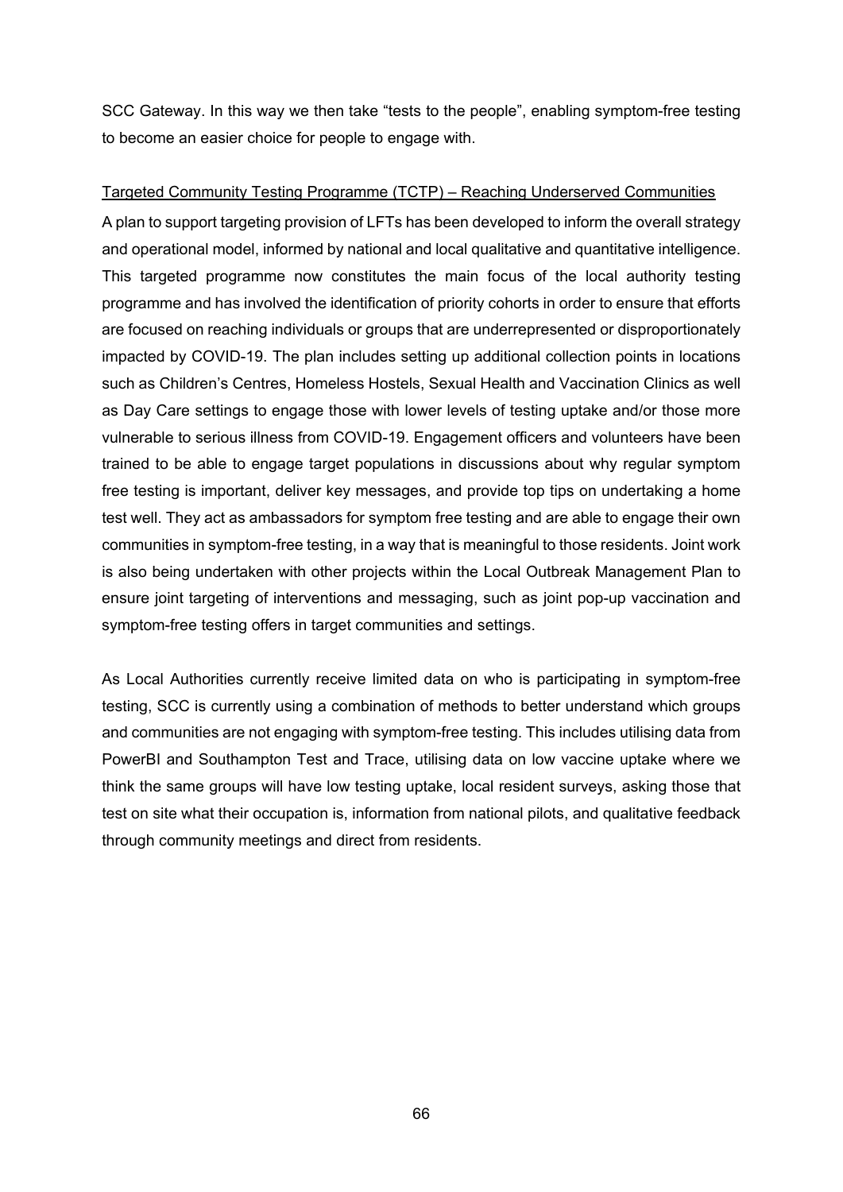SCC Gateway. In this way we then take "tests to the people", enabling symptom-free testing to become an easier choice for people to engage with.

<u>Targeted Community Testing Programme (TCTP) – Reaching Underserved Communities</u>

A plan to support targeting provision of LFTs has been developed to inform the overall strategy and operational model, informed by national and local qualitative and quantitative intelligence. This targeted programme now constitutes the main focus of the local authority testing programme and has involved the identification of priority cohorts in order to ensure that efforts are focused on reaching individuals or groups that are underrepresented or disproportionately impacted by COVID-19. The plan includes setting up additional collection points in locations such as Children's Centres, Homeless Hostels, Sexual Health and Vaccination Clinics as well as Day Care settings to engage those with lower levels of testing uptake and/or those more vulnerable to serious illness from COVID-19. Engagement officers and volunteers have been trained to be able to engage target populations in discussions about why regular symptom free testing is important, deliver key messages, and provide top tips on undertaking a home test well. They act as ambassadors for symptom free testing and are able to engage their own communities in symptom-free testing, in a way that is meaningful to those residents. Joint work is also being undertaken with other projects within the Local Outbreak Management Plan to ensure joint targeting of interventions and messaging, such as joint pop-up vaccination and symptom-free testing offers in target communities and settings.

As Local Authorities currently receive limited data on who is participating in symptom-free testing, SCC is currently using a combination of methods to better understand which groups and communities are not engaging with symptom-free testing. This includes utilising data from PowerBI and Southampton Test and Trace, utilising data on low vaccine uptake where we think the same groups will have low testing uptake, local resident surveys, asking those that test on site what their occupation is, information from national pilots, and qualitative feedback through community meetings and direct from residents.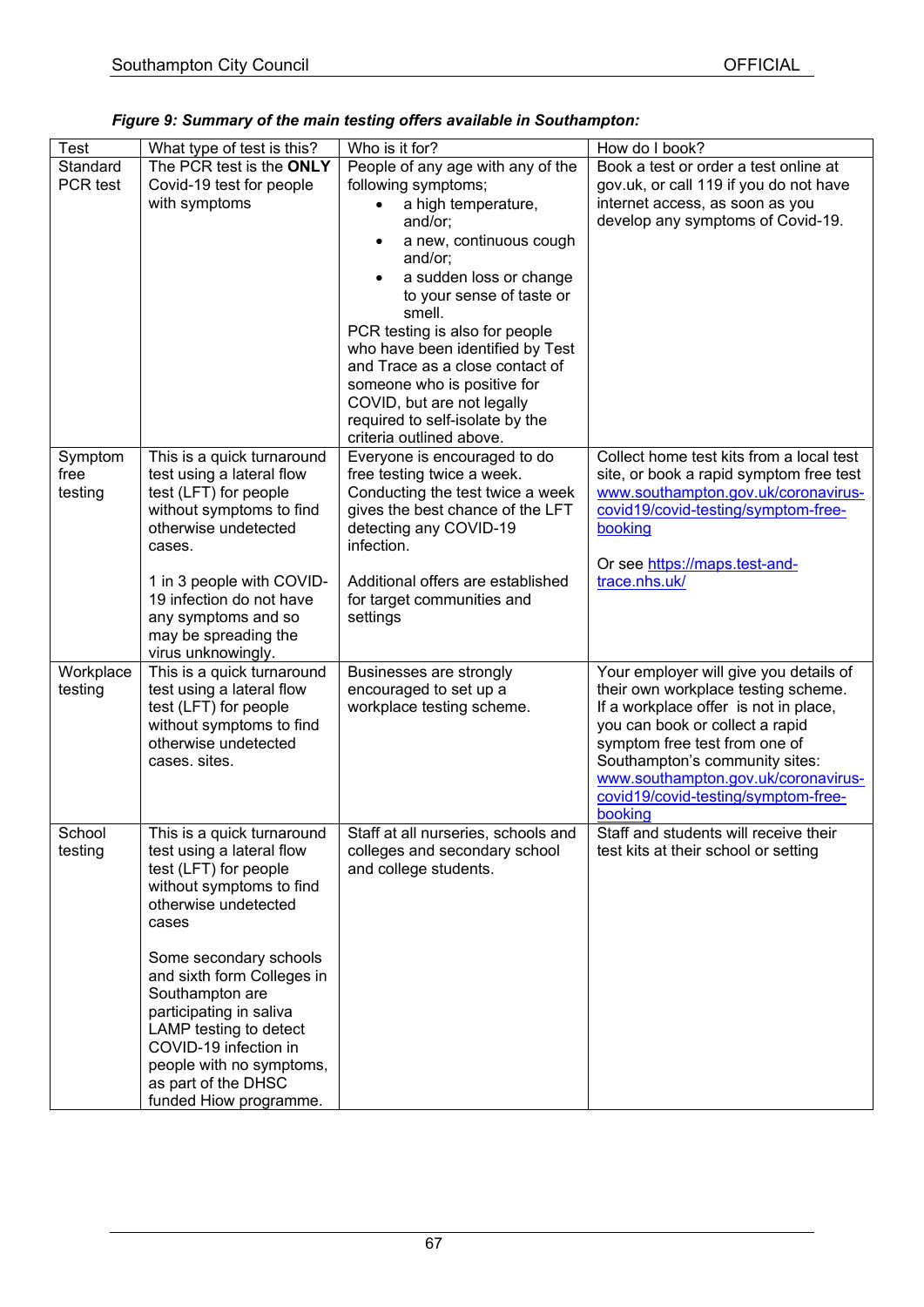***Figure 9: Summary of the main testing offers available in Southampton:***

| Test | What type of test is this? | Who is it for? | How do I book? |
| --- | --- | --- | --- |
| Standard PCR test | The PCR test is the **ONLY** Covid-19 test for people with symptoms | People of any age with any of the following symptoms;<br>• a high temperature, and/or;<br>• a new, continuous cough and/or;<br>• a sudden loss or change to your sense of taste or smell.<br>PCR testing is also for people who have been identified by Test and Trace as a close contact of someone who is positive for COVID, but are not legally required to self-isolate by the criteria outlined above. | Book a test or order a test online at gov.uk, or call 119 if you do not have internet access, as soon as you develop any symptoms of Covid-19. |
| Symptom free testing | This is a quick turnaround test using a lateral flow test (LFT) for people without symptoms to find otherwise undetected cases.<br><br>1 in 3 people with COVID-19 infection do not have any symptoms and so may be spreading the virus unknowingly. | Everyone is encouraged to do free testing twice a week. Conducting the test twice a week gives the best chance of the LFT detecting any COVID-19 infection.<br><br>Additional offers are established for target communities and settings | Collect home test kits from a local test site, or book a rapid symptom free test [www.southampton.gov.uk/coronavirus-covid19/covid-testing/symptom-free-booking](www.southampton.gov.uk/coronavirus-covid19/covid-testing/symptom-free-booking)<br><br>Or see [https://maps.test-and-trace.nhs.uk/](https://maps.test-and-trace.nhs.uk/) |
| Workplace testing | This is a quick turnaround test using a lateral flow test (LFT) for people without symptoms to find otherwise undetected cases. sites. | Businesses are strongly encouraged to set up a workplace testing scheme. | Your employer will give you details of their own workplace testing scheme. If a workplace offer is not in place, you can book or collect a rapid symptom free test from one of Southampton's community sites: [www.southampton.gov.uk/coronavirus-covid19/covid-testing/symptom-free-booking](www.southampton.gov.uk/coronavirus-covid19/covid-testing/symptom-free-booking) |
| School testing | This is a quick turnaround test using a lateral flow test (LFT) for people without symptoms to find otherwise undetected cases<br><br>Some secondary schools and sixth form Colleges in Southampton are participating in saliva LAMP testing to detect COVID-19 infection in people with no symptoms, as part of the DHSC funded Hiow programme. | Staff at all nurseries, schools and colleges and secondary school and college students. | Staff and students will receive their test kits at their school or setting |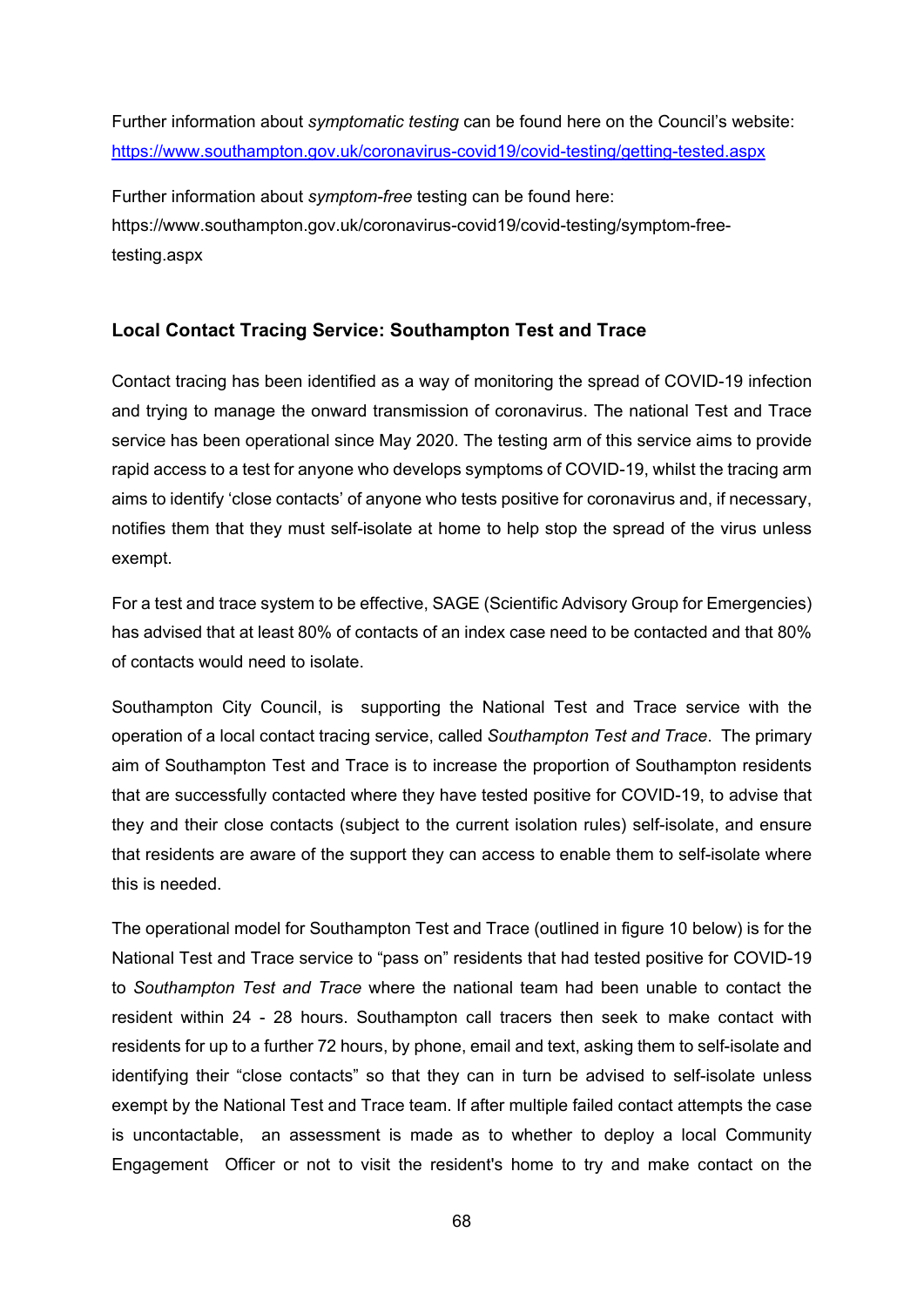Further information about *symptomatic testing* can be found here on the Council's website: https://www.southampton.gov.uk/coronavirus-covid19/covid-testing/getting-tested.aspx

Further information about *symptom-free* testing can be found here: https://www.southampton.gov.uk/coronavirus-covid19/covid-testing/symptom-free-testing.aspx

## Local Contact Tracing Service: Southampton Test and Trace

Contact tracing has been identified as a way of monitoring the spread of COVID-19 infection and trying to manage the onward transmission of coronavirus. The national Test and Trace service has been operational since May 2020. The testing arm of this service aims to provide rapid access to a test for anyone who develops symptoms of COVID-19, whilst the tracing arm aims to identify 'close contacts' of anyone who tests positive for coronavirus and, if necessary, notifies them that they must self-isolate at home to help stop the spread of the virus unless exempt.

For a test and trace system to be effective, SAGE (Scientific Advisory Group for Emergencies) has advised that at least 80% of contacts of an index case need to be contacted and that 80% of contacts would need to isolate.

Southampton City Council, is supporting the National Test and Trace service with the operation of a local contact tracing service, called *Southampton Test and Trace*. The primary aim of Southampton Test and Trace is to increase the proportion of Southampton residents that are successfully contacted where they have tested positive for COVID-19, to advise that they and their close contacts (subject to the current isolation rules) self-isolate, and ensure that residents are aware of the support they can access to enable them to self-isolate where this is needed.

The operational model for Southampton Test and Trace (outlined in figure 10 below) is for the National Test and Trace service to "pass on" residents that had tested positive for COVID-19 to *Southampton Test and Trace* where the national team had been unable to contact the resident within 24 - 28 hours. Southampton call tracers then seek to make contact with residents for up to a further 72 hours, by phone, email and text, asking them to self-isolate and identifying their "close contacts" so that they can in turn be advised to self-isolate unless exempt by the National Test and Trace team. If after multiple failed contact attempts the case is uncontactable, an assessment is made as to whether to deploy a local Community Engagement Officer or not to visit the resident's home to try and make contact on the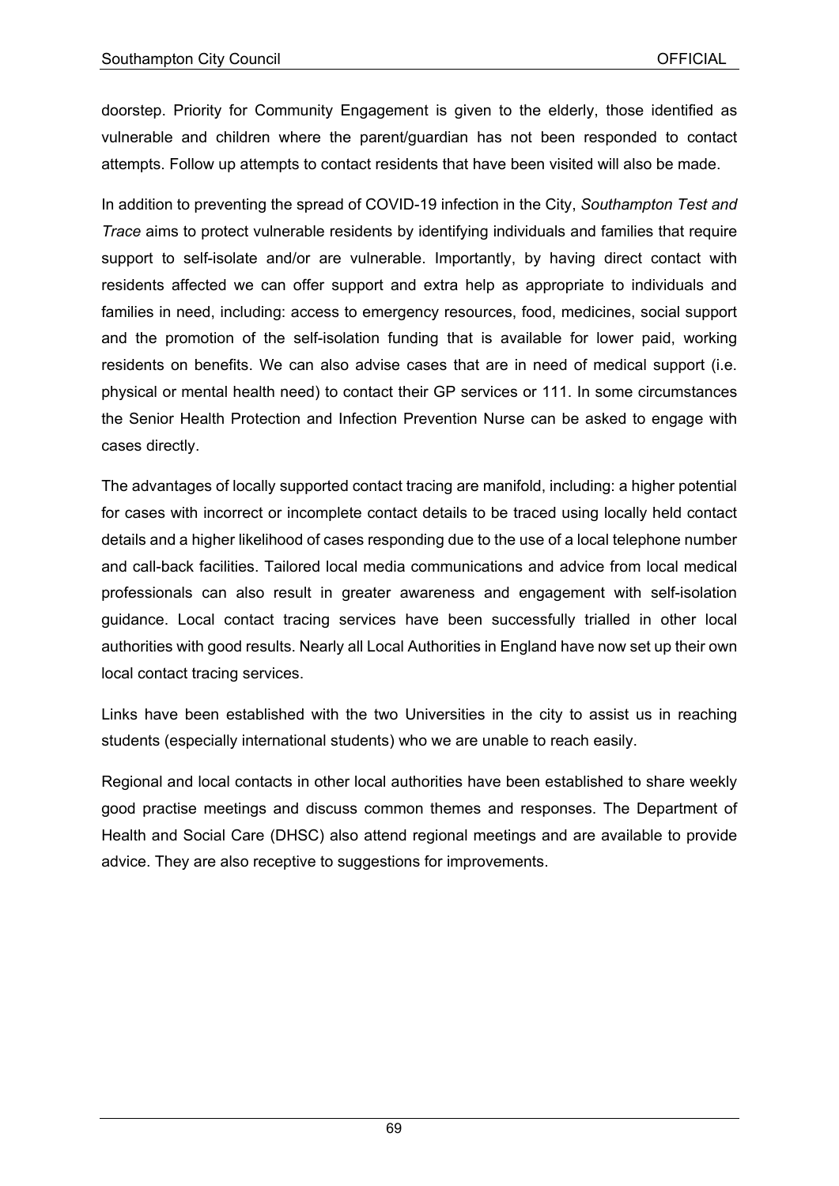doorstep. Priority for Community Engagement is given to the elderly, those identified as vulnerable and children where the parent/guardian has not been responded to contact attempts. Follow up attempts to contact residents that have been visited will also be made.

In addition to preventing the spread of COVID-19 infection in the City, *Southampton Test and Trace* aims to protect vulnerable residents by identifying individuals and families that require support to self-isolate and/or are vulnerable. Importantly, by having direct contact with residents affected we can offer support and extra help as appropriate to individuals and families in need, including: access to emergency resources, food, medicines, social support and the promotion of the self-isolation funding that is available for lower paid, working residents on benefits. We can also advise cases that are in need of medical support (i.e. physical or mental health need) to contact their GP services or 111. In some circumstances the Senior Health Protection and Infection Prevention Nurse can be asked to engage with cases directly.

The advantages of locally supported contact tracing are manifold, including: a higher potential for cases with incorrect or incomplete contact details to be traced using locally held contact details and a higher likelihood of cases responding due to the use of a local telephone number and call-back facilities. Tailored local media communications and advice from local medical professionals can also result in greater awareness and engagement with self-isolation guidance. Local contact tracing services have been successfully trialled in other local authorities with good results. Nearly all Local Authorities in England have now set up their own local contact tracing services.

Links have been established with the two Universities in the city to assist us in reaching students (especially international students) who we are unable to reach easily.

Regional and local contacts in other local authorities have been established to share weekly good practise meetings and discuss common themes and responses. The Department of Health and Social Care (DHSC) also attend regional meetings and are available to provide advice. They are also receptive to suggestions for improvements.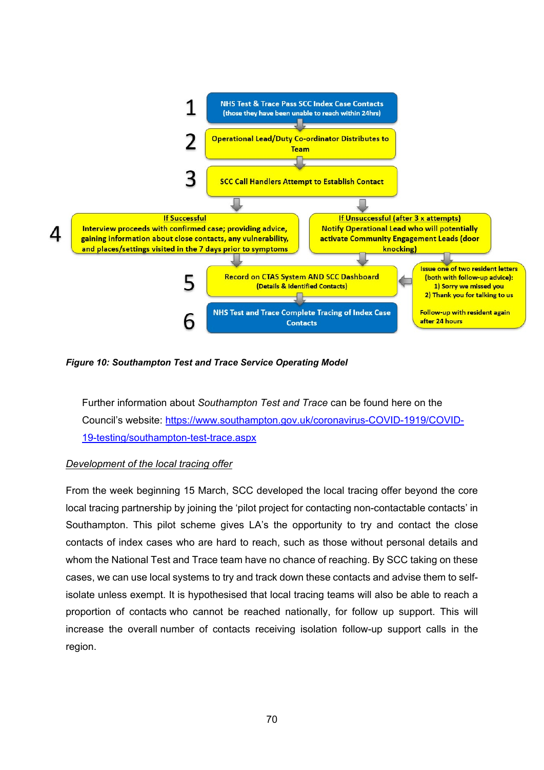1. **NHS Test & Trace Pass SCC Index Case Contacts** (those they have been unable to reach within 24hrs)
2. **Operational Lead/Duty Co-ordinator Distributes to Team**
3. **SCC Call Handlers Attempt to Establish Contact**
4. **If Successful** – Interview proceeds with confirmed case; providing advice, gaining information about close contacts, any vulnerability, and places/settings visited in the 7 days prior to symptoms
   **If Unsuccessful (after 3 x attempts)** – Notify Operational Lead who will potentially activate Community Engagement Leads (door knocking)
   - Issue one of two resident letters (both with follow-up advice): 1) Sorry we missed you 2) Thank you for talking to us
   - Follow-up with resident again after 24 hours
5. **Record on CTAS System AND SCC Dashboard** (Details & Identified Contacts)
6. **NHS Test and Trace Complete Tracing of Index Case Contacts**

***Figure 10: Southampton Test and Trace Service Operating Model***

Further information about *Southampton Test and Trace* can be found here on the Council's website: https://www.southampton.gov.uk/coronavirus-COVID-1919/COVID-19-testing/southampton-test-trace.aspx

*Development of the local tracing offer*

From the week beginning 15 March, SCC developed the local tracing offer beyond the core local tracing partnership by joining the 'pilot project for contacting non-contactable contacts' in Southampton. This pilot scheme gives LA's the opportunity to try and contact the close contacts of index cases who are hard to reach, such as those without personal details and whom the National Test and Trace team have no chance of reaching. By SCC taking on these cases, we can use local systems to try and track down these contacts and advise them to self-isolate unless exempt. It is hypothesised that local tracing teams will also be able to reach a proportion of contacts who cannot be reached nationally, for follow up support. This will increase the overall number of contacts receiving isolation follow-up support calls in the region.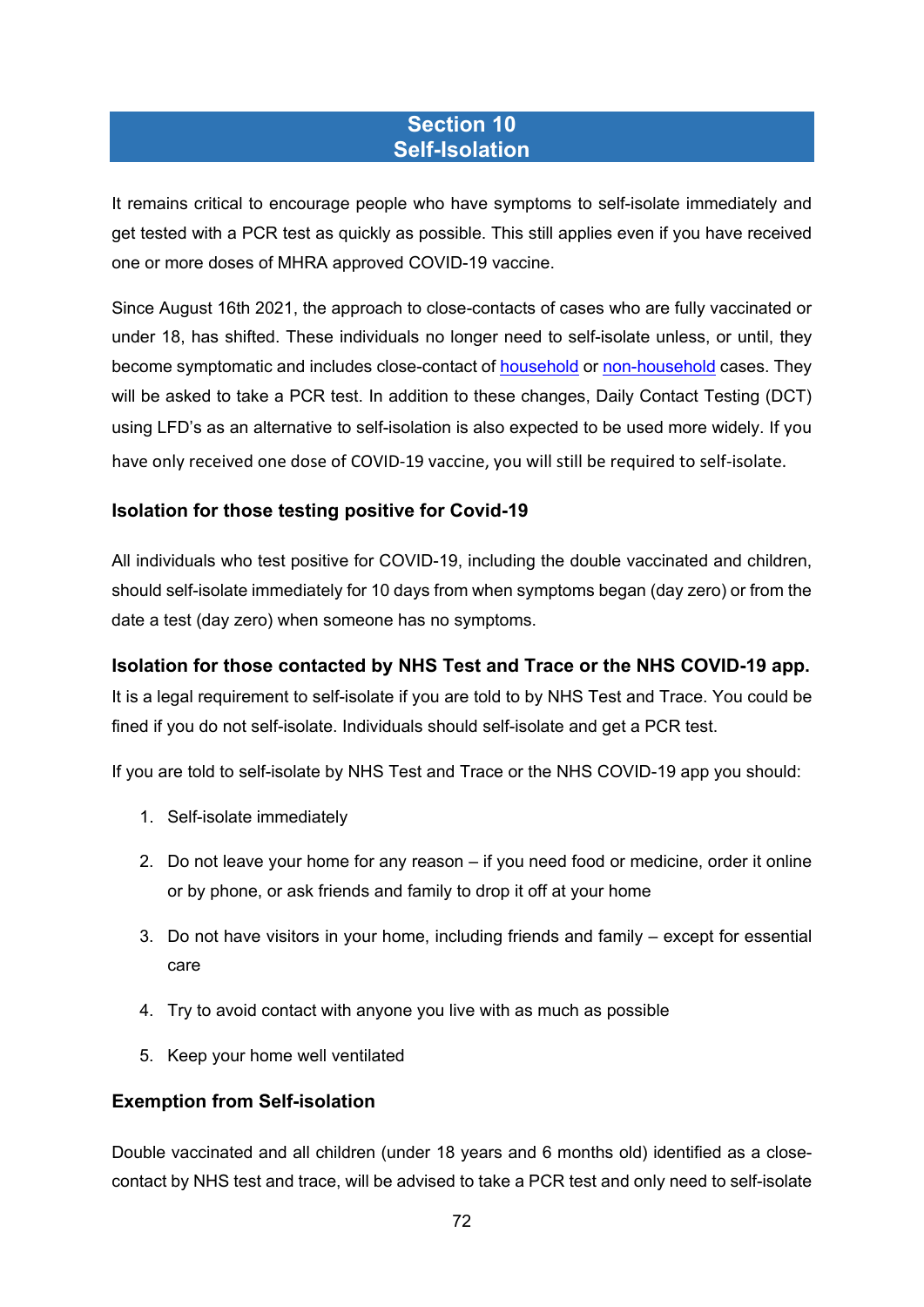# Section 10
# Self-Isolation

It remains critical to encourage people who have symptoms to self-isolate immediately and get tested with a PCR test as quickly as possible. This still applies even if you have received one or more doses of MHRA approved COVID-19 vaccine.

Since August 16th 2021, the approach to close-contacts of cases who are fully vaccinated or under 18, has shifted. These individuals no longer need to self-isolate unless, or until, they become symptomatic and includes close-contact of household or non-household cases. They will be asked to take a PCR test. In addition to these changes, Daily Contact Testing (DCT) using LFD's as an alternative to self-isolation is also expected to be used more widely. If you have only received one dose of COVID-19 vaccine, you will still be required to self-isolate.

### Isolation for those testing positive for Covid-19

All individuals who test positive for COVID-19, including the double vaccinated and children, should self-isolate immediately for 10 days from when symptoms began (day zero) or from the date a test (day zero) when someone has no symptoms.

### Isolation for those contacted by NHS Test and Trace or the NHS COVID-19 app.

It is a legal requirement to self-isolate if you are told to by NHS Test and Trace. You could be fined if you do not self-isolate. Individuals should self-isolate and get a PCR test.

If you are told to self-isolate by NHS Test and Trace or the NHS COVID-19 app you should:

1. Self-isolate immediately
2. Do not leave your home for any reason – if you need food or medicine, order it online or by phone, or ask friends and family to drop it off at your home
3. Do not have visitors in your home, including friends and family – except for essential care
4. Try to avoid contact with anyone you live with as much as possible
5. Keep your home well ventilated

### Exemption from Self-isolation

Double vaccinated and all children (under 18 years and 6 months old) identified as a close-contact by NHS test and trace, will be advised to take a PCR test and only need to self-isolate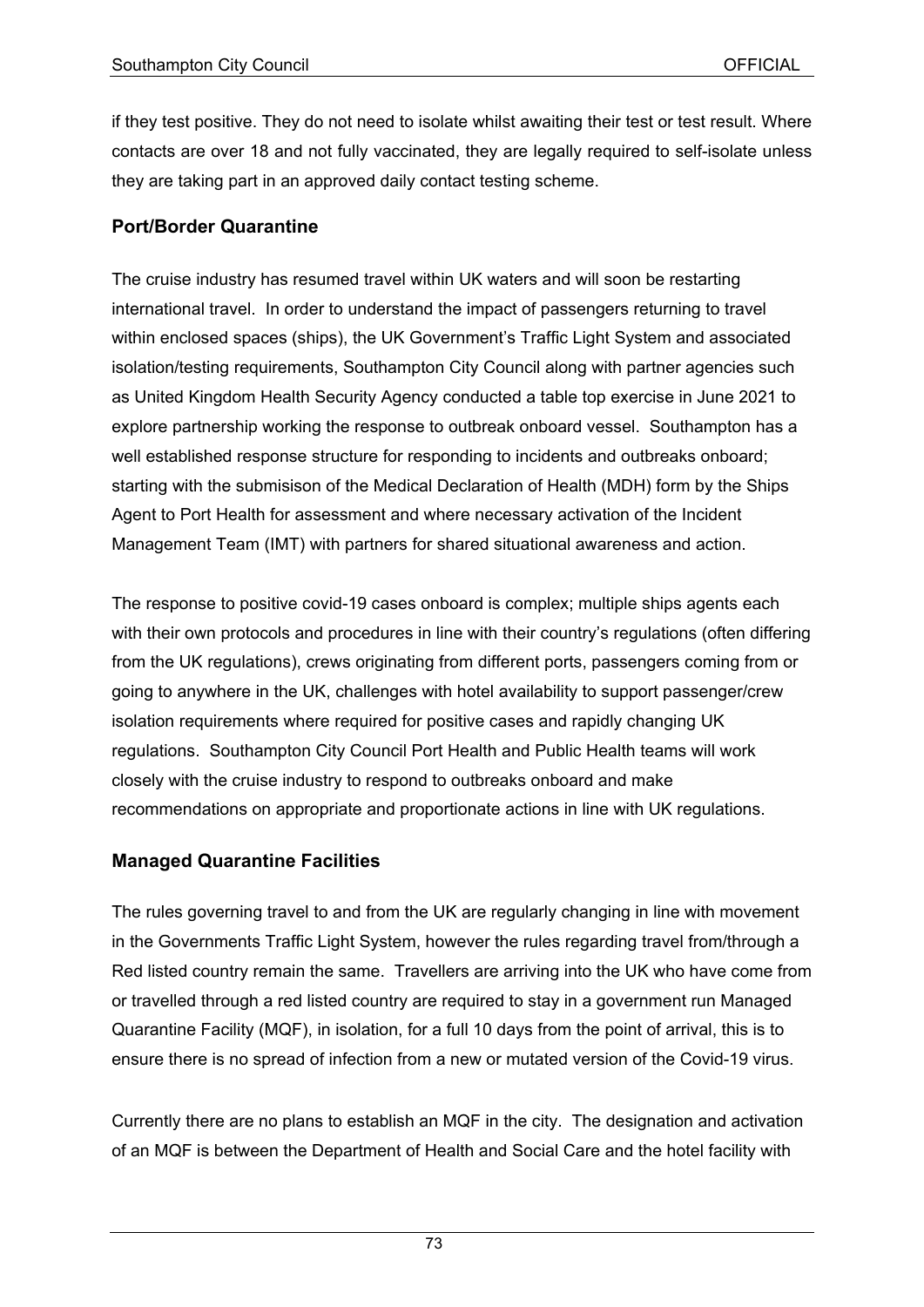if they test positive. They do not need to isolate whilst awaiting their test or test result. Where contacts are over 18 and not fully vaccinated, they are legally required to self-isolate unless they are taking part in an approved daily contact testing scheme.

### Port/Border Quarantine

The cruise industry has resumed travel within UK waters and will soon be restarting international travel. In order to understand the impact of passengers returning to travel within enclosed spaces (ships), the UK Government's Traffic Light System and associated isolation/testing requirements, Southampton City Council along with partner agencies such as United Kingdom Health Security Agency conducted a table top exercise in June 2021 to explore partnership working the response to outbreak onboard vessel. Southampton has a well established response structure for responding to incidents and outbreaks onboard; starting with the submisison of the Medical Declaration of Health (MDH) form by the Ships Agent to Port Health for assessment and where necessary activation of the Incident Management Team (IMT) with partners for shared situational awareness and action.

The response to positive covid-19 cases onboard is complex; multiple ships agents each with their own protocols and procedures in line with their country's regulations (often differing from the UK regulations), crews originating from different ports, passengers coming from or going to anywhere in the UK, challenges with hotel availability to support passenger/crew isolation requirements where required for positive cases and rapidly changing UK regulations. Southampton City Council Port Health and Public Health teams will work closely with the cruise industry to respond to outbreaks onboard and make recommendations on appropriate and proportionate actions in line with UK regulations.

### Managed Quarantine Facilities

The rules governing travel to and from the UK are regularly changing in line with movement in the Governments Traffic Light System, however the rules regarding travel from/through a Red listed country remain the same. Travellers are arriving into the UK who have come from or travelled through a red listed country are required to stay in a government run Managed Quarantine Facility (MQF), in isolation, for a full 10 days from the point of arrival, this is to ensure there is no spread of infection from a new or mutated version of the Covid-19 virus.

Currently there are no plans to establish an MQF in the city. The designation and activation of an MQF is between the Department of Health and Social Care and the hotel facility with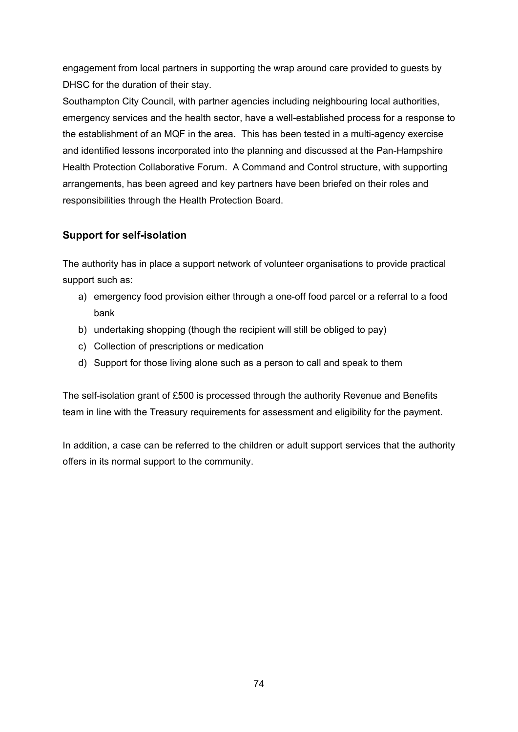engagement from local partners in supporting the wrap around care provided to guests by DHSC for the duration of their stay.

Southampton City Council, with partner agencies including neighbouring local authorities, emergency services and the health sector, have a well-established process for a response to the establishment of an MQF in the area. This has been tested in a multi-agency exercise and identified lessons incorporated into the planning and discussed at the Pan-Hampshire Health Protection Collaborative Forum. A Command and Control structure, with supporting arrangements, has been agreed and key partners have been briefed on their roles and responsibilities through the Health Protection Board.

### Support for self-isolation

The authority has in place a support network of volunteer organisations to provide practical support such as:

a) emergency food provision either through a one-off food parcel or a referral to a food bank
b) undertaking shopping (though the recipient will still be obliged to pay)
c) Collection of prescriptions or medication
d) Support for those living alone such as a person to call and speak to them

The self-isolation grant of £500 is processed through the authority Revenue and Benefits team in line with the Treasury requirements for assessment and eligibility for the payment.

In addition, a case can be referred to the children or adult support services that the authority offers in its normal support to the community.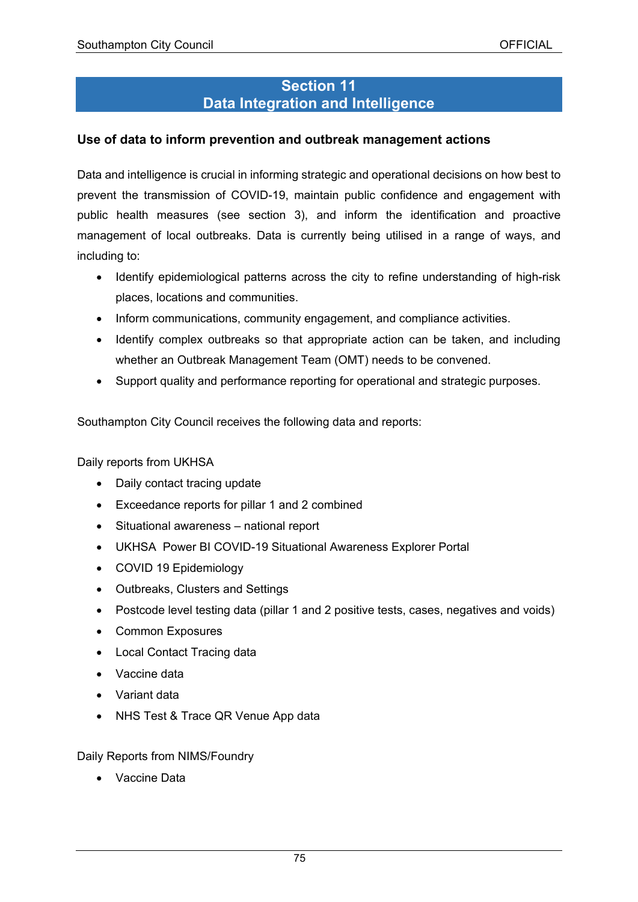# Section 11
# Data Integration and Intelligence

### Use of data to inform prevention and outbreak management actions

Data and intelligence is crucial in informing strategic and operational decisions on how best to prevent the transmission of COVID-19, maintain public confidence and engagement with public health measures (see section 3), and inform the identification and proactive management of local outbreaks. Data is currently being utilised in a range of ways, and including to:

- Identify epidemiological patterns across the city to refine understanding of high-risk places, locations and communities.
- Inform communications, community engagement, and compliance activities.
- Identify complex outbreaks so that appropriate action can be taken, and including whether an Outbreak Management Team (OMT) needs to be convened.
- Support quality and performance reporting for operational and strategic purposes.

Southampton City Council receives the following data and reports:

Daily reports from UKHSA

- Daily contact tracing update
- Exceedance reports for pillar 1 and 2 combined
- Situational awareness – national report
- UKHSA Power BI COVID-19 Situational Awareness Explorer Portal
- COVID 19 Epidemiology
- Outbreaks, Clusters and Settings
- Postcode level testing data (pillar 1 and 2 positive tests, cases, negatives and voids)
- Common Exposures
- Local Contact Tracing data
- Vaccine data
- Variant data
- NHS Test & Trace QR Venue App data

Daily Reports from NIMS/Foundry

- Vaccine Data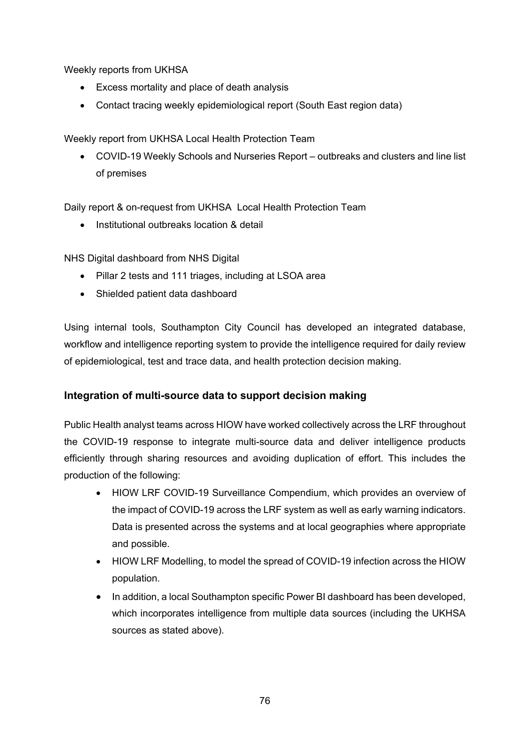Weekly reports from UKHSA

- Excess mortality and place of death analysis
- Contact tracing weekly epidemiological report (South East region data)

Weekly report from UKHSA Local Health Protection Team

- COVID-19 Weekly Schools and Nurseries Report – outbreaks and clusters and line list of premises

Daily report & on-request from UKHSA Local Health Protection Team

- Institutional outbreaks location & detail

NHS Digital dashboard from NHS Digital

- Pillar 2 tests and 111 triages, including at LSOA area
- Shielded patient data dashboard

Using internal tools, Southampton City Council has developed an integrated database, workflow and intelligence reporting system to provide the intelligence required for daily review of epidemiological, test and trace data, and health protection decision making.

### Integration of multi-source data to support decision making

Public Health analyst teams across HIOW have worked collectively across the LRF throughout the COVID-19 response to integrate multi-source data and deliver intelligence products efficiently through sharing resources and avoiding duplication of effort. This includes the production of the following:

- HIOW LRF COVID-19 Surveillance Compendium, which provides an overview of the impact of COVID-19 across the LRF system as well as early warning indicators. Data is presented across the systems and at local geographies where appropriate and possible.
- HIOW LRF Modelling, to model the spread of COVID-19 infection across the HIOW population.
- In addition, a local Southampton specific Power BI dashboard has been developed, which incorporates intelligence from multiple data sources (including the UKHSA sources as stated above).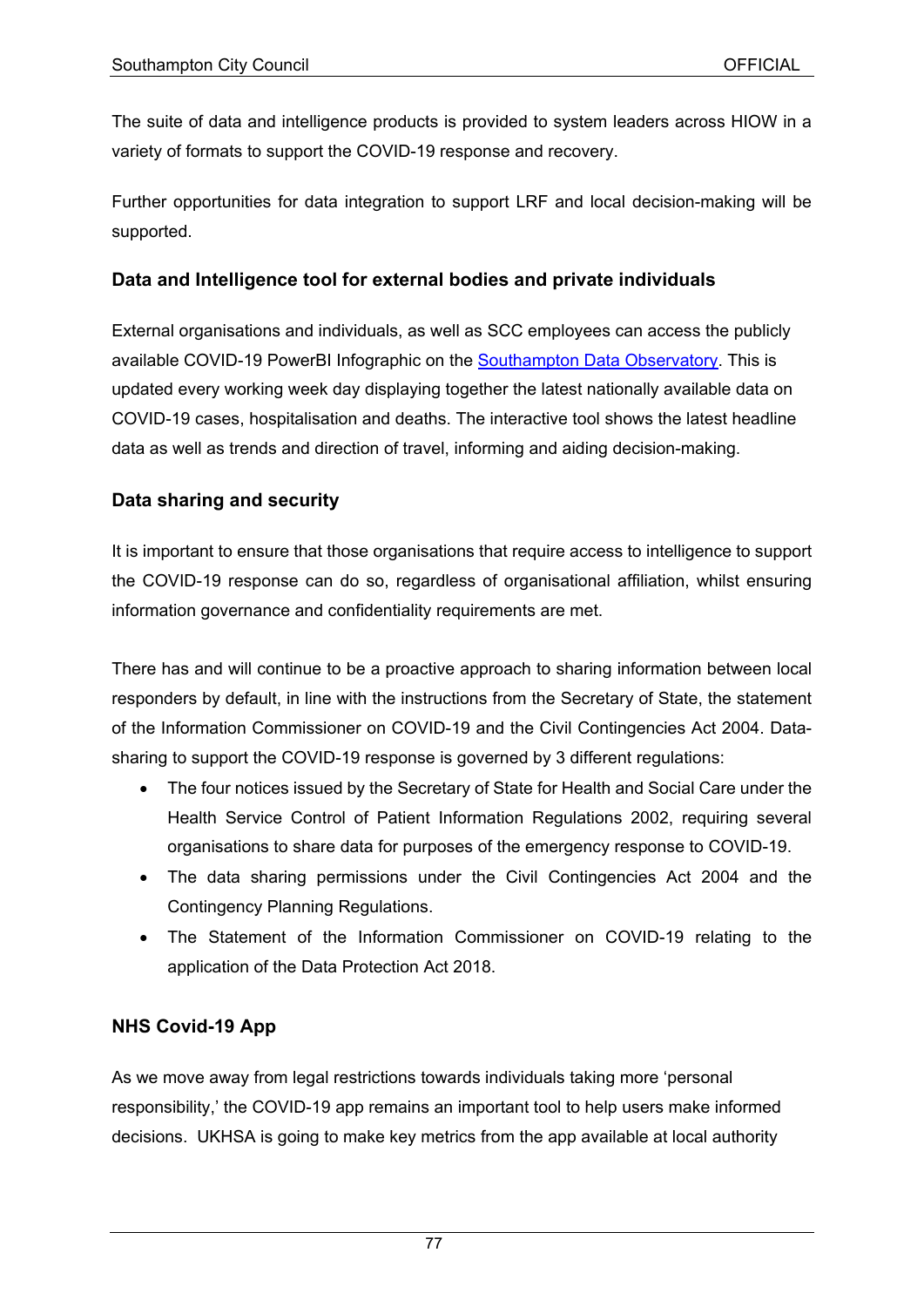The suite of data and intelligence products is provided to system leaders across HIOW in a variety of formats to support the COVID-19 response and recovery.

Further opportunities for data integration to support LRF and local decision-making will be supported.

### Data and Intelligence tool for external bodies and private individuals

External organisations and individuals, as well as SCC employees can access the publicly available COVID-19 PowerBI Infographic on the Southampton Data Observatory. This is updated every working week day displaying together the latest nationally available data on COVID-19 cases, hospitalisation and deaths. The interactive tool shows the latest headline data as well as trends and direction of travel, informing and aiding decision-making.

### Data sharing and security

It is important to ensure that those organisations that require access to intelligence to support the COVID-19 response can do so, regardless of organisational affiliation, whilst ensuring information governance and confidentiality requirements are met.

There has and will continue to be a proactive approach to sharing information between local responders by default, in line with the instructions from the Secretary of State, the statement of the Information Commissioner on COVID-19 and the Civil Contingencies Act 2004. Data-sharing to support the COVID-19 response is governed by 3 different regulations:

- The four notices issued by the Secretary of State for Health and Social Care under the Health Service Control of Patient Information Regulations 2002, requiring several organisations to share data for purposes of the emergency response to COVID-19.
- The data sharing permissions under the Civil Contingencies Act 2004 and the Contingency Planning Regulations.
- The Statement of the Information Commissioner on COVID-19 relating to the application of the Data Protection Act 2018.

### NHS Covid-19 App

As we move away from legal restrictions towards individuals taking more 'personal responsibility,' the COVID-19 app remains an important tool to help users make informed decisions. UKHSA is going to make key metrics from the app available at local authority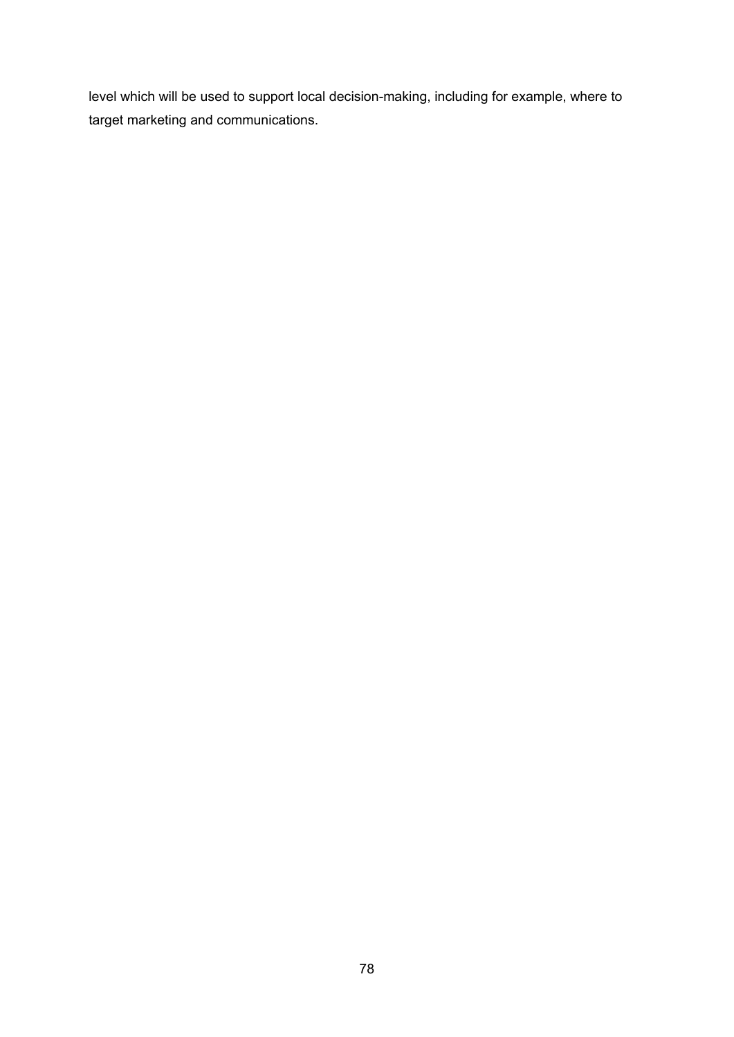level which will be used to support local decision-making, including for example, where to target marketing and communications.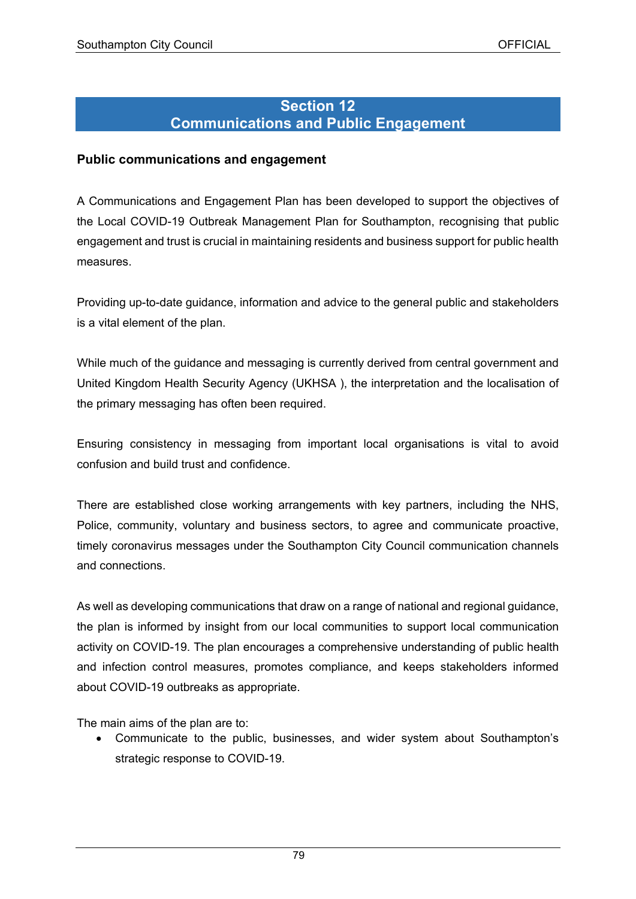## Section 12
## Communications and Public Engagement

**Public communications and engagement**

A Communications and Engagement Plan has been developed to support the objectives of the Local COVID-19 Outbreak Management Plan for Southampton, recognising that public engagement and trust is crucial in maintaining residents and business support for public health measures.

Providing up-to-date guidance, information and advice to the general public and stakeholders is a vital element of the plan.

While much of the guidance and messaging is currently derived from central government and United Kingdom Health Security Agency (UKHSA ), the interpretation and the localisation of the primary messaging has often been required.

Ensuring consistency in messaging from important local organisations is vital to avoid confusion and build trust and confidence.

There are established close working arrangements with key partners, including the NHS, Police, community, voluntary and business sectors, to agree and communicate proactive, timely coronavirus messages under the Southampton City Council communication channels and connections.

As well as developing communications that draw on a range of national and regional guidance, the plan is informed by insight from our local communities to support local communication activity on COVID-19. The plan encourages a comprehensive understanding of public health and infection control measures, promotes compliance, and keeps stakeholders informed about COVID-19 outbreaks as appropriate.

The main aims of the plan are to:

- Communicate to the public, businesses, and wider system about Southampton's strategic response to COVID-19.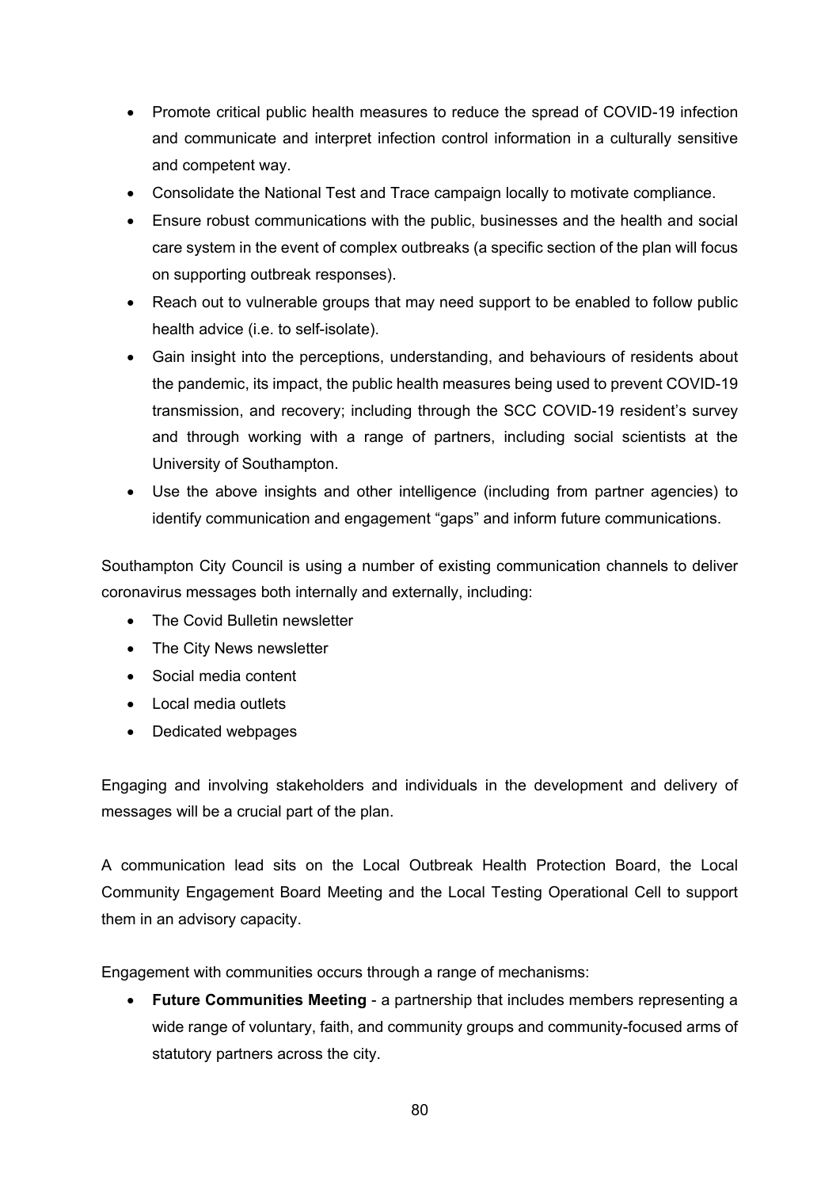- Promote critical public health measures to reduce the spread of COVID-19 infection and communicate and interpret infection control information in a culturally sensitive and competent way.
- Consolidate the National Test and Trace campaign locally to motivate compliance.
- Ensure robust communications with the public, businesses and the health and social care system in the event of complex outbreaks (a specific section of the plan will focus on supporting outbreak responses).
- Reach out to vulnerable groups that may need support to be enabled to follow public health advice (i.e. to self-isolate).
- Gain insight into the perceptions, understanding, and behaviours of residents about the pandemic, its impact, the public health measures being used to prevent COVID-19 transmission, and recovery; including through the SCC COVID-19 resident's survey and through working with a range of partners, including social scientists at the University of Southampton.
- Use the above insights and other intelligence (including from partner agencies) to identify communication and engagement "gaps" and inform future communications.

Southampton City Council is using a number of existing communication channels to deliver coronavirus messages both internally and externally, including:

- The Covid Bulletin newsletter
- The City News newsletter
- Social media content
- Local media outlets
- Dedicated webpages

Engaging and involving stakeholders and individuals in the development and delivery of messages will be a crucial part of the plan.

A communication lead sits on the Local Outbreak Health Protection Board, the Local Community Engagement Board Meeting and the Local Testing Operational Cell to support them in an advisory capacity.

Engagement with communities occurs through a range of mechanisms:

- **Future Communities Meeting** - a partnership that includes members representing a wide range of voluntary, faith, and community groups and community-focused arms of statutory partners across the city.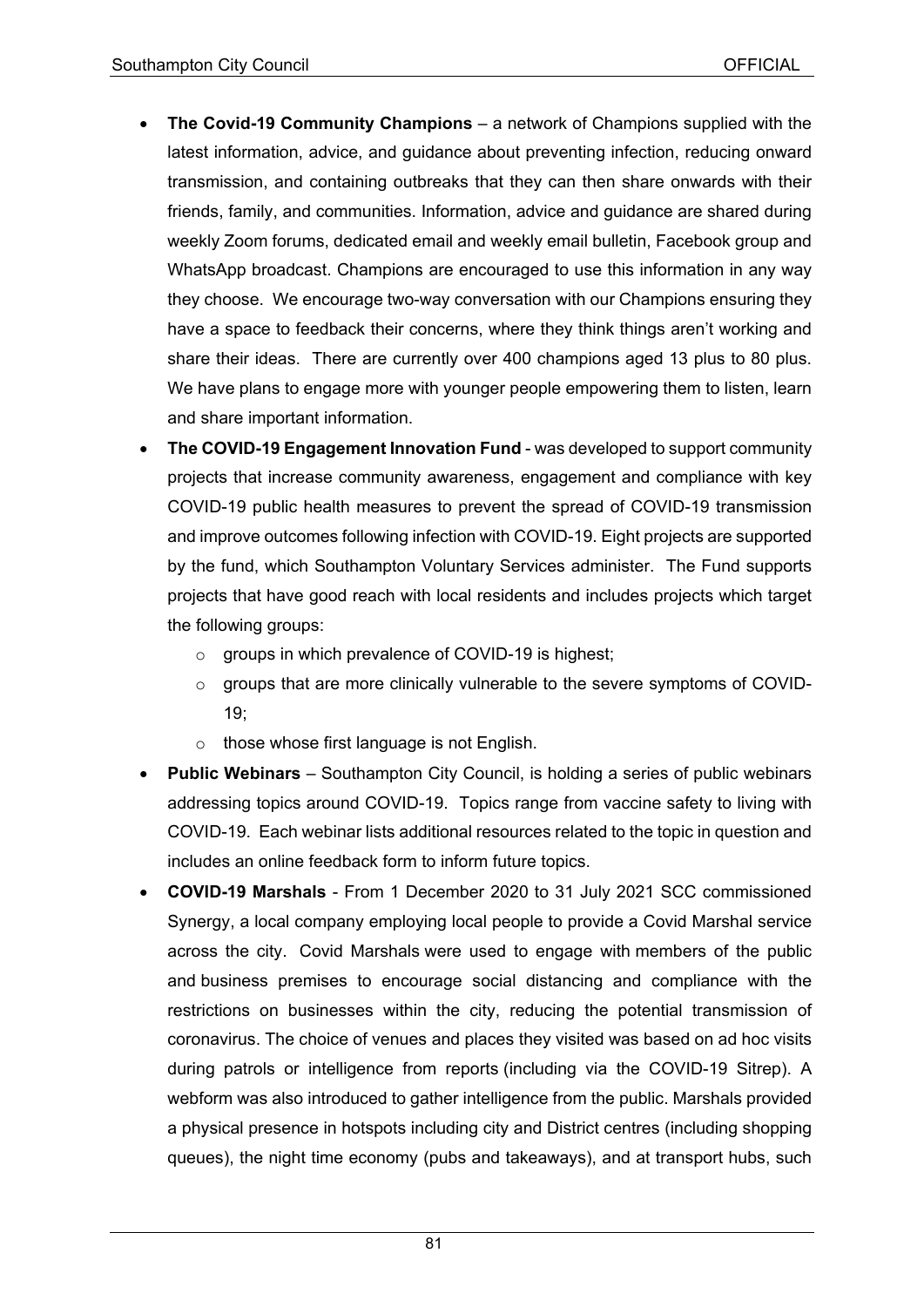- **The Covid-19 Community Champions** – a network of Champions supplied with the latest information, advice, and guidance about preventing infection, reducing onward transmission, and containing outbreaks that they can then share onwards with their friends, family, and communities. Information, advice and guidance are shared during weekly Zoom forums, dedicated email and weekly email bulletin, Facebook group and WhatsApp broadcast. Champions are encouraged to use this information in any way they choose. We encourage two-way conversation with our Champions ensuring they have a space to feedback their concerns, where they think things aren't working and share their ideas. There are currently over 400 champions aged 13 plus to 80 plus. We have plans to engage more with younger people empowering them to listen, learn and share important information.
- **The COVID-19 Engagement Innovation Fund** - was developed to support community projects that increase community awareness, engagement and compliance with key COVID-19 public health measures to prevent the spread of COVID-19 transmission and improve outcomes following infection with COVID-19. Eight projects are supported by the fund, which Southampton Voluntary Services administer. The Fund supports projects that have good reach with local residents and includes projects which target the following groups:
    - groups in which prevalence of COVID-19 is highest;
    - groups that are more clinically vulnerable to the severe symptoms of COVID-19;
    - those whose first language is not English.
- **Public Webinars** – Southampton City Council, is holding a series of public webinars addressing topics around COVID-19. Topics range from vaccine safety to living with COVID-19. Each webinar lists additional resources related to the topic in question and includes an online feedback form to inform future topics.
- **COVID-19 Marshals** - From 1 December 2020 to 31 July 2021 SCC commissioned Synergy, a local company employing local people to provide a Covid Marshal service across the city. Covid Marshals were used to engage with members of the public and business premises to encourage social distancing and compliance with the restrictions on businesses within the city, reducing the potential transmission of coronavirus. The choice of venues and places they visited was based on ad hoc visits during patrols or intelligence from reports (including via the COVID-19 Sitrep). A webform was also introduced to gather intelligence from the public. Marshals provided a physical presence in hotspots including city and District centres (including shopping queues), the night time economy (pubs and takeaways), and at transport hubs, such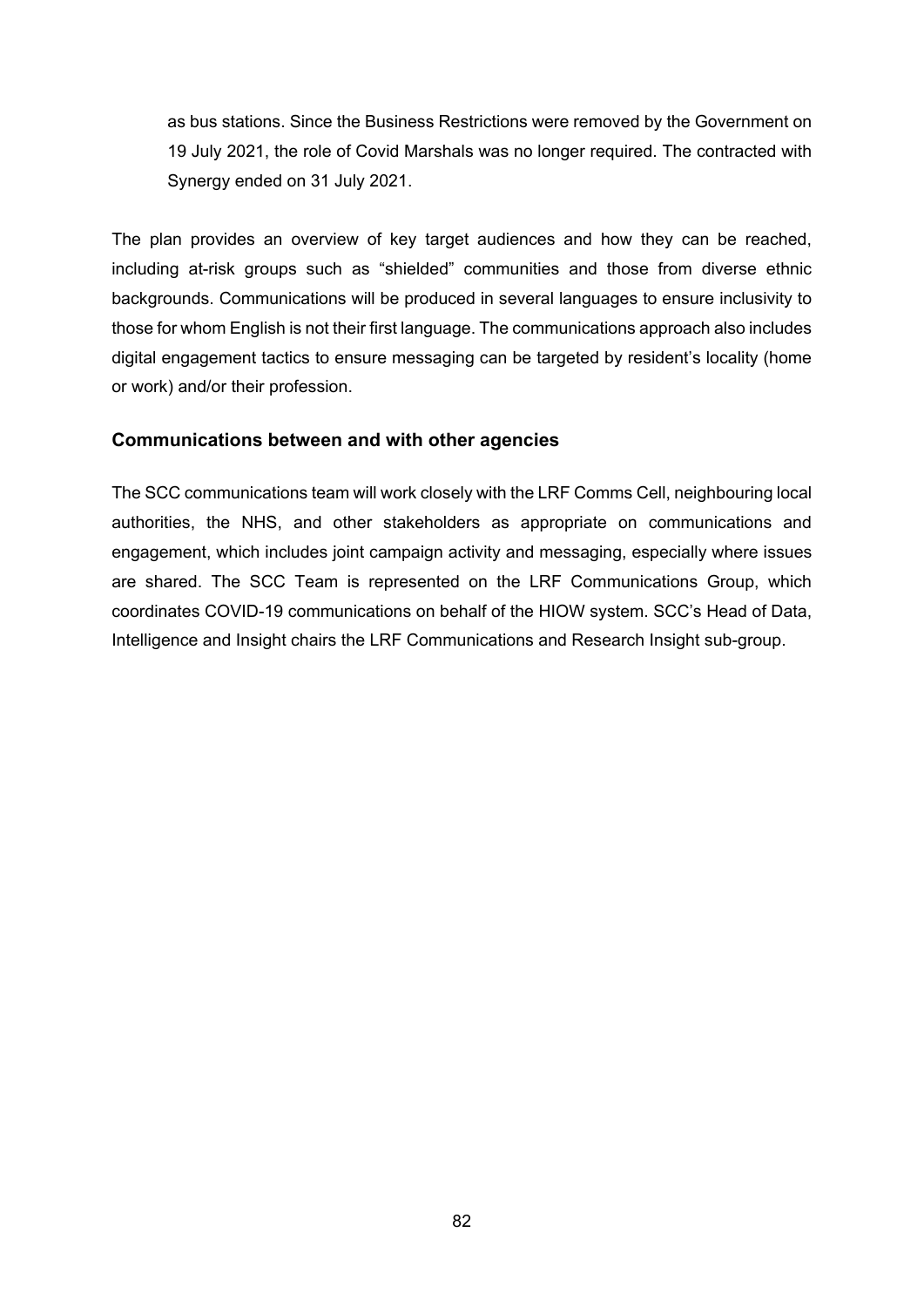as bus stations. Since the Business Restrictions were removed by the Government on 19 July 2021, the role of Covid Marshals was no longer required. The contracted with Synergy ended on 31 July 2021.

The plan provides an overview of key target audiences and how they can be reached, including at-risk groups such as “shielded” communities and those from diverse ethnic backgrounds. Communications will be produced in several languages to ensure inclusivity to those for whom English is not their first language. The communications approach also includes digital engagement tactics to ensure messaging can be targeted by resident’s locality (home or work) and/or their profession.

### Communications between and with other agencies

The SCC communications team will work closely with the LRF Comms Cell, neighbouring local authorities, the NHS, and other stakeholders as appropriate on communications and engagement, which includes joint campaign activity and messaging, especially where issues are shared. The SCC Team is represented on the LRF Communications Group, which coordinates COVID-19 communications on behalf of the HIOW system. SCC’s Head of Data, Intelligence and Insight chairs the LRF Communications and Research Insight sub-group.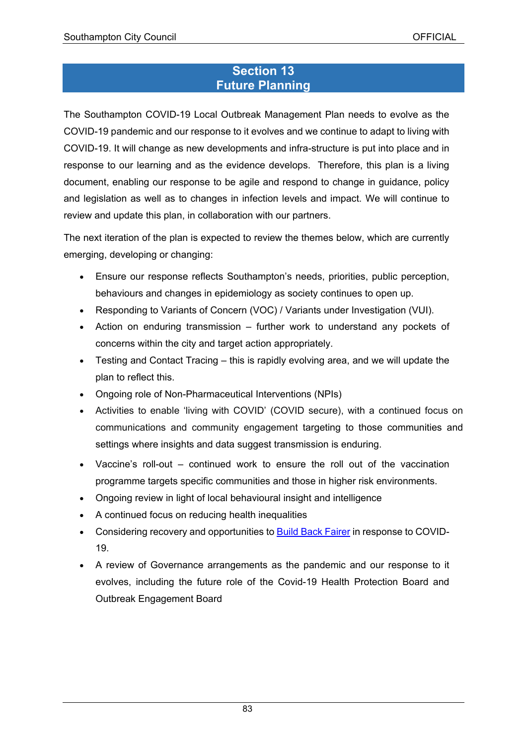# Section 13
# Future Planning

The Southampton COVID-19 Local Outbreak Management Plan needs to evolve as the COVID-19 pandemic and our response to it evolves and we continue to adapt to living with COVID-19. It will change as new developments and infra-structure is put into place and in response to our learning and as the evidence develops. Therefore, this plan is a living document, enabling our response to be agile and respond to change in guidance, policy and legislation as well as to changes in infection levels and impact. We will continue to review and update this plan, in collaboration with our partners.

The next iteration of the plan is expected to review the themes below, which are currently emerging, developing or changing:

- Ensure our response reflects Southampton's needs, priorities, public perception, behaviours and changes in epidemiology as society continues to open up.
- Responding to Variants of Concern (VOC) / Variants under Investigation (VUI).
- Action on enduring transmission – further work to understand any pockets of concerns within the city and target action appropriately.
- Testing and Contact Tracing – this is rapidly evolving area, and we will update the plan to reflect this.
- Ongoing role of Non-Pharmaceutical Interventions (NPIs)
- Activities to enable 'living with COVID' (COVID secure), with a continued focus on communications and community engagement targeting to those communities and settings where insights and data suggest transmission is enduring.
- Vaccine's roll-out – continued work to ensure the roll out of the vaccination programme targets specific communities and those in higher risk environments.
- Ongoing review in light of local behavioural insight and intelligence
- A continued focus on reducing health inequalities
- Considering recovery and opportunities to Build Back Fairer in response to COVID-19.
- A review of Governance arrangements as the pandemic and our response to it evolves, including the future role of the Covid-19 Health Protection Board and Outbreak Engagement Board